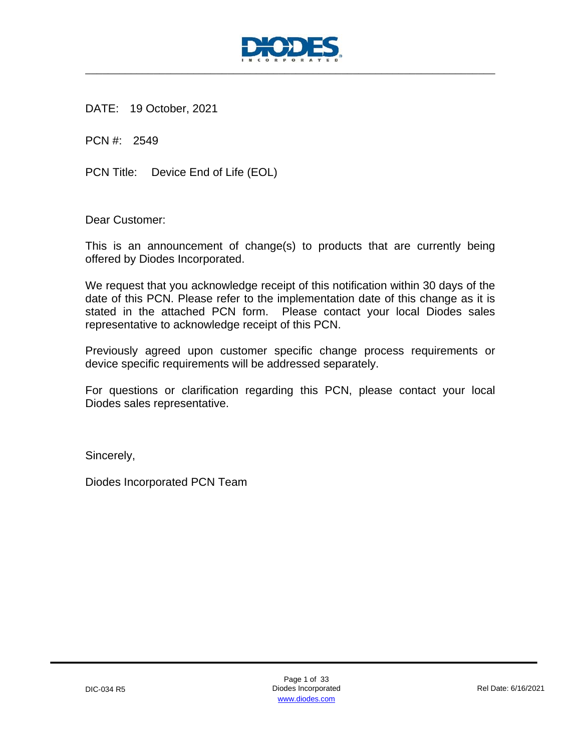DATE: 19 October, 2021

PCN #: 2549

PCN Title: Device End of Life (EOL)

Dear Customer:

This is an announcement of change(s) to products that are currently being offered by Diodes Incorporated.

We request that you acknowledge receipt of this notification within 30 days of the date of this PCN. Please refer to the implementation date of this change as it is stated in the attached PCN form. Please contact your local Diodes sales representative to acknowledge receipt of this PCN.

Previously agreed upon customer specific change process requirements or device specific requirements will be addressed separately.

For questions or clarification regarding this PCN, please contact your local Diodes sales representative.

Sincerely,

Diodes Incorporated PCN Team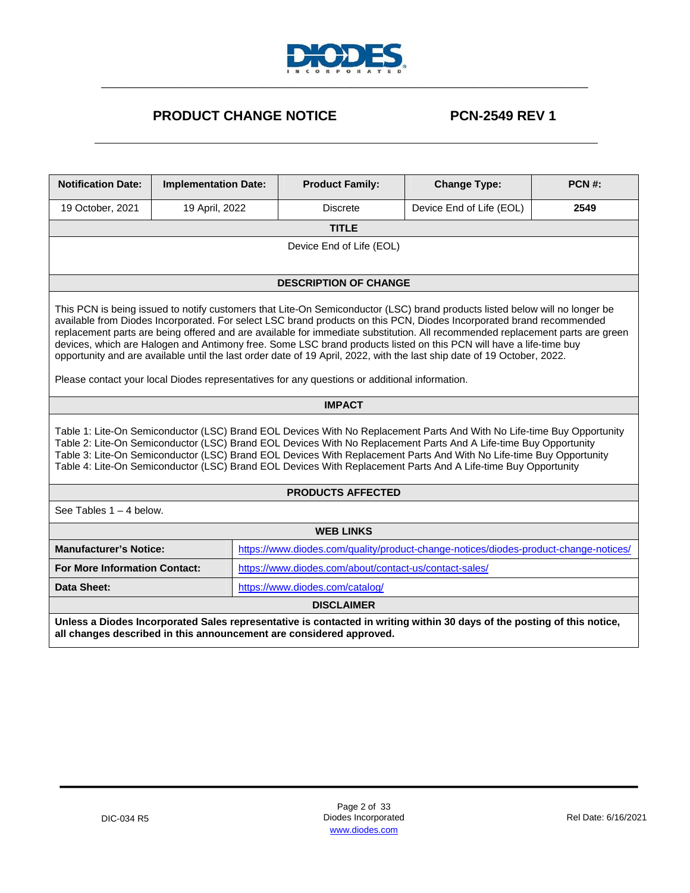DIODES INCORPORATED

# PRODUCT CHANGE NOTICE

# PCN-2549 REV 1

| Notification Date: | Implementation Date: | Product Family: | Change Type: | PCN #: |
|---|---|---|---|---|
| 19 October, 2021 | 19 April, 2022 | Discrete | Device End of Life (EOL) | **2549** |

**TITLE**

Device End of Life (EOL)

**DESCRIPTION OF CHANGE**

This PCN is being issued to notify customers that Lite-On Semiconductor (LSC) brand products listed below will no longer be available from Diodes Incorporated. For select LSC brand products on this PCN, Diodes Incorporated brand recommended replacement parts are being offered and are available for immediate substitution. All recommended replacement parts are green devices, which are Halogen and Antimony free. Some LSC brand products listed on this PCN will have a life-time buy opportunity and are available until the last order date of 19 April, 2022, with the last ship date of 19 October, 2022.

Please contact your local Diodes representatives for any questions or additional information.

**IMPACT**

Table 1: Lite-On Semiconductor (LSC) Brand EOL Devices With No Replacement Parts And With No Life-time Buy Opportunity
Table 2: Lite-On Semiconductor (LSC) Brand EOL Devices With No Replacement Parts And A Life-time Buy Opportunity
Table 3: Lite-On Semiconductor (LSC) Brand EOL Devices With Replacement Parts And With No Life-time Buy Opportunity
Table 4: Lite-On Semiconductor (LSC) Brand EOL Devices With Replacement Parts And A Life-time Buy Opportunity

**PRODUCTS AFFECTED**

See Tables 1 – 4 below.

**WEB LINKS**

| | |
|---|---|
| **Manufacturer's Notice:** | https://www.diodes.com/quality/product-change-notices/diodes-product-change-notices/ |
| **For More Information Contact:** | https://www.diodes.com/about/contact-us/contact-sales/ |
| **Data Sheet:** | https://www.diodes.com/catalog/ |

**DISCLAIMER**

**Unless a Diodes Incorporated Sales representative is contacted in writing within 30 days of the posting of this notice, all changes described in this announcement are considered approved.**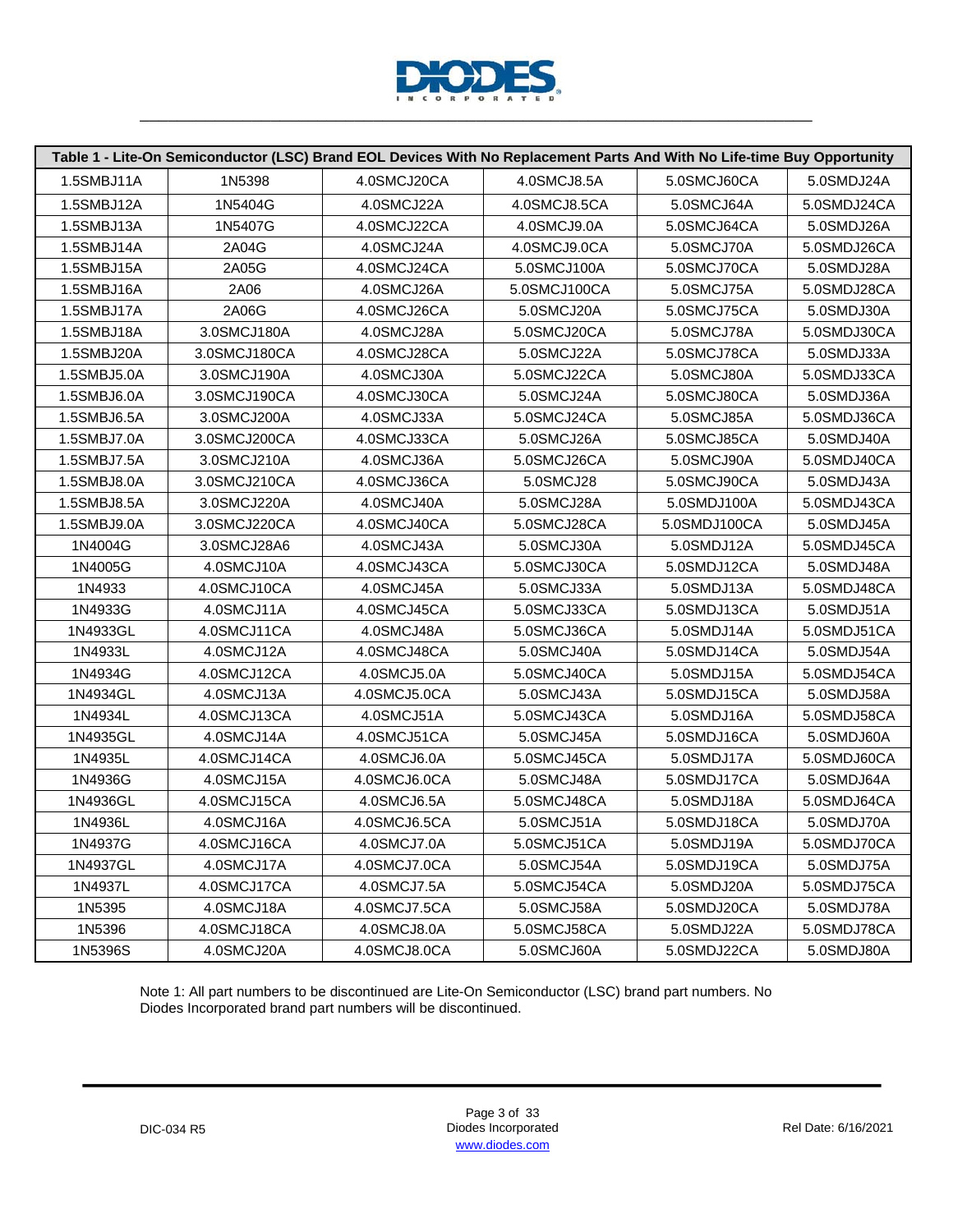| Table 1 - Lite-On Semiconductor (LSC) Brand EOL Devices With No Replacement Parts And With No Life-time Buy Opportunity | | | | | |
|---|---|---|---|---|---|
| 1.5SMBJ11A | 1N5398 | 4.0SMCJ20CA | 4.0SMCJ8.5A | 5.0SMCJ60CA | 5.0SMDJ24A |
| 1.5SMBJ12A | 1N5404G | 4.0SMCJ22A | 4.0SMCJ8.5CA | 5.0SMCJ64A | 5.0SMDJ24CA |
| 1.5SMBJ13A | 1N5407G | 4.0SMCJ22CA | 4.0SMCJ9.0A | 5.0SMCJ64CA | 5.0SMDJ26A |
| 1.5SMBJ14A | 2A04G | 4.0SMCJ24A | 4.0SMCJ9.0CA | 5.0SMCJ70A | 5.0SMDJ26CA |
| 1.5SMBJ15A | 2A05G | 4.0SMCJ24CA | 5.0SMCJ100A | 5.0SMCJ70CA | 5.0SMDJ28A |
| 1.5SMBJ16A | 2A06 | 4.0SMCJ26A | 5.0SMCJ100CA | 5.0SMCJ75A | 5.0SMDJ28CA |
| 1.5SMBJ17A | 2A06G | 4.0SMCJ26CA | 5.0SMCJ20A | 5.0SMCJ75CA | 5.0SMDJ30A |
| 1.5SMBJ18A | 3.0SMCJ180A | 4.0SMCJ28A | 5.0SMCJ20CA | 5.0SMCJ78A | 5.0SMDJ30CA |
| 1.5SMBJ20A | 3.0SMCJ180CA | 4.0SMCJ28CA | 5.0SMCJ22A | 5.0SMCJ78CA | 5.0SMDJ33A |
| 1.5SMBJ5.0A | 3.0SMCJ190A | 4.0SMCJ30A | 5.0SMCJ22CA | 5.0SMCJ80A | 5.0SMDJ33CA |
| 1.5SMBJ6.0A | 3.0SMCJ190CA | 4.0SMCJ30CA | 5.0SMCJ24A | 5.0SMCJ80CA | 5.0SMDJ36A |
| 1.5SMBJ6.5A | 3.0SMCJ200A | 4.0SMCJ33A | 5.0SMCJ24CA | 5.0SMCJ85A | 5.0SMDJ36CA |
| 1.5SMBJ7.0A | 3.0SMCJ200CA | 4.0SMCJ33CA | 5.0SMCJ26A | 5.0SMCJ85CA | 5.0SMDJ40A |
| 1.5SMBJ7.5A | 3.0SMCJ210A | 4.0SMCJ36A | 5.0SMCJ26CA | 5.0SMCJ90A | 5.0SMDJ40CA |
| 1.5SMBJ8.0A | 3.0SMCJ210CA | 4.0SMCJ36CA | 5.0SMCJ28 | 5.0SMCJ90CA | 5.0SMDJ43A |
| 1.5SMBJ8.5A | 3.0SMCJ220A | 4.0SMCJ40A | 5.0SMCJ28A | 5.0SMDJ100A | 5.0SMDJ43CA |
| 1.5SMBJ9.0A | 3.0SMCJ220CA | 4.0SMCJ40CA | 5.0SMCJ28CA | 5.0SMDJ100CA | 5.0SMDJ45A |
| 1N4004G | 3.0SMCJ28A6 | 4.0SMCJ43A | 5.0SMCJ30A | 5.0SMDJ12A | 5.0SMDJ45CA |
| 1N4005G | 4.0SMCJ10A | 4.0SMCJ43CA | 5.0SMCJ30CA | 5.0SMDJ12CA | 5.0SMDJ48A |
| 1N4933 | 4.0SMCJ10CA | 4.0SMCJ45A | 5.0SMCJ33A | 5.0SMDJ13A | 5.0SMDJ48CA |
| 1N4933G | 4.0SMCJ11A | 4.0SMCJ45CA | 5.0SMCJ33CA | 5.0SMDJ13CA | 5.0SMDJ51A |
| 1N4933GL | 4.0SMCJ11CA | 4.0SMCJ48A | 5.0SMCJ36CA | 5.0SMDJ14A | 5.0SMDJ51CA |
| 1N4933L | 4.0SMCJ12A | 4.0SMCJ48CA | 5.0SMCJ40A | 5.0SMDJ14CA | 5.0SMDJ54A |
| 1N4934G | 4.0SMCJ12CA | 4.0SMCJ5.0A | 5.0SMCJ40CA | 5.0SMDJ15A | 5.0SMDJ54CA |
| 1N4934GL | 4.0SMCJ13A | 4.0SMCJ5.0CA | 5.0SMCJ43A | 5.0SMDJ15CA | 5.0SMDJ58A |
| 1N4934L | 4.0SMCJ13CA | 4.0SMCJ51A | 5.0SMCJ43CA | 5.0SMDJ16A | 5.0SMDJ58CA |
| 1N4935GL | 4.0SMCJ14A | 4.0SMCJ51CA | 5.0SMCJ45A | 5.0SMDJ16CA | 5.0SMDJ60A |
| 1N4935L | 4.0SMCJ14CA | 4.0SMCJ6.0A | 5.0SMCJ45CA | 5.0SMDJ17A | 5.0SMDJ60CA |
| 1N4936G | 4.0SMCJ15A | 4.0SMCJ6.0CA | 5.0SMCJ48A | 5.0SMDJ17CA | 5.0SMDJ64A |
| 1N4936GL | 4.0SMCJ15CA | 4.0SMCJ6.5A | 5.0SMCJ48CA | 5.0SMDJ18A | 5.0SMDJ64CA |
| 1N4936L | 4.0SMCJ16A | 4.0SMCJ6.5CA | 5.0SMCJ51A | 5.0SMDJ18CA | 5.0SMDJ70A |
| 1N4937G | 4.0SMCJ16CA | 4.0SMCJ7.0A | 5.0SMCJ51CA | 5.0SMDJ19A | 5.0SMDJ70CA |
| 1N4937GL | 4.0SMCJ17A | 4.0SMCJ7.0CA | 5.0SMCJ54A | 5.0SMDJ19CA | 5.0SMDJ75A |
| 1N4937L | 4.0SMCJ17CA | 4.0SMCJ7.5A | 5.0SMCJ54CA | 5.0SMDJ20A | 5.0SMDJ75CA |
| 1N5395 | 4.0SMCJ18A | 4.0SMCJ7.5CA | 5.0SMCJ58A | 5.0SMDJ20CA | 5.0SMDJ78A |
| 1N5396 | 4.0SMCJ18CA | 4.0SMCJ8.0A | 5.0SMCJ58CA | 5.0SMDJ22A | 5.0SMDJ78CA |
| 1N5396S | 4.0SMCJ20A | 4.0SMCJ8.0CA | 5.0SMCJ60A | 5.0SMDJ22CA | 5.0SMDJ80A |

Note 1: All part numbers to be discontinued are Lite-On Semiconductor (LSC) brand part numbers. No Diodes Incorporated brand part numbers will be discontinued.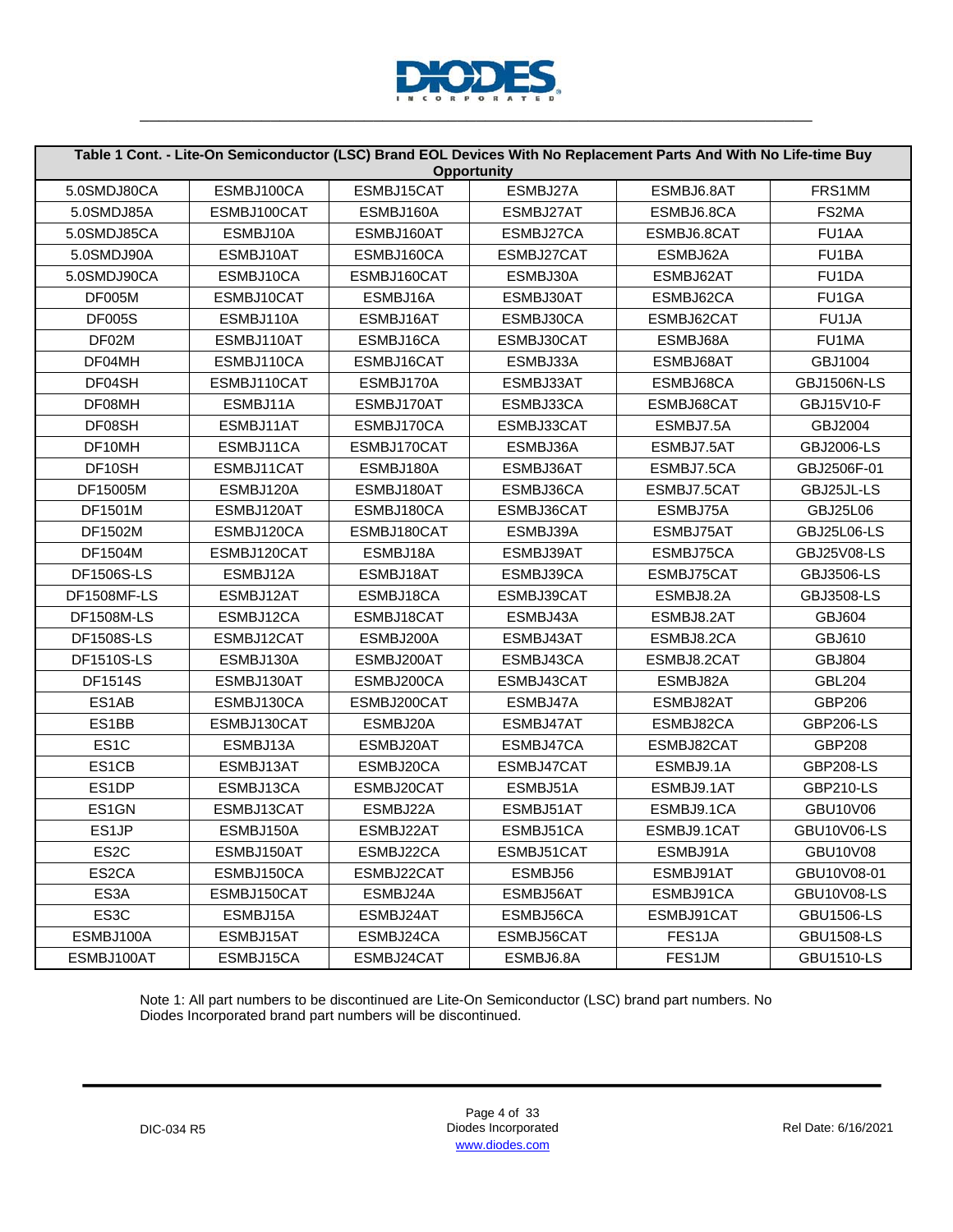| Table 1 Cont. - Lite-On Semiconductor (LSC) Brand EOL Devices With No Replacement Parts And With No Life-time Buy Opportunity | | | | | |
|---|---|---|---|---|---|
| 5.0SMDJ80CA | ESMBJ100CA | ESMBJ15CAT | ESMBJ27A | ESMBJ6.8AT | FRS1MM |
| 5.0SMDJ85A | ESMBJ100CAT | ESMBJ160A | ESMBJ27AT | ESMBJ6.8CA | FS2MA |
| 5.0SMDJ85CA | ESMBJ10A | ESMBJ160AT | ESMBJ27CA | ESMBJ6.8CAT | FU1AA |
| 5.0SMDJ90A | ESMBJ10AT | ESMBJ160CA | ESMBJ27CAT | ESMBJ62A | FU1BA |
| 5.0SMDJ90CA | ESMBJ10CA | ESMBJ160CAT | ESMBJ30A | ESMBJ62AT | FU1DA |
| DF005M | ESMBJ10CAT | ESMBJ16A | ESMBJ30AT | ESMBJ62CA | FU1GA |
| DF005S | ESMBJ110A | ESMBJ16AT | ESMBJ30CA | ESMBJ62CAT | FU1JA |
| DF02M | ESMBJ110AT | ESMBJ16CA | ESMBJ30CAT | ESMBJ68A | FU1MA |
| DF04MH | ESMBJ110CA | ESMBJ16CAT | ESMBJ33A | ESMBJ68AT | GBJ1004 |
| DF04SH | ESMBJ110CAT | ESMBJ170A | ESMBJ33AT | ESMBJ68CA | GBJ1506N-LS |
| DF08MH | ESMBJ11A | ESMBJ170AT | ESMBJ33CA | ESMBJ68CAT | GBJ15V10-F |
| DF08SH | ESMBJ11AT | ESMBJ170CA | ESMBJ33CAT | ESMBJ7.5A | GBJ2004 |
| DF10MH | ESMBJ11CA | ESMBJ170CAT | ESMBJ36A | ESMBJ7.5AT | GBJ2006-LS |
| DF10SH | ESMBJ11CAT | ESMBJ180A | ESMBJ36AT | ESMBJ7.5CA | GBJ2506F-01 |
| DF15005M | ESMBJ120A | ESMBJ180AT | ESMBJ36CA | ESMBJ7.5CAT | GBJ25JL-LS |
| DF1501M | ESMBJ120AT | ESMBJ180CA | ESMBJ36CAT | ESMBJ75A | GBJ25L06 |
| DF1502M | ESMBJ120CA | ESMBJ180CAT | ESMBJ39A | ESMBJ75AT | GBJ25L06-LS |
| DF1504M | ESMBJ120CAT | ESMBJ18A | ESMBJ39AT | ESMBJ75CA | GBJ25V08-LS |
| DF1506S-LS | ESMBJ12A | ESMBJ18AT | ESMBJ39CA | ESMBJ75CAT | GBJ3506-LS |
| DF1508MF-LS | ESMBJ12AT | ESMBJ18CA | ESMBJ39CAT | ESMBJ8.2A | GBJ3508-LS |
| DF1508M-LS | ESMBJ12CA | ESMBJ18CAT | ESMBJ43A | ESMBJ8.2AT | GBJ604 |
| DF1508S-LS | ESMBJ12CAT | ESMBJ200A | ESMBJ43AT | ESMBJ8.2CA | GBJ610 |
| DF1510S-LS | ESMBJ130A | ESMBJ200AT | ESMBJ43CA | ESMBJ8.2CAT | GBJ804 |
| DF1514S | ESMBJ130AT | ESMBJ200CA | ESMBJ43CAT | ESMBJ82A | GBL204 |
| ES1AB | ESMBJ130CA | ESMBJ200CAT | ESMBJ47A | ESMBJ82AT | GBP206 |
| ES1BB | ESMBJ130CAT | ESMBJ20A | ESMBJ47AT | ESMBJ82CA | GBP206-LS |
| ES1C | ESMBJ13A | ESMBJ20AT | ESMBJ47CA | ESMBJ82CAT | GBP208 |
| ES1CB | ESMBJ13AT | ESMBJ20CA | ESMBJ47CAT | ESMBJ9.1A | GBP208-LS |
| ES1DP | ESMBJ13CA | ESMBJ20CAT | ESMBJ51A | ESMBJ9.1AT | GBP210-LS |
| ES1GN | ESMBJ13CAT | ESMBJ22A | ESMBJ51AT | ESMBJ9.1CA | GBU10V06 |
| ES1JP | ESMBJ150A | ESMBJ22AT | ESMBJ51CA | ESMBJ9.1CAT | GBU10V06-LS |
| ES2C | ESMBJ150AT | ESMBJ22CA | ESMBJ51CAT | ESMBJ91A | GBU10V08 |
| ES2CA | ESMBJ150CA | ESMBJ22CAT | ESMBJ56 | ESMBJ91AT | GBU10V08-01 |
| ES3A | ESMBJ150CAT | ESMBJ24A | ESMBJ56AT | ESMBJ91CA | GBU10V08-LS |
| ES3C | ESMBJ15A | ESMBJ24AT | ESMBJ56CA | ESMBJ91CAT | GBU1506-LS |
| ESMBJ100A | ESMBJ15AT | ESMBJ24CA | ESMBJ56CAT | FES1JA | GBU1508-LS |
| ESMBJ100AT | ESMBJ15CA | ESMBJ24CAT | ESMBJ6.8A | FES1JM | GBU1510-LS |

Note 1: All part numbers to be discontinued are Lite-On Semiconductor (LSC) brand part numbers. No Diodes Incorporated brand part numbers will be discontinued.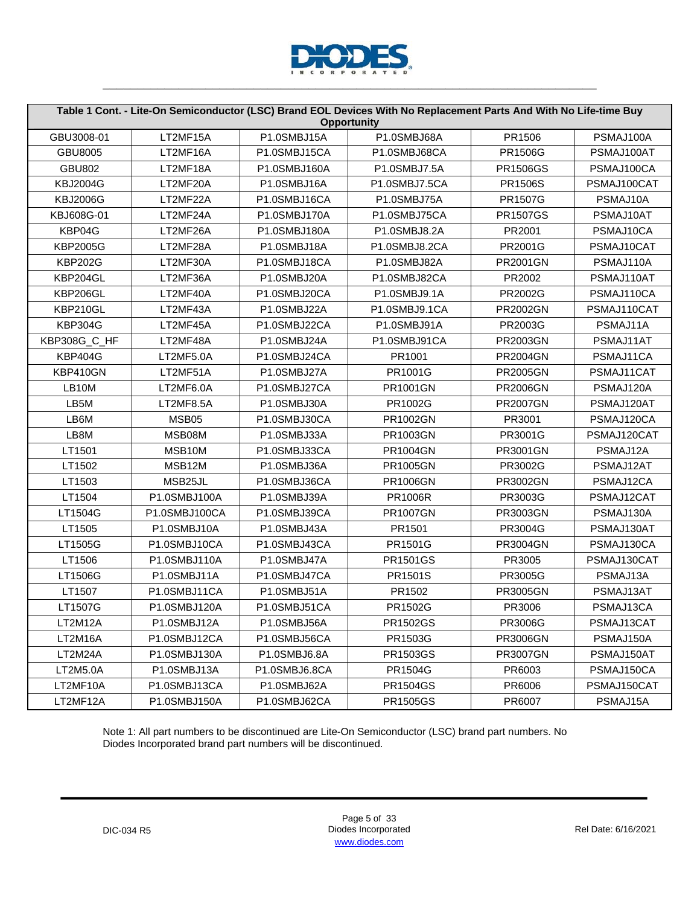| Table 1 Cont. - Lite-On Semiconductor (LSC) Brand EOL Devices With No Replacement Parts And With No Life-time Buy Opportunity | | | | | |
|---|---|---|---|---|---|
| GBU3008-01 | LT2MF15A | P1.0SMBJ15A | P1.0SMBJ68A | PR1506 | PSMAJ100A |
| GBU8005 | LT2MF16A | P1.0SMBJ15CA | P1.0SMBJ68CA | PR1506G | PSMAJ100AT |
| GBU802 | LT2MF18A | P1.0SMBJ160A | P1.0SMBJ7.5A | PR1506GS | PSMAJ100CA |
| KBJ2004G | LT2MF20A | P1.0SMBJ16A | P1.0SMBJ7.5CA | PR1506S | PSMAJ100CAT |
| KBJ2006G | LT2MF22A | P1.0SMBJ16CA | P1.0SMBJ75A | PR1507G | PSMAJ10A |
| KBJ608G-01 | LT2MF24A | P1.0SMBJ170A | P1.0SMBJ75CA | PR1507GS | PSMAJ10AT |
| KBP04G | LT2MF26A | P1.0SMBJ180A | P1.0SMBJ8.2A | PR2001 | PSMAJ10CA |
| KBP2005G | LT2MF28A | P1.0SMBJ18A | P1.0SMBJ8.2CA | PR2001G | PSMAJ10CAT |
| KBP202G | LT2MF30A | P1.0SMBJ18CA | P1.0SMBJ82A | PR2001GN | PSMAJ110A |
| KBP204GL | LT2MF36A | P1.0SMBJ20A | P1.0SMBJ82CA | PR2002 | PSMAJ110AT |
| KBP206GL | LT2MF40A | P1.0SMBJ20CA | P1.0SMBJ9.1A | PR2002G | PSMAJ110CA |
| KBP210GL | LT2MF43A | P1.0SMBJ22A | P1.0SMBJ9.1CA | PR2002GN | PSMAJ110CAT |
| KBP304G | LT2MF45A | P1.0SMBJ22CA | P1.0SMBJ91A | PR2003G | PSMAJ11A |
| KBP308G_C_HF | LT2MF48A | P1.0SMBJ24A | P1.0SMBJ91CA | PR2003GN | PSMAJ11AT |
| KBP404G | LT2MF5.0A | P1.0SMBJ24CA | PR1001 | PR2004GN | PSMAJ11CA |
| KBP410GN | LT2MF51A | P1.0SMBJ27A | PR1001G | PR2005GN | PSMAJ11CAT |
| LB10M | LT2MF6.0A | P1.0SMBJ27CA | PR1001GN | PR2006GN | PSMAJ120A |
| LB5M | LT2MF8.5A | P1.0SMBJ30A | PR1002G | PR2007GN | PSMAJ120AT |
| LB6M | MSB05 | P1.0SMBJ30CA | PR1002GN | PR3001 | PSMAJ120CA |
| LB8M | MSB08M | P1.0SMBJ33A | PR1003GN | PR3001G | PSMAJ120CAT |
| LT1501 | MSB10M | P1.0SMBJ33CA | PR1004GN | PR3001GN | PSMAJ12A |
| LT1502 | MSB12M | P1.0SMBJ36A | PR1005GN | PR3002G | PSMAJ12AT |
| LT1503 | MSB25JL | P1.0SMBJ36CA | PR1006GN | PR3002GN | PSMAJ12CA |
| LT1504 | P1.0SMBJ100A | P1.0SMBJ39A | PR1006R | PR3003G | PSMAJ12CAT |
| LT1504G | P1.0SMBJ100CA | P1.0SMBJ39CA | PR1007GN | PR3003GN | PSMAJ130A |
| LT1505 | P1.0SMBJ10A | P1.0SMBJ43A | PR1501 | PR3004G | PSMAJ130AT |
| LT1505G | P1.0SMBJ10CA | P1.0SMBJ43CA | PR1501G | PR3004GN | PSMAJ130CA |
| LT1506 | P1.0SMBJ110A | P1.0SMBJ47A | PR1501GS | PR3005 | PSMAJ130CAT |
| LT1506G | P1.0SMBJ11A | P1.0SMBJ47CA | PR1501S | PR3005G | PSMAJ13A |
| LT1507 | P1.0SMBJ11CA | P1.0SMBJ51A | PR1502 | PR3005GN | PSMAJ13AT |
| LT1507G | P1.0SMBJ120A | P1.0SMBJ51CA | PR1502G | PR3006 | PSMAJ13CA |
| LT2M12A | P1.0SMBJ12A | P1.0SMBJ56A | PR1502GS | PR3006G | PSMAJ13CAT |
| LT2M16A | P1.0SMBJ12CA | P1.0SMBJ56CA | PR1503G | PR3006GN | PSMAJ150A |
| LT2M24A | P1.0SMBJ130A | P1.0SMBJ6.8A | PR1503GS | PR3007GN | PSMAJ150AT |
| LT2M5.0A | P1.0SMBJ13A | P1.0SMBJ6.8CA | PR1504G | PR6003 | PSMAJ150CA |
| LT2MF10A | P1.0SMBJ13CA | P1.0SMBJ62A | PR1504GS | PR6006 | PSMAJ150CAT |
| LT2MF12A | P1.0SMBJ150A | P1.0SMBJ62CA | PR1505GS | PR6007 | PSMAJ15A |

Note 1: All part numbers to be discontinued are Lite-On Semiconductor (LSC) brand part numbers. No Diodes Incorporated brand part numbers will be discontinued.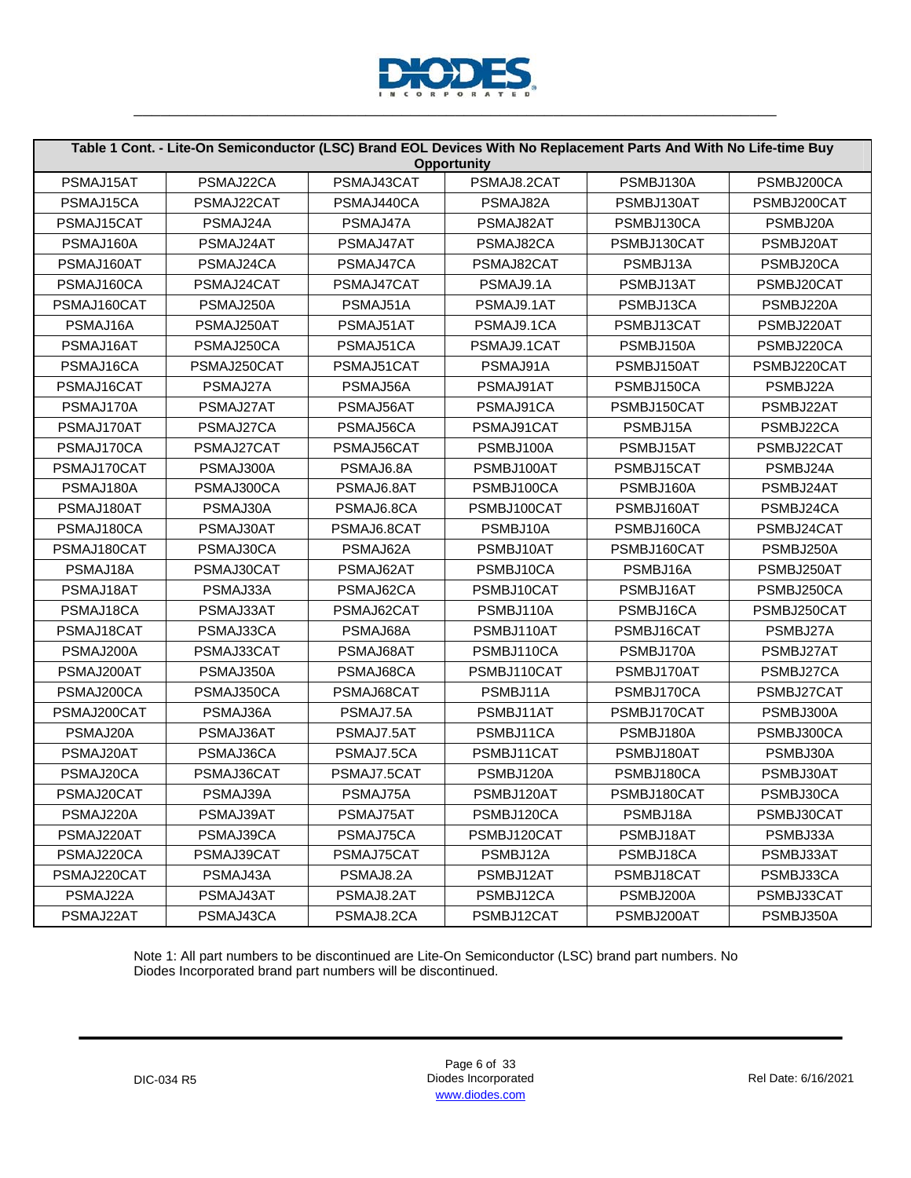| Table 1 Cont. - Lite-On Semiconductor (LSC) Brand EOL Devices With No Replacement Parts And With No Life-time Buy Opportunity | | | | | |
|---|---|---|---|---|---|
| PSMAJ15AT | PSMAJ22CA | PSMAJ43CAT | PSMAJ8.2CAT | PSMBJ130A | PSMBJ200CA |
| PSMAJ15CA | PSMAJ22CAT | PSMAJ440CA | PSMAJ82A | PSMBJ130AT | PSMBJ200CAT |
| PSMAJ15CAT | PSMAJ24A | PSMAJ47A | PSMAJ82AT | PSMBJ130CA | PSMBJ20A |
| PSMAJ160A | PSMAJ24AT | PSMAJ47AT | PSMAJ82CA | PSMBJ130CAT | PSMBJ20AT |
| PSMAJ160AT | PSMAJ24CA | PSMAJ47CA | PSMAJ82CAT | PSMBJ13A | PSMBJ20CA |
| PSMAJ160CA | PSMAJ24CAT | PSMAJ47CAT | PSMAJ9.1A | PSMBJ13AT | PSMBJ20CAT |
| PSMAJ160CAT | PSMAJ250A | PSMAJ51A | PSMAJ9.1AT | PSMBJ13CA | PSMBJ220A |
| PSMAJ16A | PSMAJ250AT | PSMAJ51AT | PSMAJ9.1CA | PSMBJ13CAT | PSMBJ220AT |
| PSMAJ16AT | PSMAJ250CA | PSMAJ51CA | PSMAJ9.1CAT | PSMBJ150A | PSMBJ220CA |
| PSMAJ16CA | PSMAJ250CAT | PSMAJ51CAT | PSMAJ91A | PSMBJ150AT | PSMBJ220CAT |
| PSMAJ16CAT | PSMAJ27A | PSMAJ56A | PSMAJ91AT | PSMBJ150CA | PSMBJ22A |
| PSMAJ170A | PSMAJ27AT | PSMAJ56AT | PSMAJ91CA | PSMBJ150CAT | PSMBJ22AT |
| PSMAJ170AT | PSMAJ27CA | PSMAJ56CA | PSMAJ91CAT | PSMBJ15A | PSMBJ22CA |
| PSMAJ170CA | PSMAJ27CAT | PSMAJ56CAT | PSMBJ100A | PSMBJ15AT | PSMBJ22CAT |
| PSMAJ170CAT | PSMAJ300A | PSMAJ6.8A | PSMBJ100AT | PSMBJ15CAT | PSMBJ24A |
| PSMAJ180A | PSMAJ300CA | PSMAJ6.8AT | PSMBJ100CA | PSMBJ160A | PSMBJ24AT |
| PSMAJ180AT | PSMAJ30A | PSMAJ6.8CA | PSMBJ100CAT | PSMBJ160AT | PSMBJ24CA |
| PSMAJ180CA | PSMAJ30AT | PSMAJ6.8CAT | PSMBJ10A | PSMBJ160CA | PSMBJ24CAT |
| PSMAJ180CAT | PSMAJ30CA | PSMAJ62A | PSMBJ10AT | PSMBJ160CAT | PSMBJ250A |
| PSMAJ18A | PSMAJ30CAT | PSMAJ62AT | PSMBJ10CA | PSMBJ16A | PSMBJ250AT |
| PSMAJ18AT | PSMAJ33A | PSMAJ62CA | PSMBJ10CAT | PSMBJ16AT | PSMBJ250CA |
| PSMAJ18CA | PSMAJ33AT | PSMAJ62CAT | PSMBJ110A | PSMBJ16CA | PSMBJ250CAT |
| PSMAJ18CAT | PSMAJ33CA | PSMAJ68A | PSMBJ110AT | PSMBJ16CAT | PSMBJ27A |
| PSMAJ200A | PSMAJ33CAT | PSMAJ68AT | PSMBJ110CA | PSMBJ170A | PSMBJ27AT |
| PSMAJ200AT | PSMAJ350A | PSMAJ68CA | PSMBJ110CAT | PSMBJ170AT | PSMBJ27CA |
| PSMAJ200CA | PSMAJ350CA | PSMAJ68CAT | PSMBJ11A | PSMBJ170CA | PSMBJ27CAT |
| PSMAJ200CAT | PSMAJ36A | PSMAJ7.5A | PSMBJ11AT | PSMBJ170CAT | PSMBJ300A |
| PSMAJ20A | PSMAJ36AT | PSMAJ7.5AT | PSMBJ11CA | PSMBJ180A | PSMBJ300CA |
| PSMAJ20AT | PSMAJ36CA | PSMAJ7.5CA | PSMBJ11CAT | PSMBJ180AT | PSMBJ30A |
| PSMAJ20CA | PSMAJ36CAT | PSMAJ7.5CAT | PSMBJ120A | PSMBJ180CA | PSMBJ30AT |
| PSMAJ20CAT | PSMAJ39A | PSMAJ75A | PSMBJ120AT | PSMBJ180CAT | PSMBJ30CA |
| PSMAJ220A | PSMAJ39AT | PSMAJ75AT | PSMBJ120CA | PSMBJ18A | PSMBJ30CAT |
| PSMAJ220AT | PSMAJ39CA | PSMAJ75CA | PSMBJ120CAT | PSMBJ18AT | PSMBJ33A |
| PSMAJ220CA | PSMAJ39CAT | PSMAJ75CAT | PSMBJ12A | PSMBJ18CA | PSMBJ33AT |
| PSMAJ220CAT | PSMAJ43A | PSMAJ8.2A | PSMBJ12AT | PSMBJ18CAT | PSMBJ33CA |
| PSMAJ22A | PSMAJ43AT | PSMAJ8.2AT | PSMBJ12CA | PSMBJ200A | PSMBJ33CAT |
| PSMAJ22AT | PSMAJ43CA | PSMAJ8.2CA | PSMBJ12CAT | PSMBJ200AT | PSMBJ350A |

Note 1: All part numbers to be discontinued are Lite-On Semiconductor (LSC) brand part numbers. No Diodes Incorporated brand part numbers will be discontinued.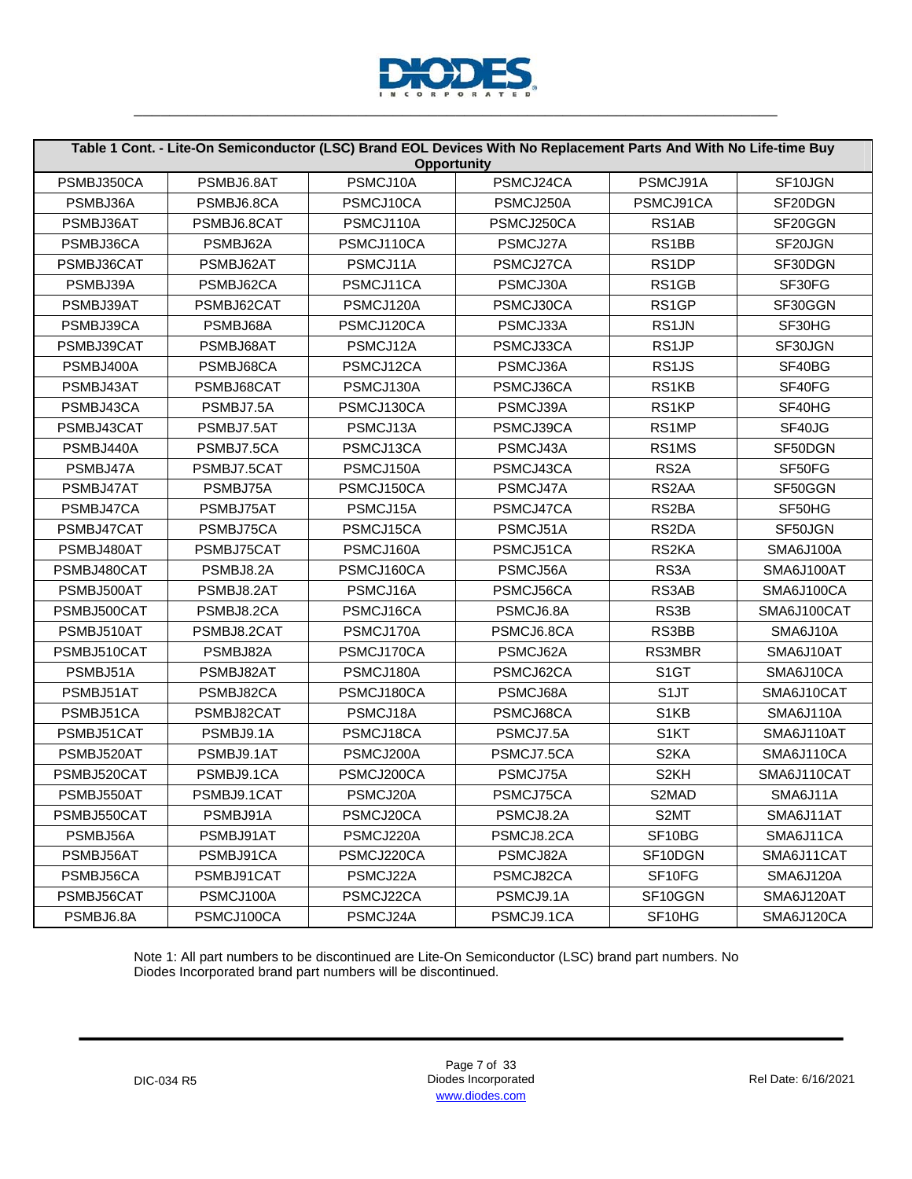| Table 1 Cont. - Lite-On Semiconductor (LSC) Brand EOL Devices With No Replacement Parts And With No Life-time Buy Opportunity | | | | | |
|---|---|---|---|---|---|
| PSMBJ350CA | PSMBJ6.8AT | PSMCJ10A | PSMCJ24CA | PSMCJ91A | SF10JGN |
| PSMBJ36A | PSMBJ6.8CA | PSMCJ10CA | PSMCJ250A | PSMCJ91CA | SF20DGN |
| PSMBJ36AT | PSMBJ6.8CAT | PSMCJ110A | PSMCJ250CA | RS1AB | SF20GGN |
| PSMBJ36CA | PSMBJ62A | PSMCJ110CA | PSMCJ27A | RS1BB | SF20JGN |
| PSMBJ36CAT | PSMBJ62AT | PSMCJ11A | PSMCJ27CA | RS1DP | SF30DGN |
| PSMBJ39A | PSMBJ62CA | PSMCJ11CA | PSMCJ30A | RS1GB | SF30FG |
| PSMBJ39AT | PSMBJ62CAT | PSMCJ120A | PSMCJ30CA | RS1GP | SF30GGN |
| PSMBJ39CA | PSMBJ68A | PSMCJ120CA | PSMCJ33A | RS1JN | SF30HG |
| PSMBJ39CAT | PSMBJ68AT | PSMCJ12A | PSMCJ33CA | RS1JP | SF30JGN |
| PSMBJ400A | PSMBJ68CA | PSMCJ12CA | PSMCJ36A | RS1JS | SF40BG |
| PSMBJ43AT | PSMBJ68CAT | PSMCJ130A | PSMCJ36CA | RS1KB | SF40FG |
| PSMBJ43CA | PSMBJ7.5A | PSMCJ130CA | PSMCJ39A | RS1KP | SF40HG |
| PSMBJ43CAT | PSMBJ7.5AT | PSMCJ13A | PSMCJ39CA | RS1MP | SF40JG |
| PSMBJ440A | PSMBJ7.5CA | PSMCJ13CA | PSMCJ43A | RS1MS | SF50DGN |
| PSMBJ47A | PSMBJ7.5CAT | PSMCJ150A | PSMCJ43CA | RS2A | SF50FG |
| PSMBJ47AT | PSMBJ75A | PSMCJ150CA | PSMCJ47A | RS2AA | SF50GGN |
| PSMBJ47CA | PSMBJ75AT | PSMCJ15A | PSMCJ47CA | RS2BA | SF50HG |
| PSMBJ47CAT | PSMBJ75CA | PSMCJ15CA | PSMCJ51A | RS2DA | SF50JGN |
| PSMBJ480AT | PSMBJ75CAT | PSMCJ160A | PSMCJ51CA | RS2KA | SMA6J100A |
| PSMBJ480CAT | PSMBJ8.2A | PSMCJ160CA | PSMCJ56A | RS3A | SMA6J100AT |
| PSMBJ500AT | PSMBJ8.2AT | PSMCJ16A | PSMCJ56CA | RS3AB | SMA6J100CA |
| PSMBJ500CAT | PSMBJ8.2CA | PSMCJ16CA | PSMCJ6.8A | RS3B | SMA6J100CAT |
| PSMBJ510AT | PSMBJ8.2CAT | PSMCJ170A | PSMCJ6.8CA | RS3BB | SMA6J10A |
| PSMBJ510CAT | PSMBJ82A | PSMCJ170CA | PSMCJ62A | RS3MBR | SMA6J10AT |
| PSMBJ51A | PSMBJ82AT | PSMCJ180A | PSMCJ62CA | S1GT | SMA6J10CA |
| PSMBJ51AT | PSMBJ82CA | PSMCJ180CA | PSMCJ68A | S1JT | SMA6J10CAT |
| PSMBJ51CA | PSMBJ82CAT | PSMCJ18A | PSMCJ68CA | S1KB | SMA6J110A |
| PSMBJ51CAT | PSMBJ9.1A | PSMCJ18CA | PSMCJ7.5A | S1KT | SMA6J110AT |
| PSMBJ520AT | PSMBJ9.1AT | PSMCJ200A | PSMCJ7.5CA | S2KA | SMA6J110CA |
| PSMBJ520CAT | PSMBJ9.1CA | PSMCJ200CA | PSMCJ75A | S2KH | SMA6J110CAT |
| PSMBJ550AT | PSMBJ9.1CAT | PSMCJ20A | PSMCJ75CA | S2MAD | SMA6J11A |
| PSMBJ550CAT | PSMBJ91A | PSMCJ20CA | PSMCJ8.2A | S2MT | SMA6J11AT |
| PSMBJ56A | PSMBJ91AT | PSMCJ220A | PSMCJ8.2CA | SF10BG | SMA6J11CA |
| PSMBJ56AT | PSMBJ91CA | PSMCJ220CA | PSMCJ82A | SF10DGN | SMA6J11CAT |
| PSMBJ56CA | PSMBJ91CAT | PSMCJ22A | PSMCJ82CA | SF10FG | SMA6J120A |
| PSMBJ56CAT | PSMCJ100A | PSMCJ22CA | PSMCJ9.1A | SF10GGN | SMA6J120AT |
| PSMBJ6.8A | PSMCJ100CA | PSMCJ24A | PSMCJ9.1CA | SF10HG | SMA6J120CA |

Note 1: All part numbers to be discontinued are Lite-On Semiconductor (LSC) brand part numbers. No Diodes Incorporated brand part numbers will be discontinued.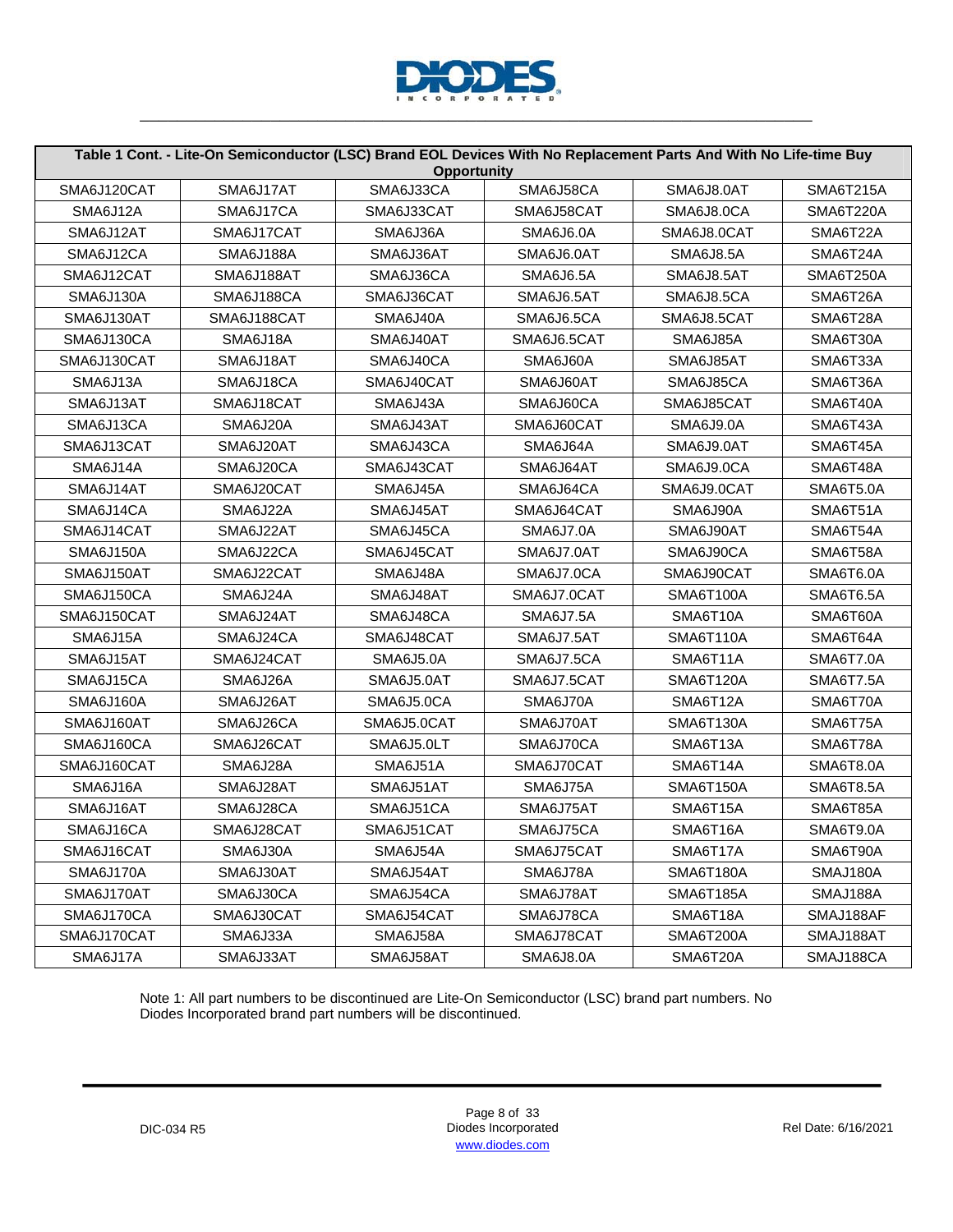| Table 1 Cont. - Lite-On Semiconductor (LSC) Brand EOL Devices With No Replacement Parts And With No Life-time Buy Opportunity | | | | | |
|---|---|---|---|---|---|
| SMA6J120CAT | SMA6J17AT | SMA6J33CA | SMA6J58CA | SMA6J8.0AT | SMA6T215A |
| SMA6J12A | SMA6J17CA | SMA6J33CAT | SMA6J58CAT | SMA6J8.0CA | SMA6T220A |
| SMA6J12AT | SMA6J17CAT | SMA6J36A | SMA6J6.0A | SMA6J8.0CAT | SMA6T22A |
| SMA6J12CA | SMA6J188A | SMA6J36AT | SMA6J6.0AT | SMA6J8.5A | SMA6T24A |
| SMA6J12CAT | SMA6J188AT | SMA6J36CA | SMA6J6.5A | SMA6J8.5AT | SMA6T250A |
| SMA6J130A | SMA6J188CA | SMA6J36CAT | SMA6J6.5AT | SMA6J8.5CA | SMA6T26A |
| SMA6J130AT | SMA6J188CAT | SMA6J40A | SMA6J6.5CA | SMA6J8.5CAT | SMA6T28A |
| SMA6J130CA | SMA6J18A | SMA6J40AT | SMA6J6.5CAT | SMA6J85A | SMA6T30A |
| SMA6J130CAT | SMA6J18AT | SMA6J40CA | SMA6J60A | SMA6J85AT | SMA6T33A |
| SMA6J13A | SMA6J18CA | SMA6J40CAT | SMA6J60AT | SMA6J85CA | SMA6T36A |
| SMA6J13AT | SMA6J18CAT | SMA6J43A | SMA6J60CA | SMA6J85CAT | SMA6T40A |
| SMA6J13CA | SMA6J20A | SMA6J43AT | SMA6J60CAT | SMA6J9.0A | SMA6T43A |
| SMA6J13CAT | SMA6J20AT | SMA6J43CA | SMA6J64A | SMA6J9.0AT | SMA6T45A |
| SMA6J14A | SMA6J20CA | SMA6J43CAT | SMA6J64AT | SMA6J9.0CA | SMA6T48A |
| SMA6J14AT | SMA6J20CAT | SMA6J45A | SMA6J64CA | SMA6J9.0CAT | SMA6T5.0A |
| SMA6J14CA | SMA6J22A | SMA6J45AT | SMA6J64CAT | SMA6J90A | SMA6T51A |
| SMA6J14CAT | SMA6J22AT | SMA6J45CA | SMA6J7.0A | SMA6J90AT | SMA6T54A |
| SMA6J150A | SMA6J22CA | SMA6J45CAT | SMA6J7.0AT | SMA6J90CA | SMA6T58A |
| SMA6J150AT | SMA6J22CAT | SMA6J48A | SMA6J7.0CA | SMA6J90CAT | SMA6T6.0A |
| SMA6J150CA | SMA6J24A | SMA6J48AT | SMA6J7.0CAT | SMA6T100A | SMA6T6.5A |
| SMA6J150CAT | SMA6J24AT | SMA6J48CA | SMA6J7.5A | SMA6T10A | SMA6T60A |
| SMA6J15A | SMA6J24CA | SMA6J48CAT | SMA6J7.5AT | SMA6T110A | SMA6T64A |
| SMA6J15AT | SMA6J24CAT | SMA6J5.0A | SMA6J7.5CA | SMA6T11A | SMA6T7.0A |
| SMA6J15CA | SMA6J26A | SMA6J5.0AT | SMA6J7.5CAT | SMA6T120A | SMA6T7.5A |
| SMA6J160A | SMA6J26AT | SMA6J5.0CA | SMA6J70A | SMA6T12A | SMA6T70A |
| SMA6J160AT | SMA6J26CA | SMA6J5.0CAT | SMA6J70AT | SMA6T130A | SMA6T75A |
| SMA6J160CA | SMA6J26CAT | SMA6J5.0LT | SMA6J70CA | SMA6T13A | SMA6T78A |
| SMA6J160CAT | SMA6J28A | SMA6J51A | SMA6J70CAT | SMA6T14A | SMA6T8.0A |
| SMA6J16A | SMA6J28AT | SMA6J51AT | SMA6J75A | SMA6T150A | SMA6T8.5A |
| SMA6J16AT | SMA6J28CA | SMA6J51CA | SMA6J75AT | SMA6T15A | SMA6T85A |
| SMA6J16CA | SMA6J28CAT | SMA6J51CAT | SMA6J75CA | SMA6T16A | SMA6T9.0A |
| SMA6J16CAT | SMA6J30A | SMA6J54A | SMA6J75CAT | SMA6T17A | SMA6T90A |
| SMA6J170A | SMA6J30AT | SMA6J54AT | SMA6J78A | SMA6T180A | SMAJ180A |
| SMA6J170AT | SMA6J30CA | SMA6J54CA | SMA6J78AT | SMA6T185A | SMAJ188A |
| SMA6J170CA | SMA6J30CAT | SMA6J54CAT | SMA6J78CA | SMA6T18A | SMAJ188AF |
| SMA6J170CAT | SMA6J33A | SMA6J58A | SMA6J78CAT | SMA6T200A | SMAJ188AT |
| SMA6J17A | SMA6J33AT | SMA6J58AT | SMA6J8.0A | SMA6T20A | SMAJ188CA |

Note 1: All part numbers to be discontinued are Lite-On Semiconductor (LSC) brand part numbers. No Diodes Incorporated brand part numbers will be discontinued.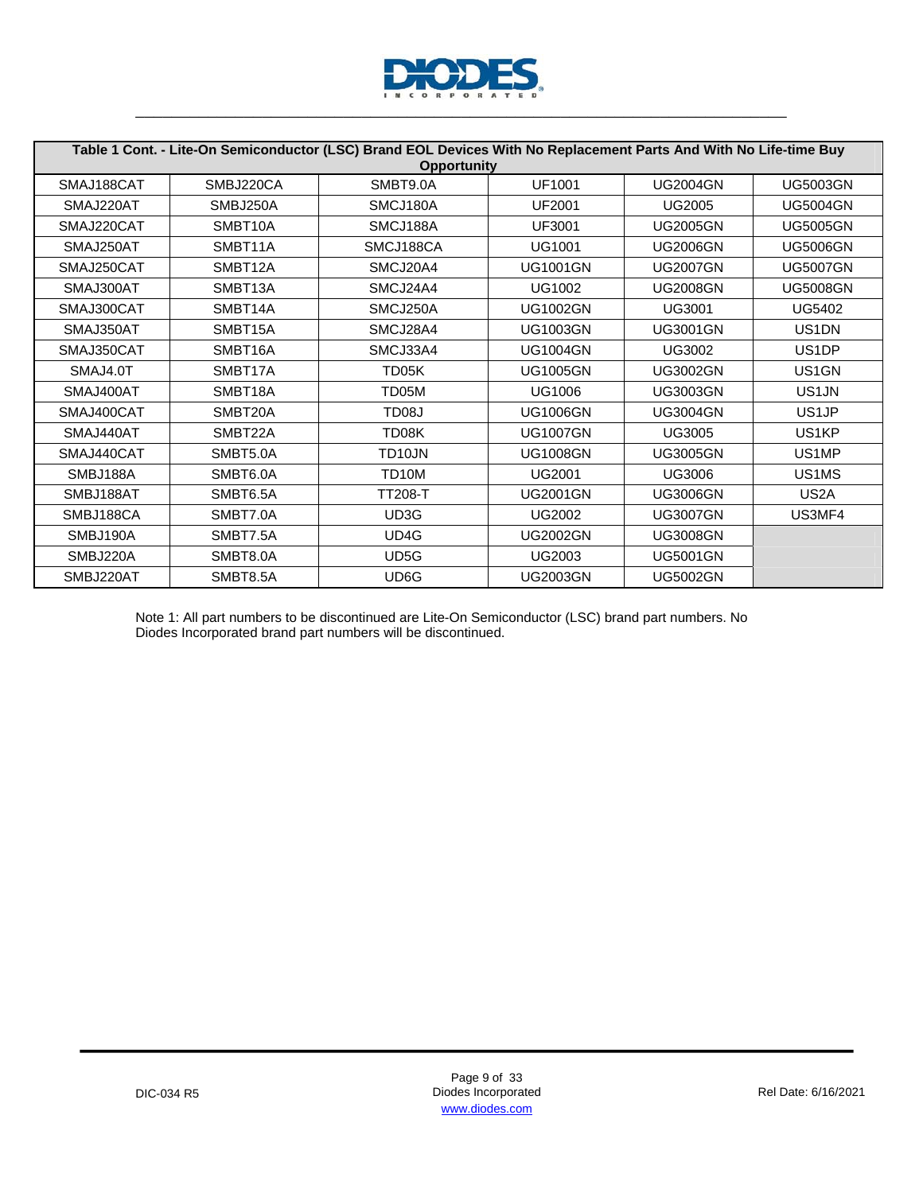| Table 1 Cont. - Lite-On Semiconductor (LSC) Brand EOL Devices With No Replacement Parts And With No Life-time Buy Opportunity | | | | | |
|---|---|---|---|---|---|
| SMAJ188CAT | SMBJ220CA | SMBT9.0A | UF1001 | UG2004GN | UG5003GN |
| SMAJ220AT | SMBJ250A | SMCJ180A | UF2001 | UG2005 | UG5004GN |
| SMAJ220CAT | SMBT10A | SMCJ188A | UF3001 | UG2005GN | UG5005GN |
| SMAJ250AT | SMBT11A | SMCJ188CA | UG1001 | UG2006GN | UG5006GN |
| SMAJ250CAT | SMBT12A | SMCJ20A4 | UG1001GN | UG2007GN | UG5007GN |
| SMAJ300AT | SMBT13A | SMCJ24A4 | UG1002 | UG2008GN | UG5008GN |
| SMAJ300CAT | SMBT14A | SMCJ250A | UG1002GN | UG3001 | UG5402 |
| SMAJ350AT | SMBT15A | SMCJ28A4 | UG1003GN | UG3001GN | US1DN |
| SMAJ350CAT | SMBT16A | SMCJ33A4 | UG1004GN | UG3002 | US1DP |
| SMAJ4.0T | SMBT17A | TD05K | UG1005GN | UG3002GN | US1GN |
| SMAJ400AT | SMBT18A | TD05M | UG1006 | UG3003GN | US1JN |
| SMAJ400CAT | SMBT20A | TD08J | UG1006GN | UG3004GN | US1JP |
| SMAJ440AT | SMBT22A | TD08K | UG1007GN | UG3005 | US1KP |
| SMAJ440CAT | SMBT5.0A | TD10JN | UG1008GN | UG3005GN | US1MP |
| SMBJ188A | SMBT6.0A | TD10M | UG2001 | UG3006 | US1MS |
| SMBJ188AT | SMBT6.5A | TT208-T | UG2001GN | UG3006GN | US2A |
| SMBJ188CA | SMBT7.0A | UD3G | UG2002 | UG3007GN | US3MF4 |
| SMBJ190A | SMBT7.5A | UD4G | UG2002GN | UG3008GN | |
| SMBJ220A | SMBT8.0A | UD5G | UG2003 | UG5001GN | |
| SMBJ220AT | SMBT8.5A | UD6G | UG2003GN | UG5002GN | |

Note 1: All part numbers to be discontinued are Lite-On Semiconductor (LSC) brand part numbers. No Diodes Incorporated brand part numbers will be discontinued.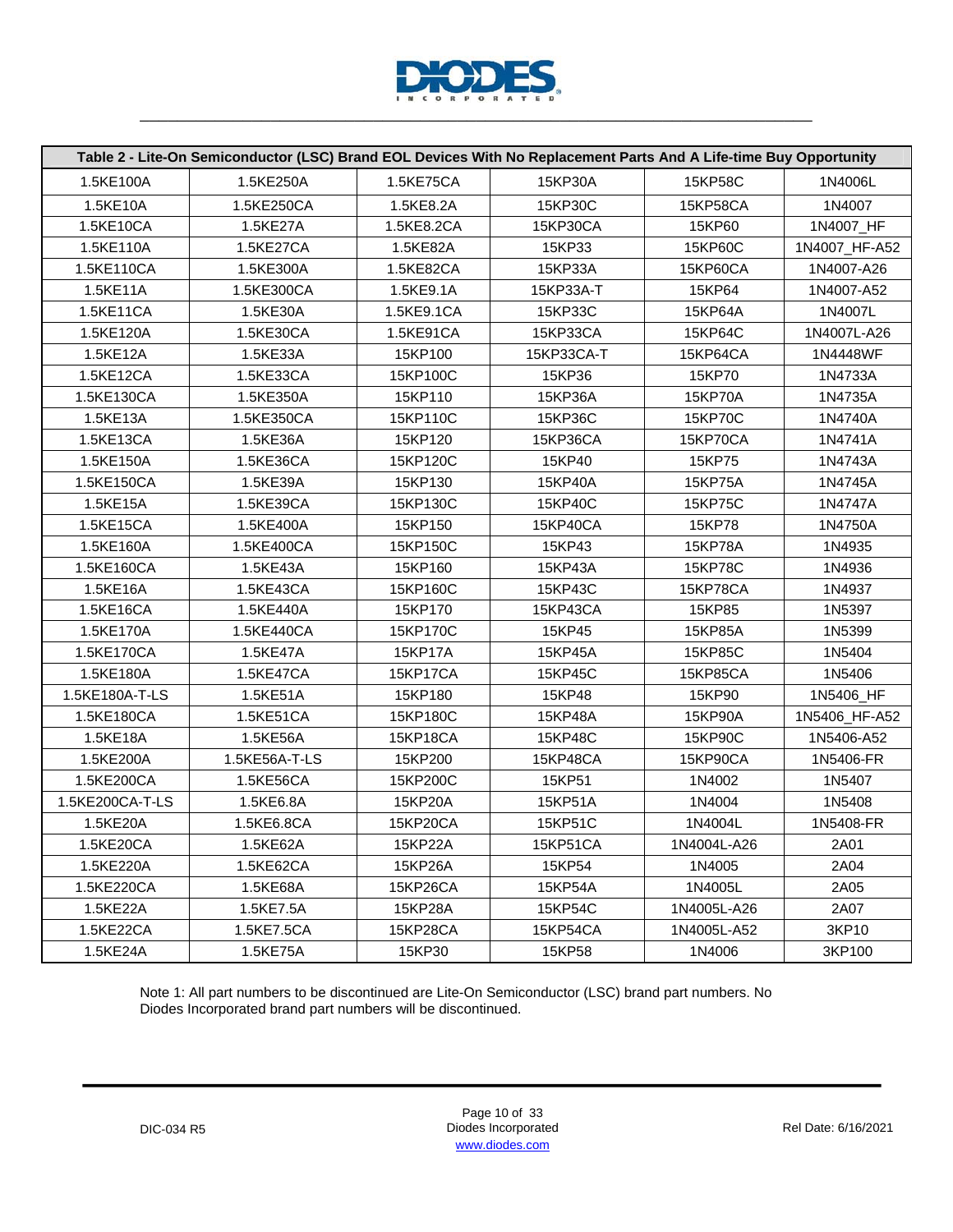| Table 2 - Lite-On Semiconductor (LSC) Brand EOL Devices With No Replacement Parts And A Life-time Buy Opportunity | | | | | |
|---|---|---|---|---|---|
| 1.5KE100A | 1.5KE250A | 1.5KE75CA | 15KP30A | 15KP58C | 1N4006L |
| 1.5KE10A | 1.5KE250CA | 1.5KE8.2A | 15KP30C | 15KP58CA | 1N4007 |
| 1.5KE10CA | 1.5KE27A | 1.5KE8.2CA | 15KP30CA | 15KP60 | 1N4007_HF |
| 1.5KE110A | 1.5KE27CA | 1.5KE82A | 15KP33 | 15KP60C | 1N4007_HF-A52 |
| 1.5KE110CA | 1.5KE300A | 1.5KE82CA | 15KP33A | 15KP60CA | 1N4007-A26 |
| 1.5KE11A | 1.5KE300CA | 1.5KE9.1A | 15KP33A-T | 15KP64 | 1N4007-A52 |
| 1.5KE11CA | 1.5KE30A | 1.5KE9.1CA | 15KP33C | 15KP64A | 1N4007L |
| 1.5KE120A | 1.5KE30CA | 1.5KE91CA | 15KP33CA | 15KP64C | 1N4007L-A26 |
| 1.5KE12A | 1.5KE33A | 15KP100 | 15KP33CA-T | 15KP64CA | 1N4448WF |
| 1.5KE12CA | 1.5KE33CA | 15KP100C | 15KP36 | 15KP70 | 1N4733A |
| 1.5KE130CA | 1.5KE350A | 15KP110 | 15KP36A | 15KP70A | 1N4735A |
| 1.5KE13A | 1.5KE350CA | 15KP110C | 15KP36C | 15KP70C | 1N4740A |
| 1.5KE13CA | 1.5KE36A | 15KP120 | 15KP36CA | 15KP70CA | 1N4741A |
| 1.5KE150A | 1.5KE36CA | 15KP120C | 15KP40 | 15KP75 | 1N4743A |
| 1.5KE150CA | 1.5KE39A | 15KP130 | 15KP40A | 15KP75A | 1N4745A |
| 1.5KE15A | 1.5KE39CA | 15KP130C | 15KP40C | 15KP75C | 1N4747A |
| 1.5KE15CA | 1.5KE400A | 15KP150 | 15KP40CA | 15KP78 | 1N4750A |
| 1.5KE160A | 1.5KE400CA | 15KP150C | 15KP43 | 15KP78A | 1N4935 |
| 1.5KE160CA | 1.5KE43A | 15KP160 | 15KP43A | 15KP78C | 1N4936 |
| 1.5KE16A | 1.5KE43CA | 15KP160C | 15KP43C | 15KP78CA | 1N4937 |
| 1.5KE16CA | 1.5KE440A | 15KP170 | 15KP43CA | 15KP85 | 1N5397 |
| 1.5KE170A | 1.5KE440CA | 15KP170C | 15KP45 | 15KP85A | 1N5399 |
| 1.5KE170CA | 1.5KE47A | 15KP17A | 15KP45A | 15KP85C | 1N5404 |
| 1.5KE180A | 1.5KE47CA | 15KP17CA | 15KP45C | 15KP85CA | 1N5406 |
| 1.5KE180A-T-LS | 1.5KE51A | 15KP180 | 15KP48 | 15KP90 | 1N5406_HF |
| 1.5KE180CA | 1.5KE51CA | 15KP180C | 15KP48A | 15KP90A | 1N5406_HF-A52 |
| 1.5KE18A | 1.5KE56A | 15KP18CA | 15KP48C | 15KP90C | 1N5406-A52 |
| 1.5KE200A | 1.5KE56A-T-LS | 15KP200 | 15KP48CA | 15KP90CA | 1N5406-FR |
| 1.5KE200CA | 1.5KE56CA | 15KP200C | 15KP51 | 1N4002 | 1N5407 |
| 1.5KE200CA-T-LS | 1.5KE6.8A | 15KP20A | 15KP51A | 1N4004 | 1N5408 |
| 1.5KE20A | 1.5KE6.8CA | 15KP20CA | 15KP51C | 1N4004L | 1N5408-FR |
| 1.5KE20CA | 1.5KE62A | 15KP22A | 15KP51CA | 1N4004L-A26 | 2A01 |
| 1.5KE220A | 1.5KE62CA | 15KP26A | 15KP54 | 1N4005 | 2A04 |
| 1.5KE220CA | 1.5KE68A | 15KP26CA | 15KP54A | 1N4005L | 2A05 |
| 1.5KE22A | 1.5KE7.5A | 15KP28A | 15KP54C | 1N4005L-A26 | 2A07 |
| 1.5KE22CA | 1.5KE7.5CA | 15KP28CA | 15KP54CA | 1N4005L-A52 | 3KP10 |
| 1.5KE24A | 1.5KE75A | 15KP30 | 15KP58 | 1N4006 | 3KP100 |

Note 1: All part numbers to be discontinued are Lite-On Semiconductor (LSC) brand part numbers. No Diodes Incorporated brand part numbers will be discontinued.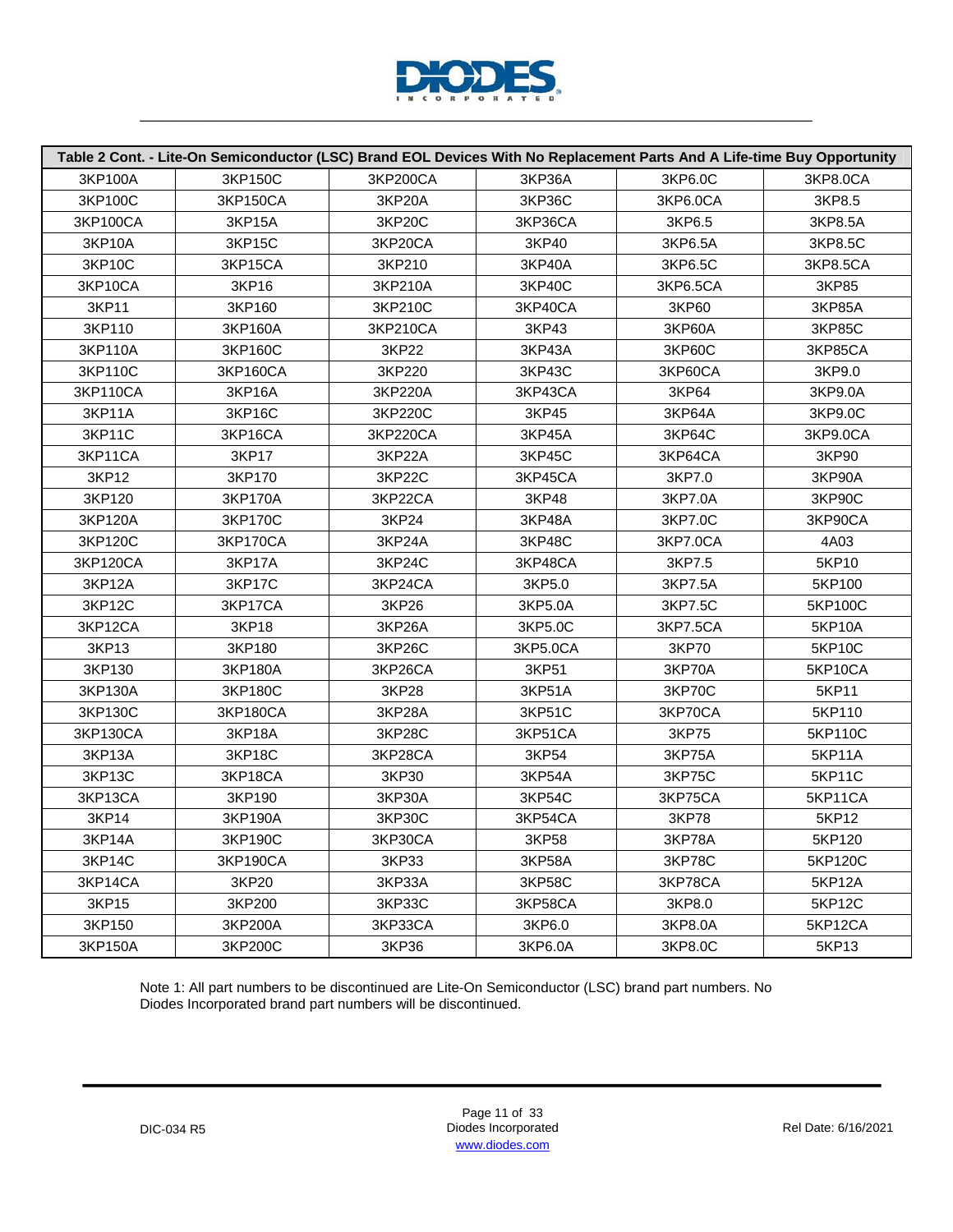| Table 2 Cont. - Lite-On Semiconductor (LSC) Brand EOL Devices With No Replacement Parts And A Life-time Buy Opportunity | | | | | |
|---|---|---|---|---|---|
| 3KP100A | 3KP150C | 3KP200CA | 3KP36A | 3KP6.0C | 3KP8.0CA |
| 3KP100C | 3KP150CA | 3KP20A | 3KP36C | 3KP6.0CA | 3KP8.5 |
| 3KP100CA | 3KP15A | 3KP20C | 3KP36CA | 3KP6.5 | 3KP8.5A |
| 3KP10A | 3KP15C | 3KP20CA | 3KP40 | 3KP6.5A | 3KP8.5C |
| 3KP10C | 3KP15CA | 3KP210 | 3KP40A | 3KP6.5C | 3KP8.5CA |
| 3KP10CA | 3KP16 | 3KP210A | 3KP40C | 3KP6.5CA | 3KP85 |
| 3KP11 | 3KP160 | 3KP210C | 3KP40CA | 3KP60 | 3KP85A |
| 3KP110 | 3KP160A | 3KP210CA | 3KP43 | 3KP60A | 3KP85C |
| 3KP110A | 3KP160C | 3KP22 | 3KP43A | 3KP60C | 3KP85CA |
| 3KP110C | 3KP160CA | 3KP220 | 3KP43C | 3KP60CA | 3KP9.0 |
| 3KP110CA | 3KP16A | 3KP220A | 3KP43CA | 3KP64 | 3KP9.0A |
| 3KP11A | 3KP16C | 3KP220C | 3KP45 | 3KP64A | 3KP9.0C |
| 3KP11C | 3KP16CA | 3KP220CA | 3KP45A | 3KP64C | 3KP9.0CA |
| 3KP11CA | 3KP17 | 3KP22A | 3KP45C | 3KP64CA | 3KP90 |
| 3KP12 | 3KP170 | 3KP22C | 3KP45CA | 3KP7.0 | 3KP90A |
| 3KP120 | 3KP170A | 3KP22CA | 3KP48 | 3KP7.0A | 3KP90C |
| 3KP120A | 3KP170C | 3KP24 | 3KP48A | 3KP7.0C | 3KP90CA |
| 3KP120C | 3KP170CA | 3KP24A | 3KP48C | 3KP7.0CA | 4A03 |
| 3KP120CA | 3KP17A | 3KP24C | 3KP48CA | 3KP7.5 | 5KP10 |
| 3KP12A | 3KP17C | 3KP24CA | 3KP5.0 | 3KP7.5A | 5KP100 |
| 3KP12C | 3KP17CA | 3KP26 | 3KP5.0A | 3KP7.5C | 5KP100C |
| 3KP12CA | 3KP18 | 3KP26A | 3KP5.0C | 3KP7.5CA | 5KP10A |
| 3KP13 | 3KP180 | 3KP26C | 3KP5.0CA | 3KP70 | 5KP10C |
| 3KP130 | 3KP180A | 3KP26CA | 3KP51 | 3KP70A | 5KP10CA |
| 3KP130A | 3KP180C | 3KP28 | 3KP51A | 3KP70C | 5KP11 |
| 3KP130C | 3KP180CA | 3KP28A | 3KP51C | 3KP70CA | 5KP110 |
| 3KP130CA | 3KP18A | 3KP28C | 3KP51CA | 3KP75 | 5KP110C |
| 3KP13A | 3KP18C | 3KP28CA | 3KP54 | 3KP75A | 5KP11A |
| 3KP13C | 3KP18CA | 3KP30 | 3KP54A | 3KP75C | 5KP11C |
| 3KP13CA | 3KP190 | 3KP30A | 3KP54C | 3KP75CA | 5KP11CA |
| 3KP14 | 3KP190A | 3KP30C | 3KP54CA | 3KP78 | 5KP12 |
| 3KP14A | 3KP190C | 3KP30CA | 3KP58 | 3KP78A | 5KP120 |
| 3KP14C | 3KP190CA | 3KP33 | 3KP58A | 3KP78C | 5KP120C |
| 3KP14CA | 3KP20 | 3KP33A | 3KP58C | 3KP78CA | 5KP12A |
| 3KP15 | 3KP200 | 3KP33C | 3KP58CA | 3KP8.0 | 5KP12C |
| 3KP150 | 3KP200A | 3KP33CA | 3KP6.0 | 3KP8.0A | 5KP12CA |
| 3KP150A | 3KP200C | 3KP36 | 3KP6.0A | 3KP8.0C | 5KP13 |

Note 1: All part numbers to be discontinued are Lite-On Semiconductor (LSC) brand part numbers. No Diodes Incorporated brand part numbers will be discontinued.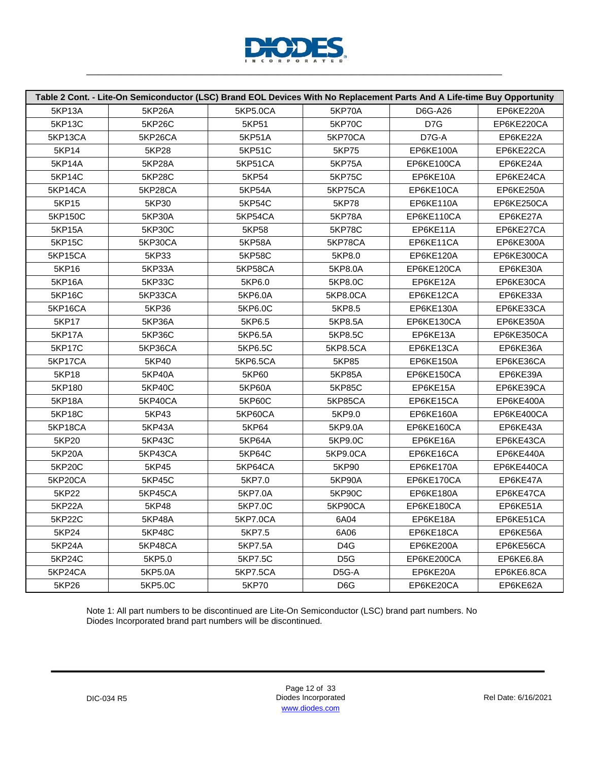| Table 2 Cont. - Lite-On Semiconductor (LSC) Brand EOL Devices With No Replacement Parts And A Life-time Buy Opportunity | | | | | |
|---|---|---|---|---|---|
| 5KP13A | 5KP26A | 5KP5.0CA | 5KP70A | D6G-A26 | EP6KE220A |
| 5KP13C | 5KP26C | 5KP51 | 5KP70C | D7G | EP6KE220CA |
| 5KP13CA | 5KP26CA | 5KP51A | 5KP70CA | D7G-A | EP6KE22A |
| 5KP14 | 5KP28 | 5KP51C | 5KP75 | EP6KE100A | EP6KE22CA |
| 5KP14A | 5KP28A | 5KP51CA | 5KP75A | EP6KE100CA | EP6KE24A |
| 5KP14C | 5KP28C | 5KP54 | 5KP75C | EP6KE10A | EP6KE24CA |
| 5KP14CA | 5KP28CA | 5KP54A | 5KP75CA | EP6KE10CA | EP6KE250A |
| 5KP15 | 5KP30 | 5KP54C | 5KP78 | EP6KE110A | EP6KE250CA |
| 5KP150C | 5KP30A | 5KP54CA | 5KP78A | EP6KE110CA | EP6KE27A |
| 5KP15A | 5KP30C | 5KP58 | 5KP78C | EP6KE11A | EP6KE27CA |
| 5KP15C | 5KP30CA | 5KP58A | 5KP78CA | EP6KE11CA | EP6KE300A |
| 5KP15CA | 5KP33 | 5KP58C | 5KP8.0 | EP6KE120A | EP6KE300CA |
| 5KP16 | 5KP33A | 5KP58CA | 5KP8.0A | EP6KE120CA | EP6KE30A |
| 5KP16A | 5KP33C | 5KP6.0 | 5KP8.0C | EP6KE12A | EP6KE30CA |
| 5KP16C | 5KP33CA | 5KP6.0A | 5KP8.0CA | EP6KE12CA | EP6KE33A |
| 5KP16CA | 5KP36 | 5KP6.0C | 5KP8.5 | EP6KE130A | EP6KE33CA |
| 5KP17 | 5KP36A | 5KP6.5 | 5KP8.5A | EP6KE130CA | EP6KE350A |
| 5KP17A | 5KP36C | 5KP6.5A | 5KP8.5C | EP6KE13A | EP6KE350CA |
| 5KP17C | 5KP36CA | 5KP6.5C | 5KP8.5CA | EP6KE13CA | EP6KE36A |
| 5KP17CA | 5KP40 | 5KP6.5CA | 5KP85 | EP6KE150A | EP6KE36CA |
| 5KP18 | 5KP40A | 5KP60 | 5KP85A | EP6KE150CA | EP6KE39A |
| 5KP180 | 5KP40C | 5KP60A | 5KP85C | EP6KE15A | EP6KE39CA |
| 5KP18A | 5KP40CA | 5KP60C | 5KP85CA | EP6KE15CA | EP6KE400A |
| 5KP18C | 5KP43 | 5KP60CA | 5KP9.0 | EP6KE160A | EP6KE400CA |
| 5KP18CA | 5KP43A | 5KP64 | 5KP9.0A | EP6KE160CA | EP6KE43A |
| 5KP20 | 5KP43C | 5KP64A | 5KP9.0C | EP6KE16A | EP6KE43CA |
| 5KP20A | 5KP43CA | 5KP64C | 5KP9.0CA | EP6KE16CA | EP6KE440A |
| 5KP20C | 5KP45 | 5KP64CA | 5KP90 | EP6KE170A | EP6KE440CA |
| 5KP20CA | 5KP45C | 5KP7.0 | 5KP90A | EP6KE170CA | EP6KE47A |
| 5KP22 | 5KP45CA | 5KP7.0A | 5KP90C | EP6KE180A | EP6KE47CA |
| 5KP22A | 5KP48 | 5KP7.0C | 5KP90CA | EP6KE180CA | EP6KE51A |
| 5KP22C | 5KP48A | 5KP7.0CA | 6A04 | EP6KE18A | EP6KE51CA |
| 5KP24 | 5KP48C | 5KP7.5 | 6A06 | EP6KE18CA | EP6KE56A |
| 5KP24A | 5KP48CA | 5KP7.5A | D4G | EP6KE200A | EP6KE56CA |
| 5KP24C | 5KP5.0 | 5KP7.5C | D5G | EP6KE200CA | EP6KE6.8A |
| 5KP24CA | 5KP5.0A | 5KP7.5CA | D5G-A | EP6KE20A | EP6KE6.8CA |
| 5KP26 | 5KP5.0C | 5KP70 | D6G | EP6KE20CA | EP6KE62A |

Note 1: All part numbers to be discontinued are Lite-On Semiconductor (LSC) brand part numbers. No Diodes Incorporated brand part numbers will be discontinued.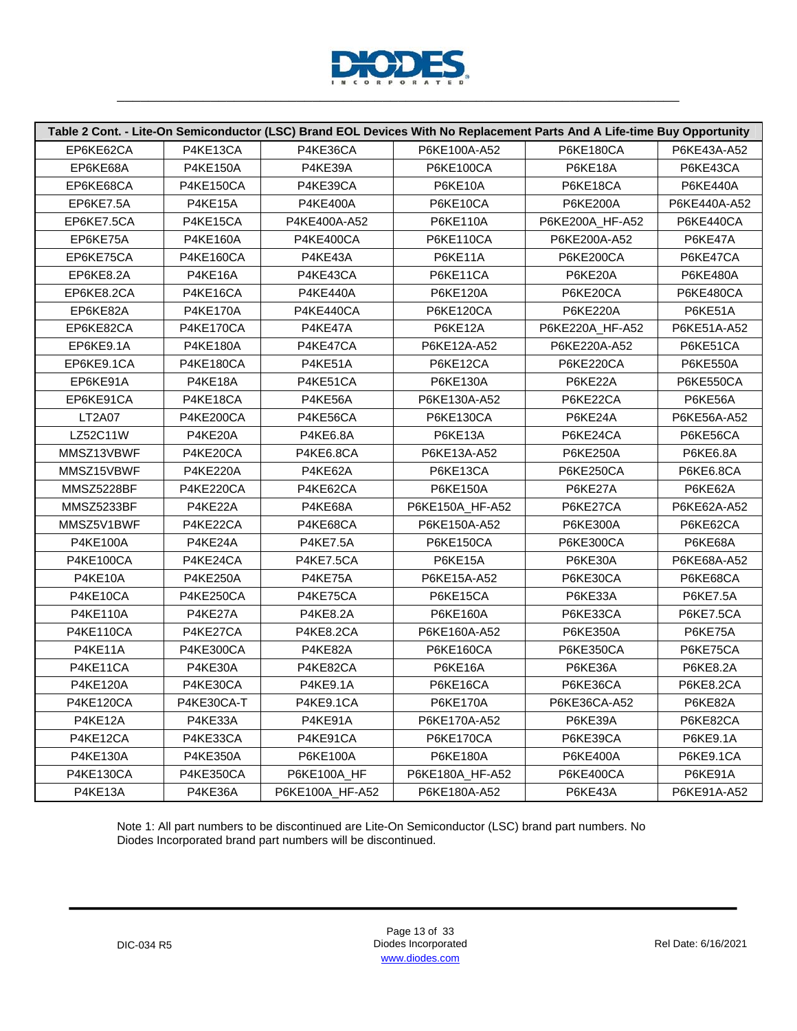| Table 2 Cont. - Lite-On Semiconductor (LSC) Brand EOL Devices With No Replacement Parts And A Life-time Buy Opportunity | | | | | |
|---|---|---|---|---|---|
| EP6KE62CA | P4KE13CA | P4KE36CA | P6KE100A-A52 | P6KE180CA | P6KE43A-A52 |
| EP6KE68A | P4KE150A | P4KE39A | P6KE100CA | P6KE18A | P6KE43CA |
| EP6KE68CA | P4KE150CA | P4KE39CA | P6KE10A | P6KE18CA | P6KE440A |
| EP6KE7.5A | P4KE15A | P4KE400A | P6KE10CA | P6KE200A | P6KE440A-A52 |
| EP6KE7.5CA | P4KE15CA | P4KE400A-A52 | P6KE110A | P6KE200A_HF-A52 | P6KE440CA |
| EP6KE75A | P4KE160A | P4KE400CA | P6KE110CA | P6KE200A-A52 | P6KE47A |
| EP6KE75CA | P4KE160CA | P4KE43A | P6KE11A | P6KE200CA | P6KE47CA |
| EP6KE8.2A | P4KE16A | P4KE43CA | P6KE11CA | P6KE20A | P6KE480A |
| EP6KE8.2CA | P4KE16CA | P4KE440A | P6KE120A | P6KE20CA | P6KE480CA |
| EP6KE82A | P4KE170A | P4KE440CA | P6KE120CA | P6KE220A | P6KE51A |
| EP6KE82CA | P4KE170CA | P4KE47A | P6KE12A | P6KE220A_HF-A52 | P6KE51A-A52 |
| EP6KE9.1A | P4KE180A | P4KE47CA | P6KE12A-A52 | P6KE220A-A52 | P6KE51CA |
| EP6KE9.1CA | P4KE180CA | P4KE51A | P6KE12CA | P6KE220CA | P6KE550A |
| EP6KE91A | P4KE18A | P4KE51CA | P6KE130A | P6KE22A | P6KE550CA |
| EP6KE91CA | P4KE18CA | P4KE56A | P6KE130A-A52 | P6KE22CA | P6KE56A |
| LT2A07 | P4KE200CA | P4KE56CA | P6KE130CA | P6KE24A | P6KE56A-A52 |
| LZ52C11W | P4KE20A | P4KE6.8A | P6KE13A | P6KE24CA | P6KE56CA |
| MMSZ13VBWF | P4KE20CA | P4KE6.8CA | P6KE13A-A52 | P6KE250A | P6KE6.8A |
| MMSZ15VBWF | P4KE220A | P4KE62A | P6KE13CA | P6KE250CA | P6KE6.8CA |
| MMSZ5228BF | P4KE220CA | P4KE62CA | P6KE150A | P6KE27A | P6KE62A |
| MMSZ5233BF | P4KE22A | P4KE68A | P6KE150A_HF-A52 | P6KE27CA | P6KE62A-A52 |
| MMSZ5V1BWF | P4KE22CA | P4KE68CA | P6KE150A-A52 | P6KE300A | P6KE62CA |
| P4KE100A | P4KE24A | P4KE7.5A | P6KE150CA | P6KE300CA | P6KE68A |
| P4KE100CA | P4KE24CA | P4KE7.5CA | P6KE15A | P6KE30A | P6KE68A-A52 |
| P4KE10A | P4KE250A | P4KE75A | P6KE15A-A52 | P6KE30CA | P6KE68CA |
| P4KE10CA | P4KE250CA | P4KE75CA | P6KE15CA | P6KE33A | P6KE7.5A |
| P4KE110A | P4KE27A | P4KE8.2A | P6KE160A | P6KE33CA | P6KE7.5CA |
| P4KE110CA | P4KE27CA | P4KE8.2CA | P6KE160A-A52 | P6KE350A | P6KE75A |
| P4KE11A | P4KE300CA | P4KE82A | P6KE160CA | P6KE350CA | P6KE75CA |
| P4KE11CA | P4KE30A | P4KE82CA | P6KE16A | P6KE36A | P6KE8.2A |
| P4KE120A | P4KE30CA | P4KE9.1A | P6KE16CA | P6KE36CA | P6KE8.2CA |
| P4KE120CA | P4KE30CA-T | P4KE9.1CA | P6KE170A | P6KE36CA-A52 | P6KE82A |
| P4KE12A | P4KE33A | P4KE91A | P6KE170A-A52 | P6KE39A | P6KE82CA |
| P4KE12CA | P4KE33CA | P4KE91CA | P6KE170CA | P6KE39CA | P6KE9.1A |
| P4KE130A | P4KE350A | P6KE100A | P6KE180A | P6KE400A | P6KE9.1CA |
| P4KE130CA | P4KE350CA | P6KE100A_HF | P6KE180A_HF-A52 | P6KE400CA | P6KE91A |
| P4KE13A | P4KE36A | P6KE100A_HF-A52 | P6KE180A-A52 | P6KE43A | P6KE91A-A52 |

Note 1: All part numbers to be discontinued are Lite-On Semiconductor (LSC) brand part numbers. No Diodes Incorporated brand part numbers will be discontinued.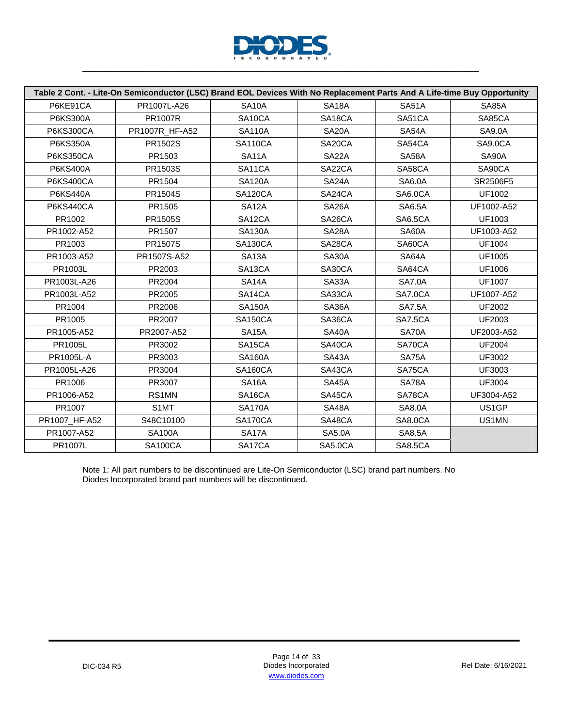| Table 2 Cont. - Lite-On Semiconductor (LSC) Brand EOL Devices With No Replacement Parts And A Life-time Buy Opportunity | | | | | |
|---|---|---|---|---|---|
| P6KE91CA | PR1007L-A26 | SA10A | SA18A | SA51A | SA85A |
| P6KS300A | PR1007R | SA10CA | SA18CA | SA51CA | SA85CA |
| P6KS300CA | PR1007R_HF-A52 | SA110A | SA20A | SA54A | SA9.0A |
| P6KS350A | PR1502S | SA110CA | SA20CA | SA54CA | SA9.0CA |
| P6KS350CA | PR1503 | SA11A | SA22A | SA58A | SA90A |
| P6KS400A | PR1503S | SA11CA | SA22CA | SA58CA | SA90CA |
| P6KS400CA | PR1504 | SA120A | SA24A | SA6.0A | SR2506F5 |
| P6KS440A | PR1504S | SA120CA | SA24CA | SA6.0CA | UF1002 |
| P6KS440CA | PR1505 | SA12A | SA26A | SA6.5A | UF1002-A52 |
| PR1002 | PR1505S | SA12CA | SA26CA | SA6.5CA | UF1003 |
| PR1002-A52 | PR1507 | SA130A | SA28A | SA60A | UF1003-A52 |
| PR1003 | PR1507S | SA130CA | SA28CA | SA60CA | UF1004 |
| PR1003-A52 | PR1507S-A52 | SA13A | SA30A | SA64A | UF1005 |
| PR1003L | PR2003 | SA13CA | SA30CA | SA64CA | UF1006 |
| PR1003L-A26 | PR2004 | SA14A | SA33A | SA7.0A | UF1007 |
| PR1003L-A52 | PR2005 | SA14CA | SA33CA | SA7.0CA | UF1007-A52 |
| PR1004 | PR2006 | SA150A | SA36A | SA7.5A | UF2002 |
| PR1005 | PR2007 | SA150CA | SA36CA | SA7.5CA | UF2003 |
| PR1005-A52 | PR2007-A52 | SA15A | SA40A | SA70A | UF2003-A52 |
| PR1005L | PR3002 | SA15CA | SA40CA | SA70CA | UF2004 |
| PR1005L-A | PR3003 | SA160A | SA43A | SA75A | UF3002 |
| PR1005L-A26 | PR3004 | SA160CA | SA43CA | SA75CA | UF3003 |
| PR1006 | PR3007 | SA16A | SA45A | SA78A | UF3004 |
| PR1006-A52 | RS1MN | SA16CA | SA45CA | SA78CA | UF3004-A52 |
| PR1007 | S1MT | SA170A | SA48A | SA8.0A | US1GP |
| PR1007_HF-A52 | S48C10100 | SA170CA | SA48CA | SA8.0CA | US1MN |
| PR1007-A52 | SA100A | SA17A | SA5.0A | SA8.5A | |
| PR1007L | SA100CA | SA17CA | SA5.0CA | SA8.5CA | |

Note 1: All part numbers to be discontinued are Lite-On Semiconductor (LSC) brand part numbers. No Diodes Incorporated brand part numbers will be discontinued.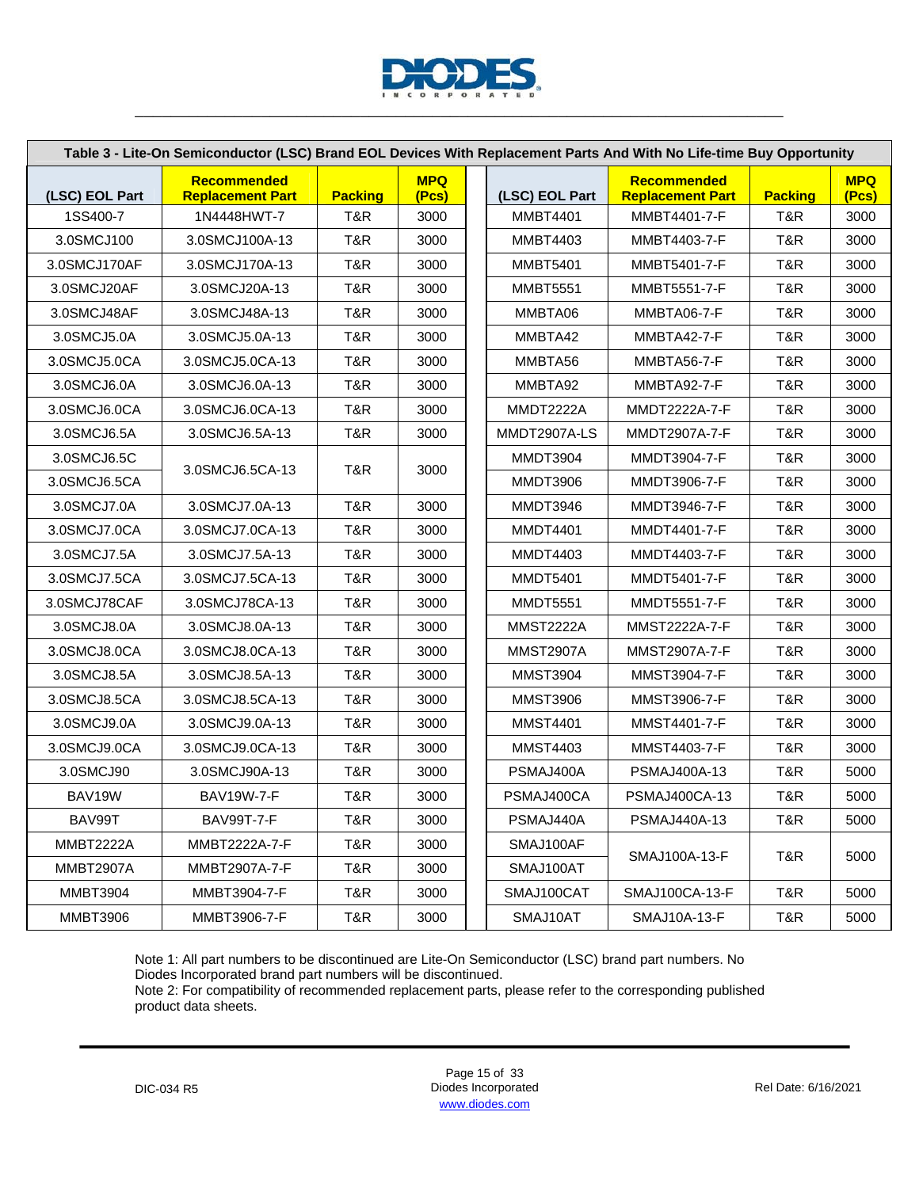**Table 3 - Lite-On Semiconductor (LSC) Brand EOL Devices With Replacement Parts And With No Life-time Buy Opportunity**

| (LSC) EOL Part | Recommended Replacement Part | Packing | MPQ (Pcs) | (LSC) EOL Part | Recommended Replacement Part | Packing | MPQ (Pcs) |
|---|---|---|---|---|---|---|---|
| 1SS400-7 | 1N4448HWT-7 | T&R | 3000 | MMBT4401 | MMBT4401-7-F | T&R | 3000 |
| 3.0SMCJ100 | 3.0SMCJ100A-13 | T&R | 3000 | MMBT4403 | MMBT4403-7-F | T&R | 3000 |
| 3.0SMCJ170AF | 3.0SMCJ170A-13 | T&R | 3000 | MMBT5401 | MMBT5401-7-F | T&R | 3000 |
| 3.0SMCJ20AF | 3.0SMCJ20A-13 | T&R | 3000 | MMBT5551 | MMBT5551-7-F | T&R | 3000 |
| 3.0SMCJ48AF | 3.0SMCJ48A-13 | T&R | 3000 | MMBTA06 | MMBTA06-7-F | T&R | 3000 |
| 3.0SMCJ5.0A | 3.0SMCJ5.0A-13 | T&R | 3000 | MMBTA42 | MMBTA42-7-F | T&R | 3000 |
| 3.0SMCJ5.0CA | 3.0SMCJ5.0CA-13 | T&R | 3000 | MMBTA56 | MMBTA56-7-F | T&R | 3000 |
| 3.0SMCJ6.0A | 3.0SMCJ6.0A-13 | T&R | 3000 | MMBTA92 | MMBTA92-7-F | T&R | 3000 |
| 3.0SMCJ6.0CA | 3.0SMCJ6.0CA-13 | T&R | 3000 | MMDT2222A | MMDT2222A-7-F | T&R | 3000 |
| 3.0SMCJ6.5A | 3.0SMCJ6.5A-13 | T&R | 3000 | MMDT2907A-LS | MMDT2907A-7-F | T&R | 3000 |
| 3.0SMCJ6.5C | 3.0SMCJ6.5CA-13 | T&R | 3000 | MMDT3904 | MMDT3904-7-F | T&R | 3000 |
| 3.0SMCJ6.5CA | | | | MMDT3906 | MMDT3906-7-F | T&R | 3000 |
| 3.0SMCJ7.0A | 3.0SMCJ7.0A-13 | T&R | 3000 | MMDT3946 | MMDT3946-7-F | T&R | 3000 |
| 3.0SMCJ7.0CA | 3.0SMCJ7.0CA-13 | T&R | 3000 | MMDT4401 | MMDT4401-7-F | T&R | 3000 |
| 3.0SMCJ7.5A | 3.0SMCJ7.5A-13 | T&R | 3000 | MMDT4403 | MMDT4403-7-F | T&R | 3000 |
| 3.0SMCJ7.5CA | 3.0SMCJ7.5CA-13 | T&R | 3000 | MMDT5401 | MMDT5401-7-F | T&R | 3000 |
| 3.0SMCJ78CAF | 3.0SMCJ78CA-13 | T&R | 3000 | MMDT5551 | MMDT5551-7-F | T&R | 3000 |
| 3.0SMCJ8.0A | 3.0SMCJ8.0A-13 | T&R | 3000 | MMST2222A | MMST2222A-7-F | T&R | 3000 |
| 3.0SMCJ8.0CA | 3.0SMCJ8.0CA-13 | T&R | 3000 | MMST2907A | MMST2907A-7-F | T&R | 3000 |
| 3.0SMCJ8.5A | 3.0SMCJ8.5A-13 | T&R | 3000 | MMST3904 | MMST3904-7-F | T&R | 3000 |
| 3.0SMCJ8.5CA | 3.0SMCJ8.5CA-13 | T&R | 3000 | MMST3906 | MMST3906-7-F | T&R | 3000 |
| 3.0SMCJ9.0A | 3.0SMCJ9.0A-13 | T&R | 3000 | MMST4401 | MMST4401-7-F | T&R | 3000 |
| 3.0SMCJ9.0CA | 3.0SMCJ9.0CA-13 | T&R | 3000 | MMST4403 | MMST4403-7-F | T&R | 3000 |
| 3.0SMCJ90 | 3.0SMCJ90A-13 | T&R | 3000 | PSMAJ400A | PSMAJ400A-13 | T&R | 5000 |
| BAV19W | BAV19W-7-F | T&R | 3000 | PSMAJ400CA | PSMAJ400CA-13 | T&R | 5000 |
| BAV99T | BAV99T-7-F | T&R | 3000 | PSMAJ440A | PSMAJ440A-13 | T&R | 5000 |
| MMBT2222A | MMBT2222A-7-F | T&R | 3000 | SMAJ100AF | SMAJ100A-13-F | T&R | 5000 |
| MMBT2907A | MMBT2907A-7-F | T&R | 3000 | SMAJ100AT | | | |
| MMBT3904 | MMBT3904-7-F | T&R | 3000 | SMAJ100CAT | SMAJ100CA-13-F | T&R | 5000 |
| MMBT3906 | MMBT3906-7-F | T&R | 3000 | SMAJ10AT | SMAJ10A-13-F | T&R | 5000 |

Note 1: All part numbers to be discontinued are Lite-On Semiconductor (LSC) brand part numbers. No Diodes Incorporated brand part numbers will be discontinued.
Note 2: For compatibility of recommended replacement parts, please refer to the corresponding published product data sheets.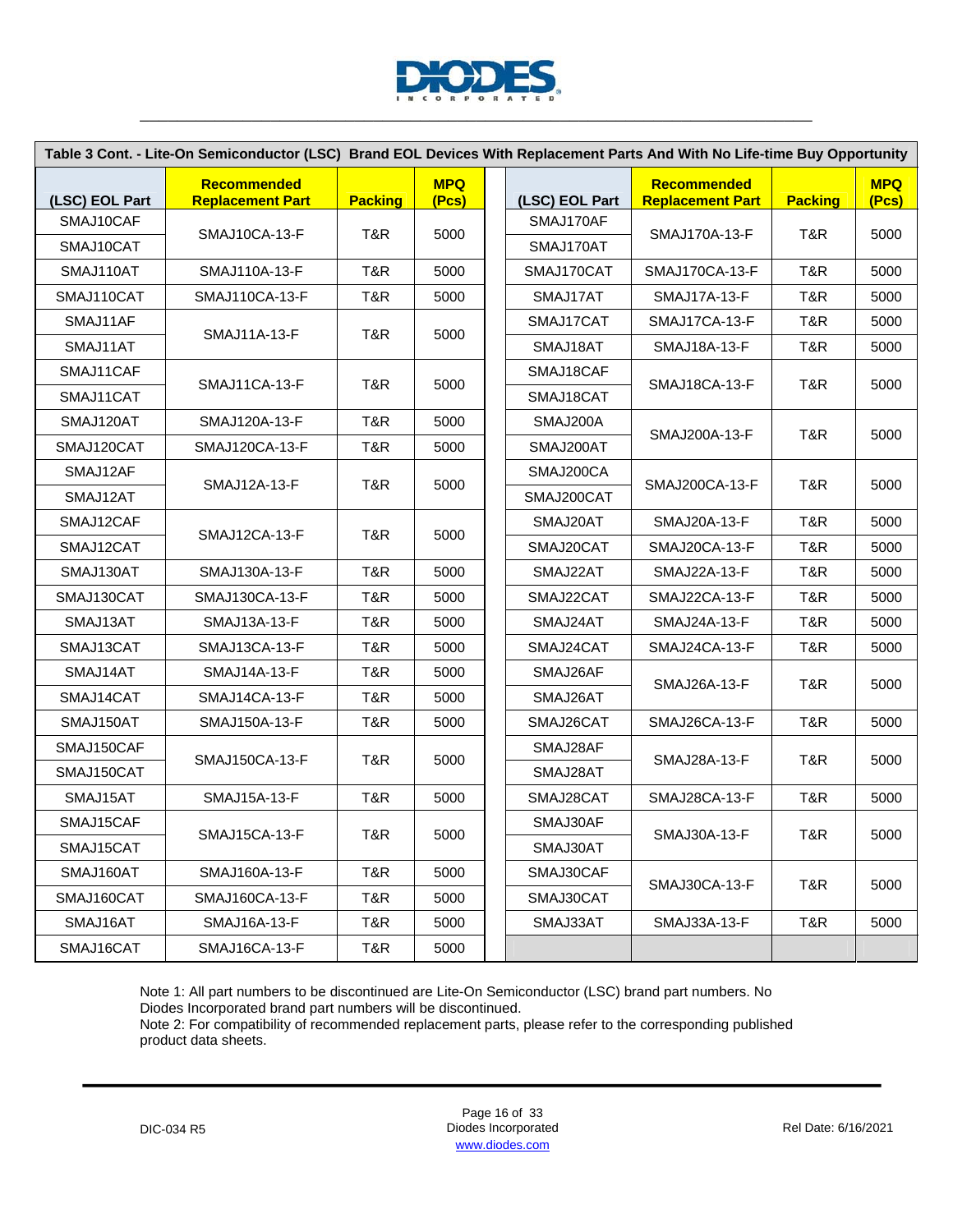**Table 3 Cont. - Lite-On Semiconductor (LSC) Brand EOL Devices With Replacement Parts And With No Life-time Buy Opportunity**

| (LSC) EOL Part | Recommended Replacement Part | Packing | MPQ (Pcs) |
|---|---|---|---|
| SMAJ10CAF | SMAJ10CA-13-F | T&R | 5000 |
| SMAJ10CAT | SMAJ10CA-13-F | T&R | 5000 |
| SMAJ110AT | SMAJ110A-13-F | T&R | 5000 |
| SMAJ110CAT | SMAJ110CA-13-F | T&R | 5000 |
| SMAJ11AF | SMAJ11A-13-F | T&R | 5000 |
| SMAJ11AT | SMAJ11A-13-F | T&R | 5000 |
| SMAJ11CAF | SMAJ11CA-13-F | T&R | 5000 |
| SMAJ11CAT | SMAJ11CA-13-F | T&R | 5000 |
| SMAJ120AT | SMAJ120A-13-F | T&R | 5000 |
| SMAJ120CAT | SMAJ120CA-13-F | T&R | 5000 |
| SMAJ12AF | SMAJ12A-13-F | T&R | 5000 |
| SMAJ12AT | SMAJ12A-13-F | T&R | 5000 |
| SMAJ12CAF | SMAJ12CA-13-F | T&R | 5000 |
| SMAJ12CAT | SMAJ12CA-13-F | T&R | 5000 |
| SMAJ130AT | SMAJ130A-13-F | T&R | 5000 |
| SMAJ130CAT | SMAJ130CA-13-F | T&R | 5000 |
| SMAJ13AT | SMAJ13A-13-F | T&R | 5000 |
| SMAJ13CAT | SMAJ13CA-13-F | T&R | 5000 |
| SMAJ14AT | SMAJ14A-13-F | T&R | 5000 |
| SMAJ14CAT | SMAJ14CA-13-F | T&R | 5000 |
| SMAJ150AT | SMAJ150A-13-F | T&R | 5000 |
| SMAJ150CAF | SMAJ150CA-13-F | T&R | 5000 |
| SMAJ150CAT | SMAJ150CA-13-F | T&R | 5000 |
| SMAJ15AT | SMAJ15A-13-F | T&R | 5000 |
| SMAJ15CAF | SMAJ15CA-13-F | T&R | 5000 |
| SMAJ15CAT | SMAJ15CA-13-F | T&R | 5000 |
| SMAJ160AT | SMAJ160A-13-F | T&R | 5000 |
| SMAJ160CAT | SMAJ160CA-13-F | T&R | 5000 |
| SMAJ16AT | SMAJ16A-13-F | T&R | 5000 |
| SMAJ16CAT | SMAJ16CA-13-F | T&R | 5000 |
| SMAJ170AF | SMAJ170A-13-F | T&R | 5000 |
| SMAJ170AT | SMAJ170A-13-F | T&R | 5000 |
| SMAJ170CAT | SMAJ170CA-13-F | T&R | 5000 |
| SMAJ17AT | SMAJ17A-13-F | T&R | 5000 |
| SMAJ17CAT | SMAJ17CA-13-F | T&R | 5000 |
| SMAJ18AT | SMAJ18A-13-F | T&R | 5000 |
| SMAJ18CAF | SMAJ18CA-13-F | T&R | 5000 |
| SMAJ18CAT | SMAJ18CA-13-F | T&R | 5000 |
| SMAJ200A | SMAJ200A-13-F | T&R | 5000 |
| SMAJ200AT | SMAJ200A-13-F | T&R | 5000 |
| SMAJ200CA | SMAJ200CA-13-F | T&R | 5000 |
| SMAJ200CAT | SMAJ200CA-13-F | T&R | 5000 |
| SMAJ20AT | SMAJ20A-13-F | T&R | 5000 |
| SMAJ20CAT | SMAJ20CA-13-F | T&R | 5000 |
| SMAJ22AT | SMAJ22A-13-F | T&R | 5000 |
| SMAJ22CAT | SMAJ22CA-13-F | T&R | 5000 |
| SMAJ24AT | SMAJ24A-13-F | T&R | 5000 |
| SMAJ24CAT | SMAJ24CA-13-F | T&R | 5000 |
| SMAJ26AF | SMAJ26A-13-F | T&R | 5000 |
| SMAJ26AT | SMAJ26A-13-F | T&R | 5000 |
| SMAJ26CAT | SMAJ26CA-13-F | T&R | 5000 |
| SMAJ28AF | SMAJ28A-13-F | T&R | 5000 |
| SMAJ28AT | SMAJ28A-13-F | T&R | 5000 |
| SMAJ28CAT | SMAJ28CA-13-F | T&R | 5000 |
| SMAJ30AF | SMAJ30A-13-F | T&R | 5000 |
| SMAJ30AT | SMAJ30A-13-F | T&R | 5000 |
| SMAJ30CAF | SMAJ30CA-13-F | T&R | 5000 |
| SMAJ30CAT | SMAJ30CA-13-F | T&R | 5000 |
| SMAJ33AT | SMAJ33A-13-F | T&R | 5000 |

Note 1: All part numbers to be discontinued are Lite-On Semiconductor (LSC) brand part numbers. No Diodes Incorporated brand part numbers will be discontinued.
Note 2: For compatibility of recommended replacement parts, please refer to the corresponding published product data sheets.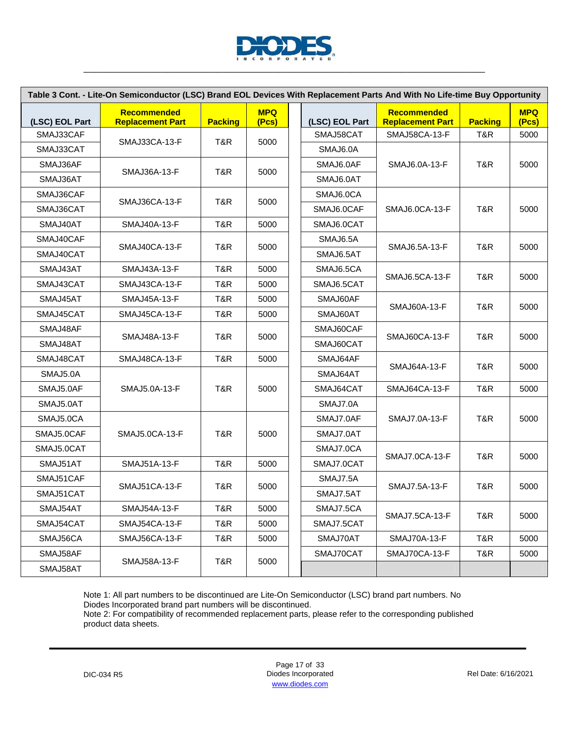**Table 3 Cont. - Lite-On Semiconductor (LSC) Brand EOL Devices With Replacement Parts And With No Life-time Buy Opportunity**

| (LSC) EOL Part | Recommended Replacement Part | Packing | MPQ (Pcs) |
|---|---|---|---|
| SMAJ33CAF | SMAJ33CA-13-F | T&R | 5000 |
| SMAJ33CAT | SMAJ33CA-13-F | T&R | 5000 |
| SMAJ36AF | SMAJ36A-13-F | T&R | 5000 |
| SMAJ36AT | SMAJ36A-13-F | T&R | 5000 |
| SMAJ36CAF | SMAJ36CA-13-F | T&R | 5000 |
| SMAJ36CAT | SMAJ36CA-13-F | T&R | 5000 |
| SMAJ40AT | SMAJ40A-13-F | T&R | 5000 |
| SMAJ40CAF | SMAJ40CA-13-F | T&R | 5000 |
| SMAJ40CAT | SMAJ40CA-13-F | T&R | 5000 |
| SMAJ43AT | SMAJ43A-13-F | T&R | 5000 |
| SMAJ43CAT | SMAJ43CA-13-F | T&R | 5000 |
| SMAJ45AT | SMAJ45A-13-F | T&R | 5000 |
| SMAJ45CAT | SMAJ45CA-13-F | T&R | 5000 |
| SMAJ48AF | SMAJ48A-13-F | T&R | 5000 |
| SMAJ48AT | SMAJ48A-13-F | T&R | 5000 |
| SMAJ48CAT | SMAJ48CA-13-F | T&R | 5000 |
| SMAJ5.0A | SMAJ5.0A-13-F | T&R | 5000 |
| SMAJ5.0AF | SMAJ5.0A-13-F | T&R | 5000 |
| SMAJ5.0AT | SMAJ5.0A-13-F | T&R | 5000 |
| SMAJ5.0CA | SMAJ5.0CA-13-F | T&R | 5000 |
| SMAJ5.0CAF | SMAJ5.0CA-13-F | T&R | 5000 |
| SMAJ5.0CAT | SMAJ5.0CA-13-F | T&R | 5000 |
| SMAJ51AT | SMAJ51A-13-F | T&R | 5000 |
| SMAJ51CAF | SMAJ51CA-13-F | T&R | 5000 |
| SMAJ51CAT | SMAJ51CA-13-F | T&R | 5000 |
| SMAJ54AT | SMAJ54A-13-F | T&R | 5000 |
| SMAJ54CAT | SMAJ54CA-13-F | T&R | 5000 |
| SMAJ56CA | SMAJ56CA-13-F | T&R | 5000 |
| SMAJ58AF | SMAJ58A-13-F | T&R | 5000 |
| SMAJ58AT | SMAJ58A-13-F | T&R | 5000 |
| SMAJ58CAT | SMAJ58CA-13-F | T&R | 5000 |
| SMAJ6.0A | SMAJ6.0A-13-F | T&R | 5000 |
| SMAJ6.0AF | SMAJ6.0A-13-F | T&R | 5000 |
| SMAJ6.0AT | SMAJ6.0A-13-F | T&R | 5000 |
| SMAJ6.0CA | SMAJ6.0CA-13-F | T&R | 5000 |
| SMAJ6.0CAF | SMAJ6.0CA-13-F | T&R | 5000 |
| SMAJ6.0CAT | SMAJ6.0CA-13-F | T&R | 5000 |
| SMAJ6.5A | SMAJ6.5A-13-F | T&R | 5000 |
| SMAJ6.5AT | SMAJ6.5A-13-F | T&R | 5000 |
| SMAJ6.5CA | SMAJ6.5CA-13-F | T&R | 5000 |
| SMAJ6.5CAT | SMAJ6.5CA-13-F | T&R | 5000 |
| SMAJ60AF | SMAJ60A-13-F | T&R | 5000 |
| SMAJ60AT | SMAJ60A-13-F | T&R | 5000 |
| SMAJ60CAF | SMAJ60CA-13-F | T&R | 5000 |
| SMAJ60CAT | SMAJ60CA-13-F | T&R | 5000 |
| SMAJ64AF | SMAJ64A-13-F | T&R | 5000 |
| SMAJ64AT | SMAJ64A-13-F | T&R | 5000 |
| SMAJ64CAT | SMAJ64CA-13-F | T&R | 5000 |
| SMAJ7.0A | SMAJ7.0A-13-F | T&R | 5000 |
| SMAJ7.0AF | SMAJ7.0A-13-F | T&R | 5000 |
| SMAJ7.0AT | SMAJ7.0A-13-F | T&R | 5000 |
| SMAJ7.0CA | SMAJ7.0CA-13-F | T&R | 5000 |
| SMAJ7.0CAT | SMAJ7.0CA-13-F | T&R | 5000 |
| SMAJ7.5A | SMAJ7.5A-13-F | T&R | 5000 |
| SMAJ7.5AT | SMAJ7.5A-13-F | T&R | 5000 |
| SMAJ7.5CA | SMAJ7.5CA-13-F | T&R | 5000 |
| SMAJ7.5CAT | SMAJ7.5CA-13-F | T&R | 5000 |
| SMAJ70AT | SMAJ70A-13-F | T&R | 5000 |
| SMAJ70CAT | SMAJ70CA-13-F | T&R | 5000 |

Note 1: All part numbers to be discontinued are Lite-On Semiconductor (LSC) brand part numbers. No Diodes Incorporated brand part numbers will be discontinued.
Note 2: For compatibility of recommended replacement parts, please refer to the corresponding published product data sheets.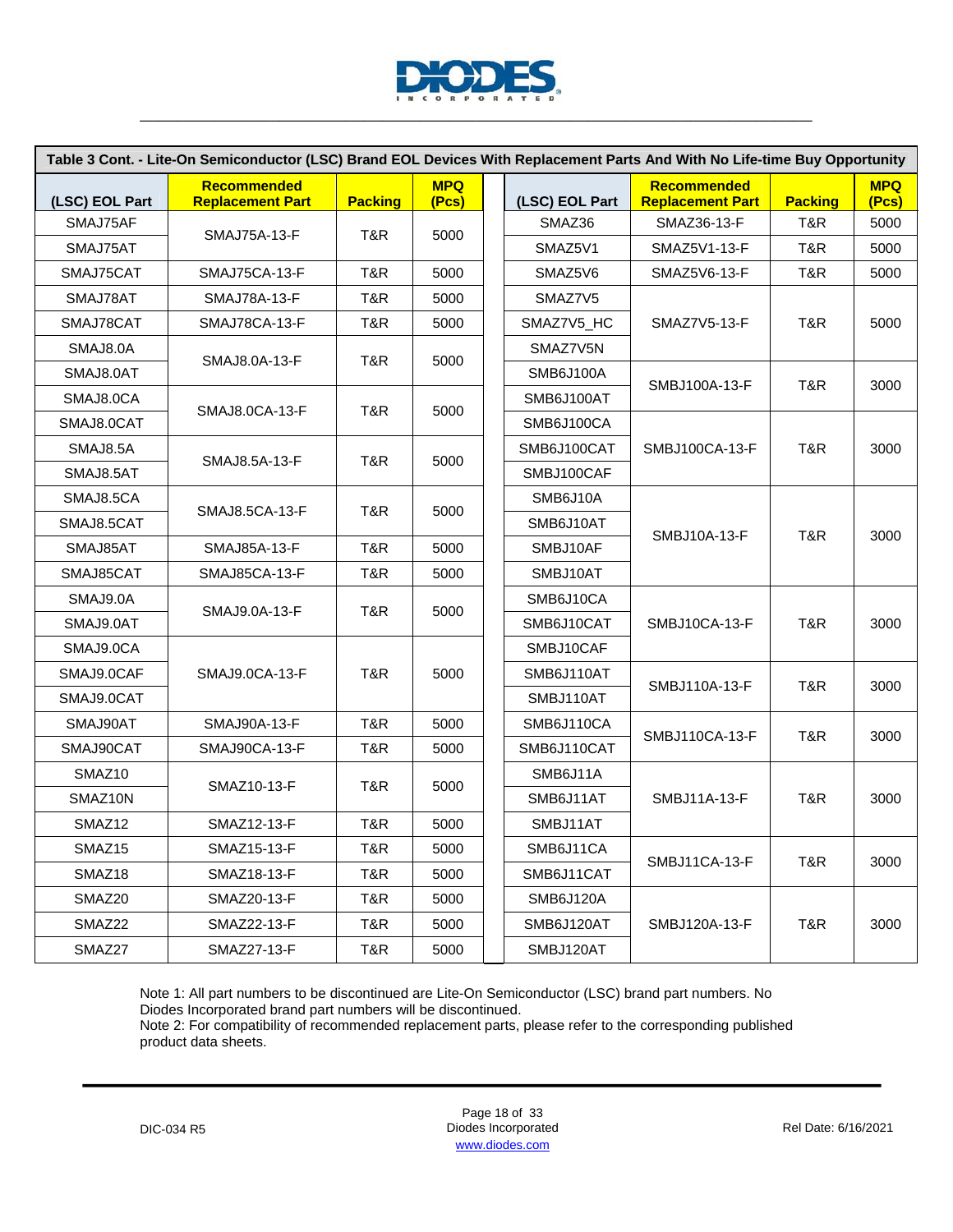| Table 3 Cont. - Lite-On Semiconductor (LSC) Brand EOL Devices With Replacement Parts And With No Life-time Buy Opportunity | | | | | | | |
|---|---|---|---|---|---|---|---|
| **(LSC) EOL Part** | **Recommended Replacement Part** | **Packing** | **MPQ (Pcs)** | **(LSC) EOL Part** | **Recommended Replacement Part** | **Packing** | **MPQ (Pcs)** |
| SMAJ75AF | SMAJ75A-13-F | T&R | 5000 | SMAZ36 | SMAZ36-13-F | T&R | 5000 |
| SMAJ75AT | SMAJ75A-13-F | T&R | 5000 | SMAZ5V1 | SMAZ5V1-13-F | T&R | 5000 |
| SMAJ75CAT | SMAJ75CA-13-F | T&R | 5000 | SMAZ5V6 | SMAZ5V6-13-F | T&R | 5000 |
| SMAJ78AT | SMAJ78A-13-F | T&R | 5000 | SMAZ7V5 | SMAZ7V5-13-F | T&R | 5000 |
| SMAJ78CAT | SMAJ78CA-13-F | T&R | 5000 | SMAZ7V5_HC | SMAZ7V5-13-F | T&R | 5000 |
| SMAJ8.0A | SMAJ8.0A-13-F | T&R | 5000 | SMAZ7V5N | SMAZ7V5-13-F | T&R | 5000 |
| SMAJ8.0AT | SMAJ8.0A-13-F | T&R | 5000 | SMB6J100A | SMBJ100A-13-F | T&R | 3000 |
| SMAJ8.0CA | SMAJ8.0CA-13-F | T&R | 5000 | SMB6J100AT | SMBJ100A-13-F | T&R | 3000 |
| SMAJ8.0CAT | SMAJ8.0CA-13-F | T&R | 5000 | SMB6J100CA | SMBJ100CA-13-F | T&R | 3000 |
| SMAJ8.5A | SMAJ8.5A-13-F | T&R | 5000 | SMB6J100CAT | SMBJ100CA-13-F | T&R | 3000 |
| SMAJ8.5AT | SMAJ8.5A-13-F | T&R | 5000 | SMBJ100CAF | SMBJ100CA-13-F | T&R | 3000 |
| SMAJ8.5CA | SMAJ8.5CA-13-F | T&R | 5000 | SMB6J10A | SMBJ10A-13-F | T&R | 3000 |
| SMAJ8.5CAT | SMAJ8.5CA-13-F | T&R | 5000 | SMB6J10AT | SMBJ10A-13-F | T&R | 3000 |
| SMAJ85AT | SMAJ85A-13-F | T&R | 5000 | SMBJ10AF | SMBJ10A-13-F | T&R | 3000 |
| SMAJ85CAT | SMAJ85CA-13-F | T&R | 5000 | SMBJ10AT | SMBJ10A-13-F | T&R | 3000 |
| SMAJ9.0A | SMAJ9.0A-13-F | T&R | 5000 | SMB6J10CA | SMBJ10CA-13-F | T&R | 3000 |
| SMAJ9.0AT | SMAJ9.0A-13-F | T&R | 5000 | SMB6J10CAT | SMBJ10CA-13-F | T&R | 3000 |
| SMAJ9.0CA | SMAJ9.0CA-13-F | T&R | 5000 | SMBJ10CAF | SMBJ10CA-13-F | T&R | 3000 |
| SMAJ9.0CAF | SMAJ9.0CA-13-F | T&R | 5000 | SMB6J110AT | SMBJ110A-13-F | T&R | 3000 |
| SMAJ9.0CAT | SMAJ9.0CA-13-F | T&R | 5000 | SMBJ110AT | SMBJ110A-13-F | T&R | 3000 |
| SMAJ90AT | SMAJ90A-13-F | T&R | 5000 | SMB6J110CA | SMBJ110CA-13-F | T&R | 3000 |
| SMAJ90CAT | SMAJ90CA-13-F | T&R | 5000 | SMB6J110CAT | SMBJ110CA-13-F | T&R | 3000 |
| SMAZ10 | SMAZ10-13-F | T&R | 5000 | SMB6J11A | SMBJ11A-13-F | T&R | 3000 |
| SMAZ10N | SMAZ10-13-F | T&R | 5000 | SMB6J11AT | SMBJ11A-13-F | T&R | 3000 |
| SMAZ12 | SMAZ12-13-F | T&R | 5000 | SMBJ11AT | SMBJ11A-13-F | T&R | 3000 |
| SMAZ15 | SMAZ15-13-F | T&R | 5000 | SMB6J11CA | SMBJ11CA-13-F | T&R | 3000 |
| SMAZ18 | SMAZ18-13-F | T&R | 5000 | SMB6J11CAT | SMBJ11CA-13-F | T&R | 3000 |
| SMAZ20 | SMAZ20-13-F | T&R | 5000 | SMB6J120A | SMBJ120A-13-F | T&R | 3000 |
| SMAZ22 | SMAZ22-13-F | T&R | 5000 | SMB6J120AT | SMBJ120A-13-F | T&R | 3000 |
| SMAZ27 | SMAZ27-13-F | T&R | 5000 | SMBJ120AT | SMBJ120A-13-F | T&R | 3000 |

Note 1: All part numbers to be discontinued are Lite-On Semiconductor (LSC) brand part numbers. No Diodes Incorporated brand part numbers will be discontinued.
Note 2: For compatibility of recommended replacement parts, please refer to the corresponding published product data sheets.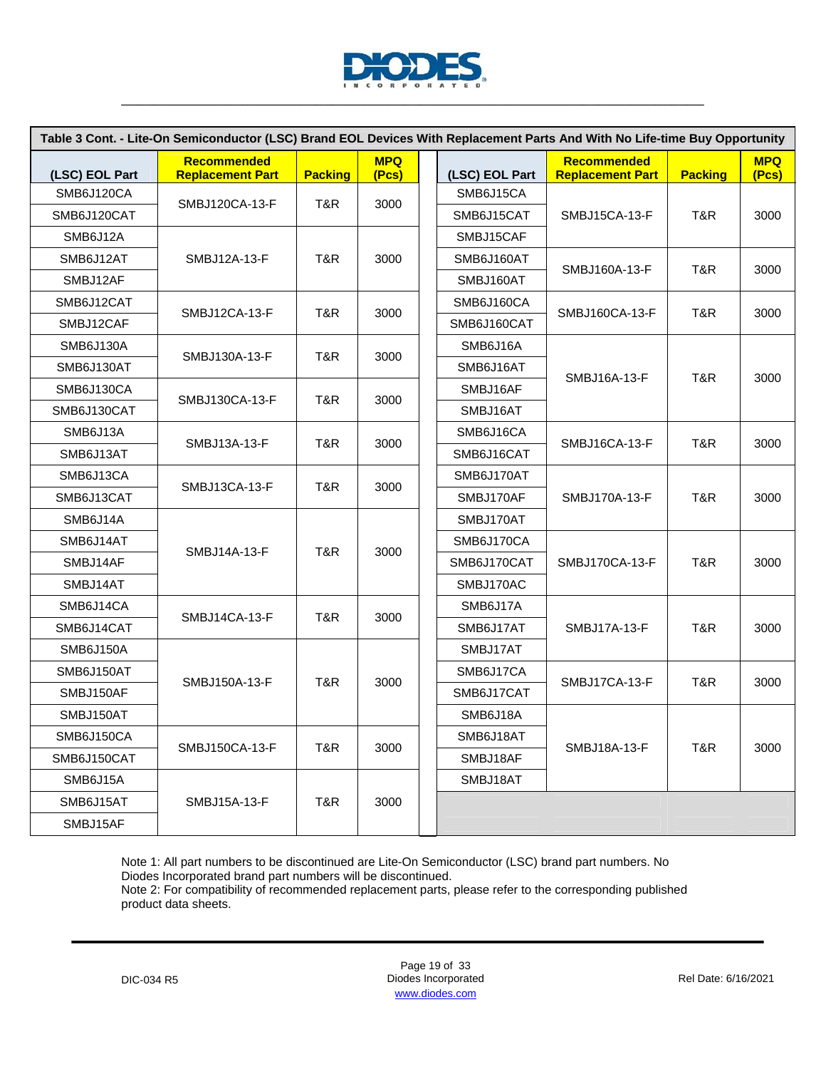| Table 3 Cont. - Lite-On Semiconductor (LSC) Brand EOL Devices With Replacement Parts And With No Life-time Buy Opportunity | | | | | | | |
|---|---|---|---|---|---|---|---|
| **(LSC) EOL Part** | **Recommended Replacement Part** | **Packing** | **MPQ (Pcs)** | **(LSC) EOL Part** | **Recommended Replacement Part** | **Packing** | **MPQ (Pcs)** |
| SMB6J120CA | SMBJ120CA-13-F | T&R | 3000 | SMB6J15CA | SMBJ15CA-13-F | T&R | 3000 |
| SMB6J120CAT | | | | SMB6J15CAT | | | |
| SMB6J12A | SMBJ12A-13-F | T&R | 3000 | SMBJ15CAF | | | |
| SMB6J12AT | | | | SMB6J160AT | SMBJ160A-13-F | T&R | 3000 |
| SMBJ12AF | | | | SMBJ160AT | | | |
| SMB6J12CAT | SMBJ12CA-13-F | T&R | 3000 | SMB6J160CA | SMBJ160CA-13-F | T&R | 3000 |
| SMBJ12CAF | | | | SMB6J160CAT | | | |
| SMB6J130A | SMBJ130A-13-F | T&R | 3000 | SMB6J16A | SMBJ16A-13-F | T&R | 3000 |
| SMB6J130AT | | | | SMB6J16AT | | | |
| SMB6J130CA | SMBJ130CA-13-F | T&R | 3000 | SMBJ16AF | | | |
| SMB6J130CAT | | | | SMBJ16AT | | | |
| SMB6J13A | SMBJ13A-13-F | T&R | 3000 | SMB6J16CA | SMBJ16CA-13-F | T&R | 3000 |
| SMB6J13AT | | | | SMB6J16CAT | | | |
| SMB6J13CA | SMBJ13CA-13-F | T&R | 3000 | SMB6J170AT | SMBJ170A-13-F | T&R | 3000 |
| SMB6J13CAT | | | | SMBJ170AF | | | |
| SMB6J14A | SMBJ14A-13-F | T&R | 3000 | SMBJ170AT | | | |
| SMB6J14AT | | | | SMB6J170CA | SMBJ170CA-13-F | T&R | 3000 |
| SMBJ14AF | | | | SMB6J170CAT | | | |
| SMBJ14AT | | | | SMBJ170AC | | | |
| SMB6J14CA | SMBJ14CA-13-F | T&R | 3000 | SMB6J17A | SMBJ17A-13-F | T&R | 3000 |
| SMB6J14CAT | | | | SMB6J17AT | | | |
| SMB6J150A | SMBJ150A-13-F | T&R | 3000 | SMBJ17AT | | | |
| SMB6J150AT | | | | SMB6J17CA | SMBJ17CA-13-F | T&R | 3000 |
| SMBJ150AF | | | | SMB6J17CAT | | | |
| SMBJ150AT | | | | SMB6J18A | SMBJ18A-13-F | T&R | 3000 |
| SMB6J150CA | SMBJ150CA-13-F | T&R | 3000 | SMB6J18AT | | | |
| SMB6J150CAT | | | | SMBJ18AF | | | |
| SMB6J15A | SMBJ15A-13-F | T&R | 3000 | SMBJ18AT | | | |
| SMB6J15AT | | | | | | | |
| SMBJ15AF | | | | | | | |

Note 1: All part numbers to be discontinued are Lite-On Semiconductor (LSC) brand part numbers. No Diodes Incorporated brand part numbers will be discontinued.
Note 2: For compatibility of recommended replacement parts, please refer to the corresponding published product data sheets.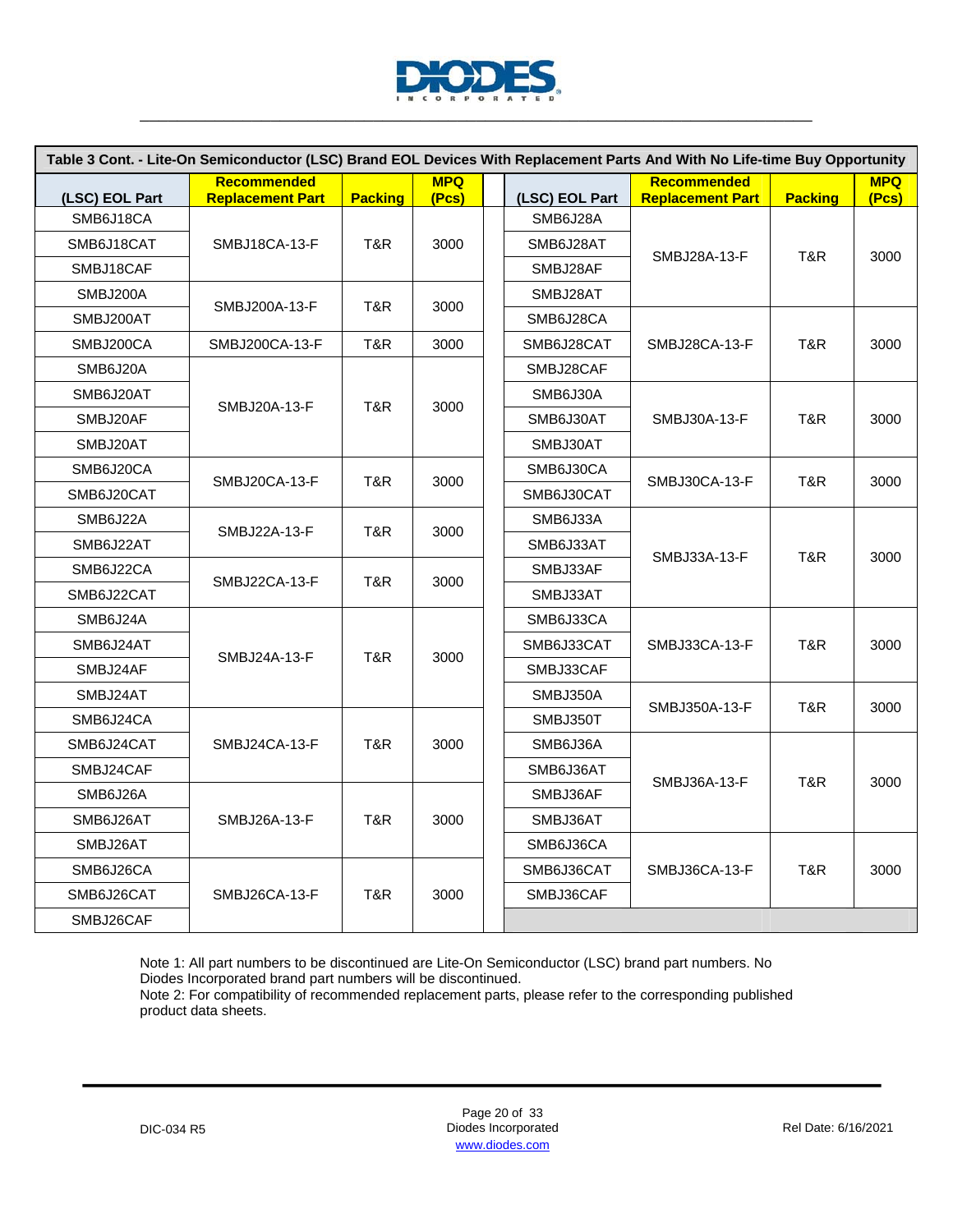**Table 3 Cont. - Lite-On Semiconductor (LSC) Brand EOL Devices With Replacement Parts And With No Life-time Buy Opportunity**

| (LSC) EOL Part | Recommended Replacement Part | Packing | MPQ (Pcs) | | (LSC) EOL Part | Recommended Replacement Part | Packing | MPQ (Pcs) |
|---|---|---|---|---|---|---|---|---|
| SMB6J18CA | SMBJ18CA-13-F | T&R | 3000 | | SMB6J28A | SMBJ28A-13-F | T&R | 3000 |
| SMB6J18CAT | | | | | SMB6J28AT | | | |
| SMBJ18CAF | | | | | SMBJ28AF | | | |
| SMBJ200A | SMBJ200A-13-F | T&R | 3000 | | SMBJ28AT | | | |
| SMBJ200AT | | | | | SMB6J28CA | SMBJ28CA-13-F | T&R | 3000 |
| SMBJ200CA | SMBJ200CA-13-F | T&R | 3000 | | SMB6J28CAT | | | |
| SMB6J20A | SMBJ20A-13-F | T&R | 3000 | | SMBJ28CAF | | | |
| SMB6J20AT | | | | | SMB6J30A | SMBJ30A-13-F | T&R | 3000 |
| SMBJ20AF | | | | | SMB6J30AT | | | |
| SMBJ20AT | | | | | SMBJ30AT | | | |
| SMB6J20CA | SMBJ20CA-13-F | T&R | 3000 | | SMB6J30CA | SMBJ30CA-13-F | T&R | 3000 |
| SMB6J20CAT | | | | | SMB6J30CAT | | | |
| SMB6J22A | SMBJ22A-13-F | T&R | 3000 | | SMB6J33A | SMBJ33A-13-F | T&R | 3000 |
| SMB6J22AT | | | | | SMB6J33AT | | | |
| SMB6J22CA | SMBJ22CA-13-F | T&R | 3000 | | SMBJ33AF | | | |
| SMB6J22CAT | | | | | SMBJ33AT | | | |
| SMB6J24A | SMBJ24A-13-F | T&R | 3000 | | SMB6J33CA | SMBJ33CA-13-F | T&R | 3000 |
| SMB6J24AT | | | | | SMB6J33CAT | | | |
| SMBJ24AF | | | | | SMBJ33CAF | | | |
| SMBJ24AT | | | | | SMBJ350A | SMBJ350A-13-F | T&R | 3000 |
| SMB6J24CA | SMBJ24CA-13-F | T&R | 3000 | | SMBJ350T | | | |
| SMB6J24CAT | | | | | SMB6J36A | SMBJ36A-13-F | T&R | 3000 |
| SMBJ24CAF | | | | | SMB6J36AT | | | |
| SMB6J26A | SMBJ26A-13-F | T&R | 3000 | | SMBJ36AF | | | |
| SMB6J26AT | | | | | SMBJ36AT | | | |
| SMBJ26AT | | | | | SMB6J36CA | SMBJ36CA-13-F | T&R | 3000 |
| SMB6J26CA | SMBJ26CA-13-F | T&R | 3000 | | SMB6J36CAT | | | |
| SMB6J26CAT | | | | | SMBJ36CAF | | | |
| SMBJ26CAF | | | | | | | | |

Note 1: All part numbers to be discontinued are Lite-On Semiconductor (LSC) brand part numbers. No Diodes Incorporated brand part numbers will be discontinued.
Note 2: For compatibility of recommended replacement parts, please refer to the corresponding published product data sheets.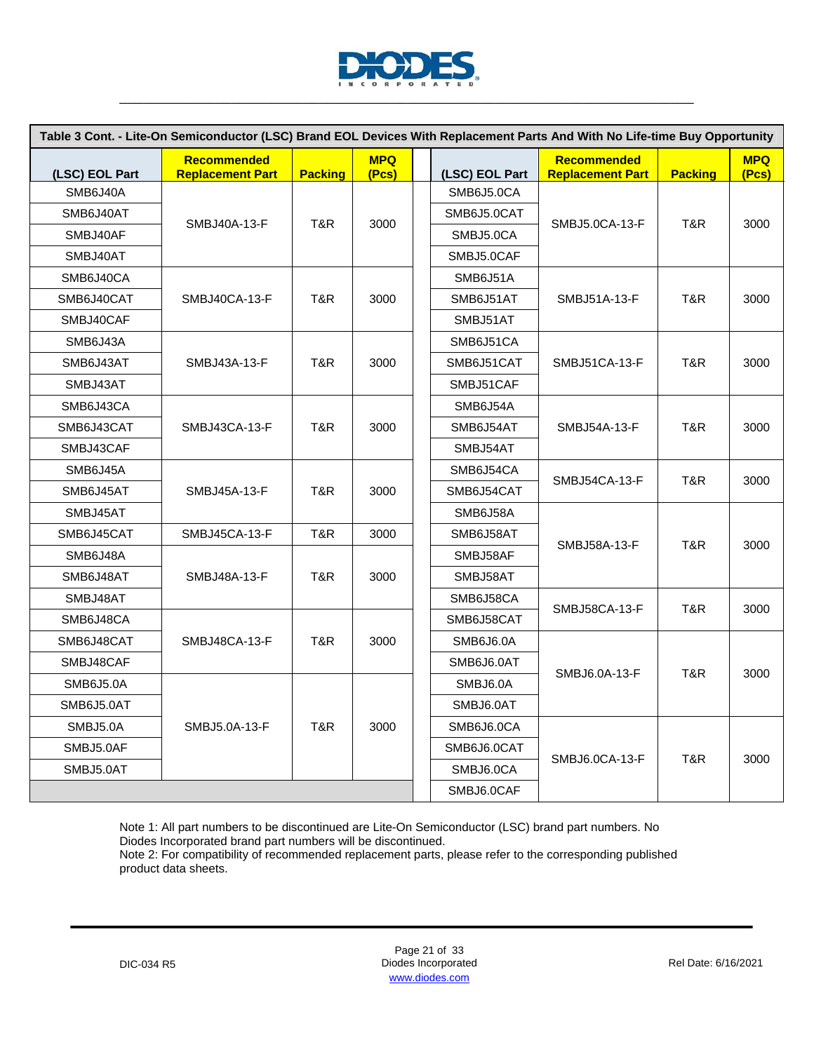**Table 3 Cont. - Lite-On Semiconductor (LSC) Brand EOL Devices With Replacement Parts And With No Life-time Buy Opportunity**

| (LSC) EOL Part | Recommended Replacement Part | Packing | MPQ (Pcs) |
|---|---|---|---|
| SMB6J40A | SMBJ40A-13-F | T&R | 3000 |
| SMB6J40AT | | | |
| SMBJ40AF | | | |
| SMBJ40AT | | | |
| SMB6J40CA | SMBJ40CA-13-F | T&R | 3000 |
| SMB6J40CAT | | | |
| SMBJ40CAF | | | |
| SMB6J43A | SMBJ43A-13-F | T&R | 3000 |
| SMB6J43AT | | | |
| SMBJ43AT | | | |
| SMB6J43CA | SMBJ43CA-13-F | T&R | 3000 |
| SMB6J43CAT | | | |
| SMBJ43CAF | | | |
| SMB6J45A | SMBJ45A-13-F | T&R | 3000 |
| SMB6J45AT | | | |
| SMBJ45AT | | | |
| SMB6J45CAT | SMBJ45CA-13-F | T&R | 3000 |
| SMB6J48A | SMBJ48A-13-F | T&R | 3000 |
| SMB6J48AT | | | |
| SMBJ48AT | | | |
| SMB6J48CA | SMBJ48CA-13-F | T&R | 3000 |
| SMB6J48CAT | | | |
| SMBJ48CAF | | | |
| SMB6J5.0A | SMBJ5.0A-13-F | T&R | 3000 |
| SMB6J5.0AT | | | |
| SMBJ5.0A | | | |
| SMBJ5.0AF | | | |
| SMBJ5.0AT | | | |
| SMB6J5.0CA | SMBJ5.0CA-13-F | T&R | 3000 |
| SMB6J5.0CAT | | | |
| SMBJ5.0CA | | | |
| SMBJ5.0CAF | | | |
| SMB6J51A | SMBJ51A-13-F | T&R | 3000 |
| SMB6J51AT | | | |
| SMBJ51AT | | | |
| SMB6J51CA | SMBJ51CA-13-F | T&R | 3000 |
| SMB6J51CAT | | | |
| SMBJ51CAF | | | |
| SMB6J54A | SMBJ54A-13-F | T&R | 3000 |
| SMB6J54AT | | | |
| SMBJ54AT | | | |
| SMB6J54CA | SMBJ54CA-13-F | T&R | 3000 |
| SMB6J54CAT | | | |
| SMB6J58A | SMBJ58A-13-F | T&R | 3000 |
| SMB6J58AT | | | |
| SMBJ58AF | | | |
| SMBJ58AT | | | |
| SMB6J58CA | SMBJ58CA-13-F | T&R | 3000 |
| SMB6J58CAT | | | |
| SMB6J6.0A | SMBJ6.0A-13-F | T&R | 3000 |
| SMB6J6.0AT | | | |
| SMBJ6.0A | | | |
| SMBJ6.0AT | | | |
| SMB6J6.0CA | SMBJ6.0CA-13-F | T&R | 3000 |
| SMB6J6.0CAT | | | |
| SMBJ6.0CA | | | |
| SMBJ6.0CAF | | | |

Note 1: All part numbers to be discontinued are Lite-On Semiconductor (LSC) brand part numbers. No Diodes Incorporated brand part numbers will be discontinued.
Note 2: For compatibility of recommended replacement parts, please refer to the corresponding published product data sheets.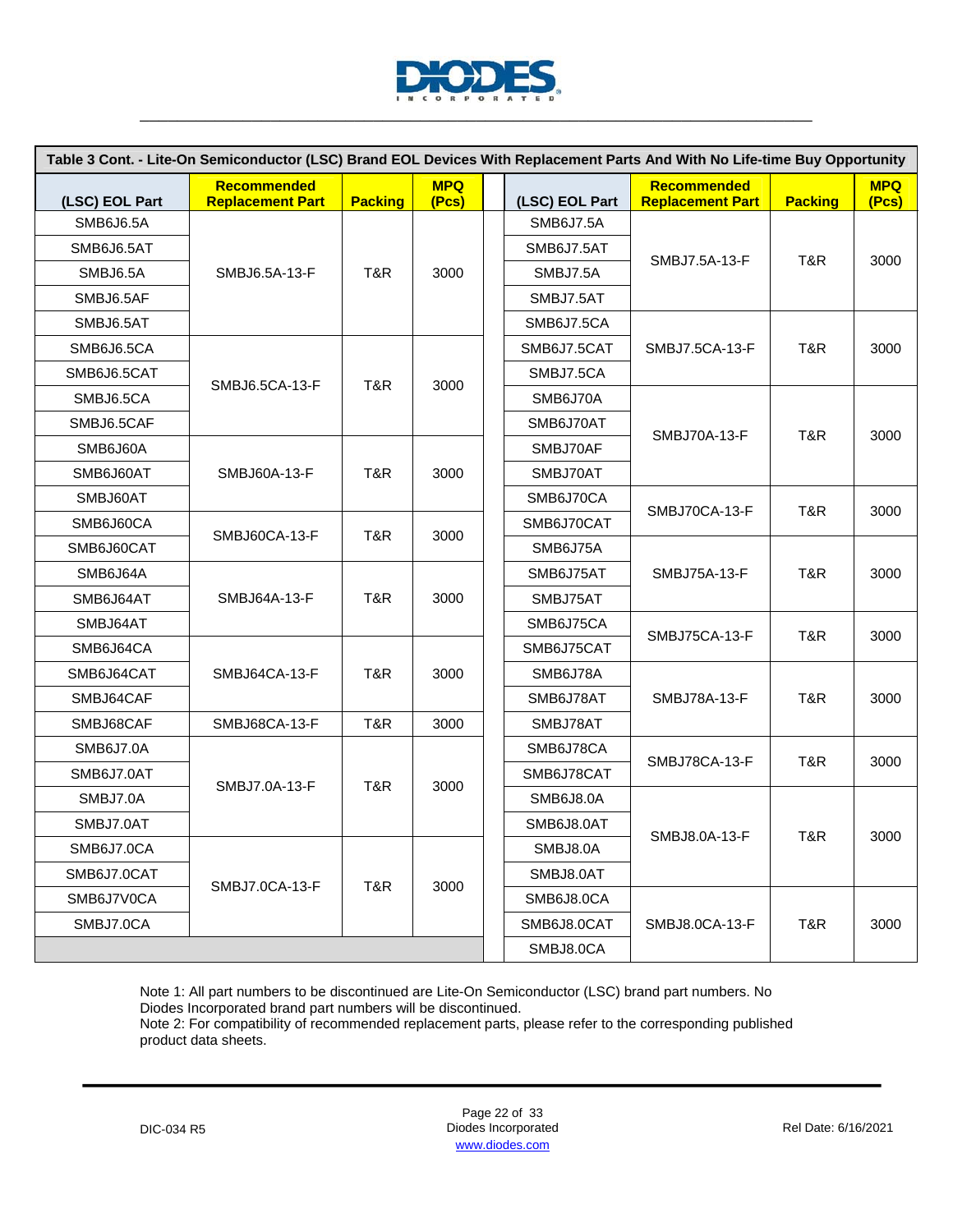**Table 3 Cont. - Lite-On Semiconductor (LSC) Brand EOL Devices With Replacement Parts And With No Life-time Buy Opportunity**

| (LSC) EOL Part | Recommended Replacement Part | Packing | MPQ (Pcs) |
|---|---|---|---|
| SMB6J6.5A | SMBJ6.5A-13-F | T&R | 3000 |
| SMB6J6.5AT | | | |
| SMBJ6.5A | | | |
| SMBJ6.5AF | | | |
| SMBJ6.5AT | | | |
| SMB6J6.5CA | SMBJ6.5CA-13-F | T&R | 3000 |
| SMB6J6.5CAT | | | |
| SMBJ6.5CA | | | |
| SMBJ6.5CAF | | | |
| SMB6J60A | SMBJ60A-13-F | T&R | 3000 |
| SMB6J60AT | | | |
| SMBJ60AT | | | |
| SMB6J60CA | SMBJ60CA-13-F | T&R | 3000 |
| SMB6J60CAT | | | |
| SMB6J64A | SMBJ64A-13-F | T&R | 3000 |
| SMB6J64AT | | | |
| SMBJ64AT | | | |
| SMB6J64CA | SMBJ64CA-13-F | T&R | 3000 |
| SMB6J64CAT | | | |
| SMBJ64CAF | | | |
| SMBJ68CAF | SMBJ68CA-13-F | T&R | 3000 |
| SMB6J7.0A | SMBJ7.0A-13-F | T&R | 3000 |
| SMB6J7.0AT | | | |
| SMBJ7.0A | | | |
| SMBJ7.0AT | | | |
| SMB6J7.0CA | SMBJ7.0CA-13-F | T&R | 3000 |
| SMB6J7.0CAT | | | |
| SMB6J7V0CA | | | |
| SMBJ7.0CA | | | |
| SMB6J7.5A | SMBJ7.5A-13-F | T&R | 3000 |
| SMB6J7.5AT | | | |
| SMBJ7.5A | | | |
| SMBJ7.5AT | | | |
| SMB6J7.5CA | SMBJ7.5CA-13-F | T&R | 3000 |
| SMB6J7.5CAT | | | |
| SMBJ7.5CA | | | |
| SMB6J70A | SMBJ70A-13-F | T&R | 3000 |
| SMB6J70AT | | | |
| SMBJ70AF | | | |
| SMBJ70AT | | | |
| SMB6J70CA | SMBJ70CA-13-F | T&R | 3000 |
| SMB6J70CAT | | | |
| SMB6J75A | SMBJ75A-13-F | T&R | 3000 |
| SMB6J75AT | | | |
| SMBJ75AT | | | |
| SMB6J75CA | SMBJ75CA-13-F | T&R | 3000 |
| SMB6J75CAT | | | |
| SMB6J78A | SMBJ78A-13-F | T&R | 3000 |
| SMB6J78AT | | | |
| SMBJ78AT | | | |
| SMB6J78CA | SMBJ78CA-13-F | T&R | 3000 |
| SMB6J78CAT | | | |
| SMB6J8.0A | SMBJ8.0A-13-F | T&R | 3000 |
| SMB6J8.0AT | | | |
| SMBJ8.0A | | | |
| SMBJ8.0AT | | | |
| SMB6J8.0CA | SMBJ8.0CA-13-F | T&R | 3000 |
| SMB6J8.0CAT | | | |
| SMBJ8.0CA | | | |

Note 1: All part numbers to be discontinued are Lite-On Semiconductor (LSC) brand part numbers. No Diodes Incorporated brand part numbers will be discontinued.
Note 2: For compatibility of recommended replacement parts, please refer to the corresponding published product data sheets.

DIC-034 R5 Diodes Incorporated www.diodes.com Rel Date: 6/16/2021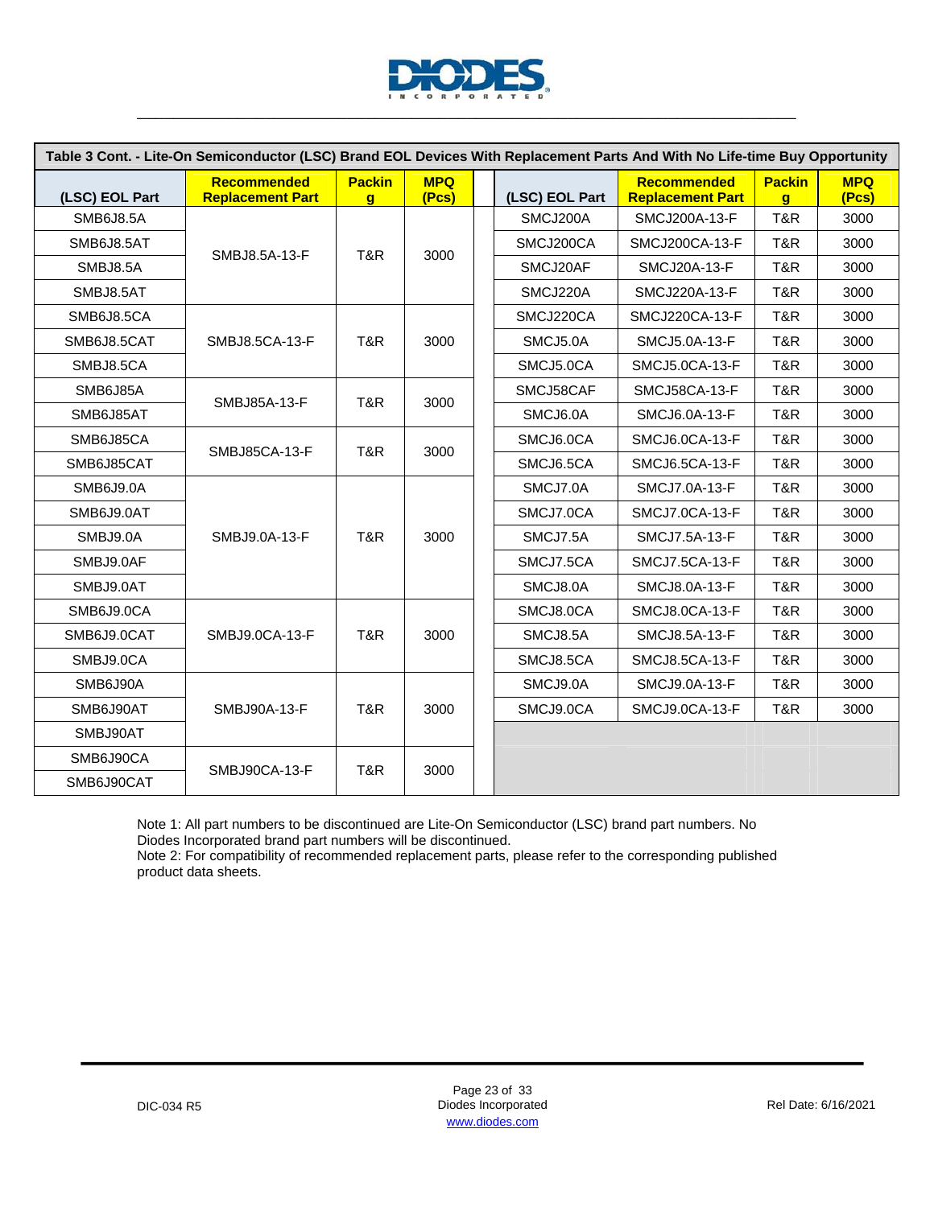**Table 3 Cont. - Lite-On Semiconductor (LSC) Brand EOL Devices With Replacement Parts And With No Life-time Buy Opportunity**

| (LSC) EOL Part | Recommended Replacement Part | Packing | MPQ (Pcs) |
|---|---|---|---|
| SMB6J8.5A | SMBJ8.5A-13-F | T&R | 3000 |
| SMB6J8.5AT | SMBJ8.5A-13-F | T&R | 3000 |
| SMBJ8.5A | SMBJ8.5A-13-F | T&R | 3000 |
| SMBJ8.5AT | SMBJ8.5A-13-F | T&R | 3000 |
| SMB6J8.5CA | SMBJ8.5CA-13-F | T&R | 3000 |
| SMB6J8.5CAT | SMBJ8.5CA-13-F | T&R | 3000 |
| SMBJ8.5CA | SMBJ8.5CA-13-F | T&R | 3000 |
| SMB6J85A | SMBJ85A-13-F | T&R | 3000 |
| SMB6J85AT | SMBJ85A-13-F | T&R | 3000 |
| SMB6J85CA | SMBJ85CA-13-F | T&R | 3000 |
| SMB6J85CAT | SMBJ85CA-13-F | T&R | 3000 |
| SMB6J9.0A | SMBJ9.0A-13-F | T&R | 3000 |
| SMB6J9.0AT | SMBJ9.0A-13-F | T&R | 3000 |
| SMBJ9.0A | SMBJ9.0A-13-F | T&R | 3000 |
| SMBJ9.0AF | SMBJ9.0A-13-F | T&R | 3000 |
| SMBJ9.0AT | SMBJ9.0A-13-F | T&R | 3000 |
| SMB6J9.0CA | SMBJ9.0CA-13-F | T&R | 3000 |
| SMB6J9.0CAT | SMBJ9.0CA-13-F | T&R | 3000 |
| SMBJ9.0CA | SMBJ9.0CA-13-F | T&R | 3000 |
| SMB6J90A | SMBJ90A-13-F | T&R | 3000 |
| SMB6J90AT | SMBJ90A-13-F | T&R | 3000 |
| SMBJ90AT | SMBJ90A-13-F | T&R | 3000 |
| SMB6J90CA | SMBJ90CA-13-F | T&R | 3000 |
| SMB6J90CAT | SMBJ90CA-13-F | T&R | 3000 |
| SMCJ200A | SMCJ200A-13-F | T&R | 3000 |
| SMCJ200CA | SMCJ200CA-13-F | T&R | 3000 |
| SMCJ20AF | SMCJ20A-13-F | T&R | 3000 |
| SMCJ220A | SMCJ220A-13-F | T&R | 3000 |
| SMCJ220CA | SMCJ220CA-13-F | T&R | 3000 |
| SMCJ5.0A | SMCJ5.0A-13-F | T&R | 3000 |
| SMCJ5.0CA | SMCJ5.0CA-13-F | T&R | 3000 |
| SMCJ58CAF | SMCJ58CA-13-F | T&R | 3000 |
| SMCJ6.0A | SMCJ6.0A-13-F | T&R | 3000 |
| SMCJ6.0CA | SMCJ6.0CA-13-F | T&R | 3000 |
| SMCJ6.5CA | SMCJ6.5CA-13-F | T&R | 3000 |
| SMCJ7.0A | SMCJ7.0A-13-F | T&R | 3000 |
| SMCJ7.0CA | SMCJ7.0CA-13-F | T&R | 3000 |
| SMCJ7.5A | SMCJ7.5A-13-F | T&R | 3000 |
| SMCJ7.5CA | SMCJ7.5CA-13-F | T&R | 3000 |
| SMCJ8.0A | SMCJ8.0A-13-F | T&R | 3000 |
| SMCJ8.0CA | SMCJ8.0CA-13-F | T&R | 3000 |
| SMCJ8.5A | SMCJ8.5A-13-F | T&R | 3000 |
| SMCJ8.5CA | SMCJ8.5CA-13-F | T&R | 3000 |
| SMCJ9.0A | SMCJ9.0A-13-F | T&R | 3000 |
| SMCJ9.0CA | SMCJ9.0CA-13-F | T&R | 3000 |

Note 1: All part numbers to be discontinued are Lite-On Semiconductor (LSC) brand part numbers. No Diodes Incorporated brand part numbers will be discontinued.
Note 2: For compatibility of recommended replacement parts, please refer to the corresponding published product data sheets.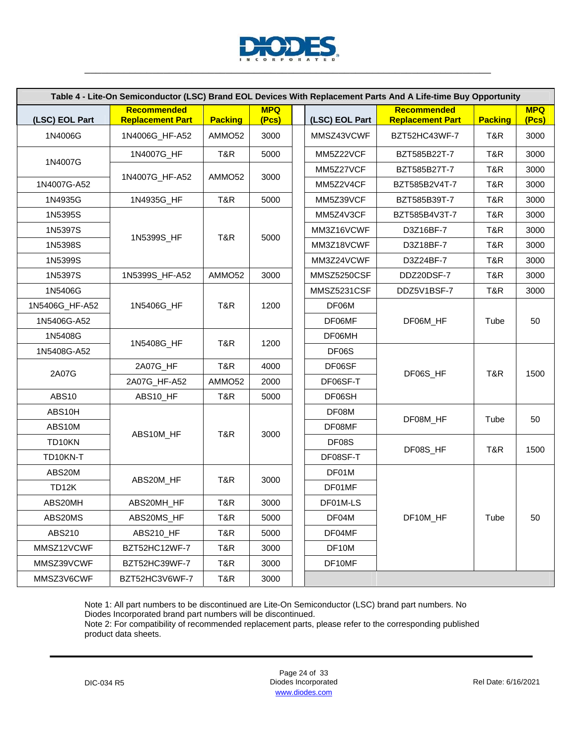**Table 4 - Lite-On Semiconductor (LSC) Brand EOL Devices With Replacement Parts And A Life-time Buy Opportunity**

| (LSC) EOL Part | Recommended Replacement Part | Packing | MPQ (Pcs) | | (LSC) EOL Part | Recommended Replacement Part | Packing | MPQ (Pcs) |
|---|---|---|---|---|---|---|---|---|
| 1N4006G | 1N4006G_HF-A52 | AMMO52 | 3000 | | MMSZ43VCWF | BZT52HC43WF-7 | T&R | 3000 |
| 1N4007G | 1N4007G_HF | T&R | 5000 | | MM5Z22VCF | BZT585B22T-7 | T&R | 3000 |
| 1N4007G | 1N4007G_HF-A52 | AMMO52 | 3000 | | MM5Z27VCF | BZT585B27T-7 | T&R | 3000 |
| 1N4007G-A52 | 1N4007G_HF-A52 | AMMO52 | 3000 | | MM5Z2V4CF | BZT585B2V4T-7 | T&R | 3000 |
| 1N4935G | 1N4935G_HF | T&R | 5000 | | MM5Z39VCF | BZT585B39T-7 | T&R | 3000 |
| 1N5395S | 1N5399S_HF | T&R | 5000 | | MM5Z4V3CF | BZT585B4V3T-7 | T&R | 3000 |
| 1N5397S | 1N5399S_HF | T&R | 5000 | | MM3Z16VCWF | D3Z16BF-7 | T&R | 3000 |
| 1N5398S | 1N5399S_HF | T&R | 5000 | | MM3Z18VCWF | D3Z18BF-7 | T&R | 3000 |
| 1N5399S | 1N5399S_HF | T&R | 5000 | | MM3Z24VCWF | D3Z24BF-7 | T&R | 3000 |
| 1N5397S | 1N5399S_HF-A52 | AMMO52 | 3000 | | MMSZ5250CSF | DDZ20DSF-7 | T&R | 3000 |
| 1N5406G | 1N5406G_HF | T&R | 1200 | | MMSZ5231CSF | DDZ5V1BSF-7 | T&R | 3000 |
| 1N5406G_HF-A52 | 1N5406G_HF | T&R | 1200 | | DF06M | DF06M_HF | Tube | 50 |
| 1N5406G-A52 | 1N5406G_HF | T&R | 1200 | | DF06MF | DF06M_HF | Tube | 50 |
| 1N5408G | 1N5408G_HF | T&R | 1200 | | DF06MH | DF06M_HF | Tube | 50 |
| 1N5408G-A52 | 1N5408G_HF | T&R | 1200 | | DF06S | DF06S_HF | T&R | 1500 |
| 2A07G | 2A07G_HF | T&R | 4000 | | DF06SF | DF06S_HF | T&R | 1500 |
| 2A07G | 2A07G_HF-A52 | AMMO52 | 2000 | | DF06SF-T | DF06S_HF | T&R | 1500 |
| ABS10 | ABS10_HF | T&R | 5000 | | DF06SH | DF06S_HF | T&R | 1500 |
| ABS10H | ABS10M_HF | T&R | 3000 | | DF08M | DF08M_HF | Tube | 50 |
| ABS10M | ABS10M_HF | T&R | 3000 | | DF08MF | DF08M_HF | Tube | 50 |
| TD10KN | ABS10M_HF | T&R | 3000 | | DF08S | DF08S_HF | T&R | 1500 |
| TD10KN-T | ABS10M_HF | T&R | 3000 | | DF08SF-T | DF08S_HF | T&R | 1500 |
| ABS20M | ABS20M_HF | T&R | 3000 | | DF01M | DF10M_HF | Tube | 50 |
| TD12K | ABS20M_HF | T&R | 3000 | | DF01MF | DF10M_HF | Tube | 50 |
| ABS20MH | ABS20MH_HF | T&R | 3000 | | DF01M-LS | DF10M_HF | Tube | 50 |
| ABS20MS | ABS20MS_HF | T&R | 5000 | | DF04M | DF10M_HF | Tube | 50 |
| ABS210 | ABS210_HF | T&R | 5000 | | DF04MF | DF10M_HF | Tube | 50 |
| MMSZ12VCWF | BZT52HC12WF-7 | T&R | 3000 | | DF10M | DF10M_HF | Tube | 50 |
| MMSZ39VCWF | BZT52HC39WF-7 | T&R | 3000 | | DF10MF | DF10M_HF | Tube | 50 |
| MMSZ3V6CWF | BZT52HC3V6WF-7 | T&R | 3000 | | | | | |

Note 1: All part numbers to be discontinued are Lite-On Semiconductor (LSC) brand part numbers. No Diodes Incorporated brand part numbers will be discontinued.
Note 2: For compatibility of recommended replacement parts, please refer to the corresponding published product data sheets.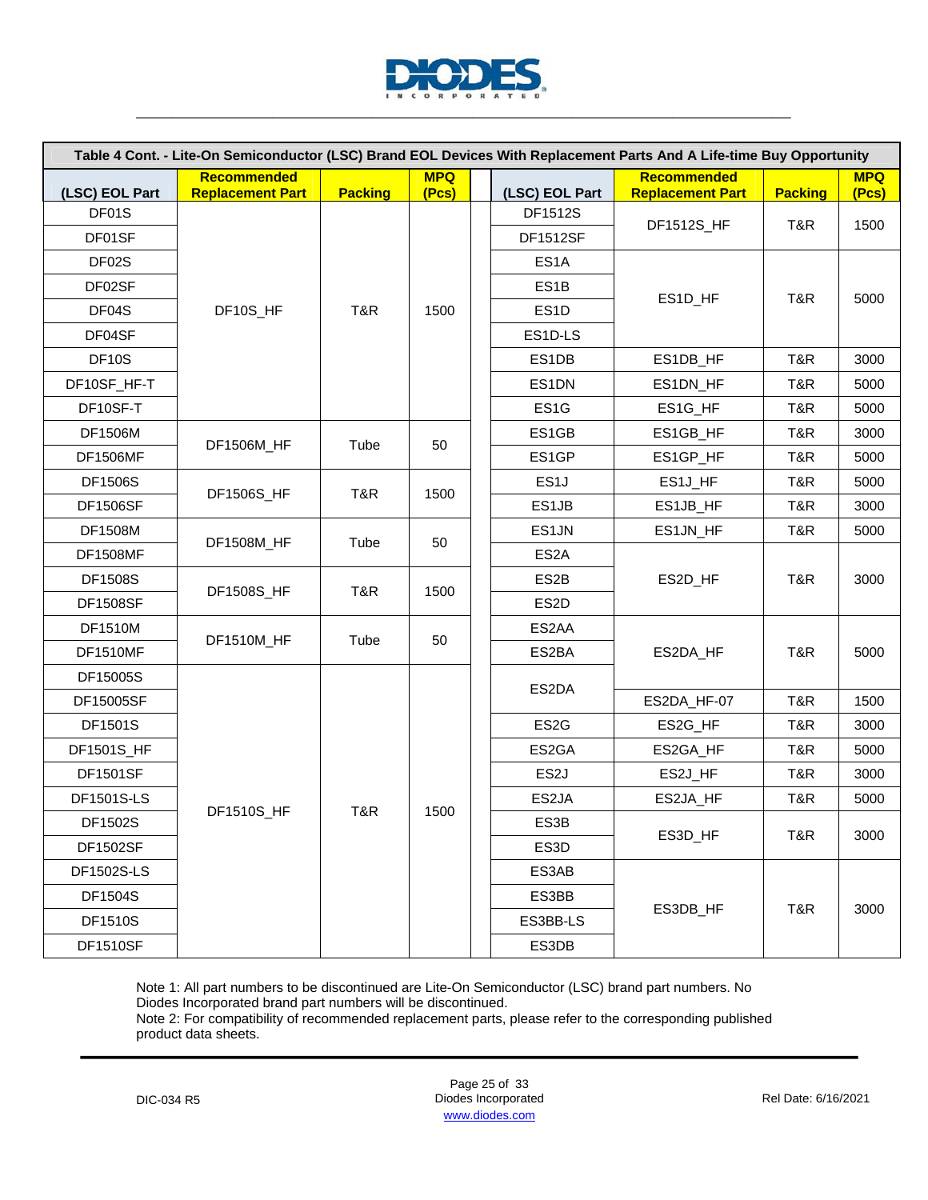| Table 4 Cont. - Lite-On Semiconductor (LSC) Brand EOL Devices With Replacement Parts And A Life-time Buy Opportunity | | | | | | | |
|---|---|---|---|---|---|---|---|
| **(LSC) EOL Part** | **Recommended Replacement Part** | **Packing** | **MPQ (Pcs)** | **(LSC) EOL Part** | **Recommended Replacement Part** | **Packing** | **MPQ (Pcs)** |
| DF01S | DF10S_HF | T&R | 1500 | DF1512S | DF1512S_HF | T&R | 1500 |
| DF01SF | DF10S_HF | T&R | 1500 | DF1512SF | DF1512S_HF | T&R | 1500 |
| DF02S | DF10S_HF | T&R | 1500 | ES1A | ES1D_HF | T&R | 5000 |
| DF02SF | DF10S_HF | T&R | 1500 | ES1B | ES1D_HF | T&R | 5000 |
| DF04S | DF10S_HF | T&R | 1500 | ES1D | ES1D_HF | T&R | 5000 |
| DF04SF | DF10S_HF | T&R | 1500 | ES1D-LS | ES1D_HF | T&R | 5000 |
| DF10S | DF10S_HF | T&R | 1500 | ES1DB | ES1DB_HF | T&R | 3000 |
| DF10SF_HF-T | DF10S_HF | T&R | 1500 | ES1DN | ES1DN_HF | T&R | 5000 |
| DF10SF-T | DF10S_HF | T&R | 1500 | ES1G | ES1G_HF | T&R | 5000 |
| DF1506M | DF1506M_HF | Tube | 50 | ES1GB | ES1GB_HF | T&R | 3000 |
| DF1506MF | DF1506M_HF | Tube | 50 | ES1GP | ES1GP_HF | T&R | 5000 |
| DF1506S | DF1506S_HF | T&R | 1500 | ES1J | ES1J_HF | T&R | 5000 |
| DF1506SF | DF1506S_HF | T&R | 1500 | ES1JB | ES1JB_HF | T&R | 3000 |
| DF1508M | DF1508M_HF | Tube | 50 | ES1JN | ES1JN_HF | T&R | 5000 |
| DF1508MF | DF1508M_HF | Tube | 50 | ES2A | ES2D_HF | T&R | 3000 |
| DF1508S | DF1508S_HF | T&R | 1500 | ES2B | ES2D_HF | T&R | 3000 |
| DF1508SF | DF1508S_HF | T&R | 1500 | ES2D | ES2D_HF | T&R | 3000 |
| DF1510M | DF1510M_HF | Tube | 50 | ES2AA | ES2DA_HF | T&R | 5000 |
| DF1510MF | DF1510M_HF | Tube | 50 | ES2BA | ES2DA_HF | T&R | 5000 |
| DF15005S | DF1510S_HF | T&R | 1500 | ES2DA | ES2DA_HF | T&R | 5000 |
| DF15005SF | DF1510S_HF | T&R | 1500 | ES2DA | ES2DA_HF-07 | T&R | 1500 |
| DF1501S | DF1510S_HF | T&R | 1500 | ES2G | ES2G_HF | T&R | 3000 |
| DF1501S_HF | DF1510S_HF | T&R | 1500 | ES2GA | ES2GA_HF | T&R | 5000 |
| DF1501SF | DF1510S_HF | T&R | 1500 | ES2J | ES2J_HF | T&R | 3000 |
| DF1501S-LS | DF1510S_HF | T&R | 1500 | ES2JA | ES2JA_HF | T&R | 5000 |
| DF1502S | DF1510S_HF | T&R | 1500 | ES3B | ES3D_HF | T&R | 3000 |
| DF1502SF | DF1510S_HF | T&R | 1500 | ES3D | ES3D_HF | T&R | 3000 |
| DF1502S-LS | DF1510S_HF | T&R | 1500 | ES3AB | ES3DB_HF | T&R | 3000 |
| DF1504S | DF1510S_HF | T&R | 1500 | ES3BB | ES3DB_HF | T&R | 3000 |
| DF1510S | DF1510S_HF | T&R | 1500 | ES3BB-LS | ES3DB_HF | T&R | 3000 |
| DF1510SF | DF1510S_HF | T&R | 1500 | ES3DB | ES3DB_HF | T&R | 3000 |

Note 1: All part numbers to be discontinued are Lite-On Semiconductor (LSC) brand part numbers. No Diodes Incorporated brand part numbers will be discontinued.
Note 2: For compatibility of recommended replacement parts, please refer to the corresponding published product data sheets.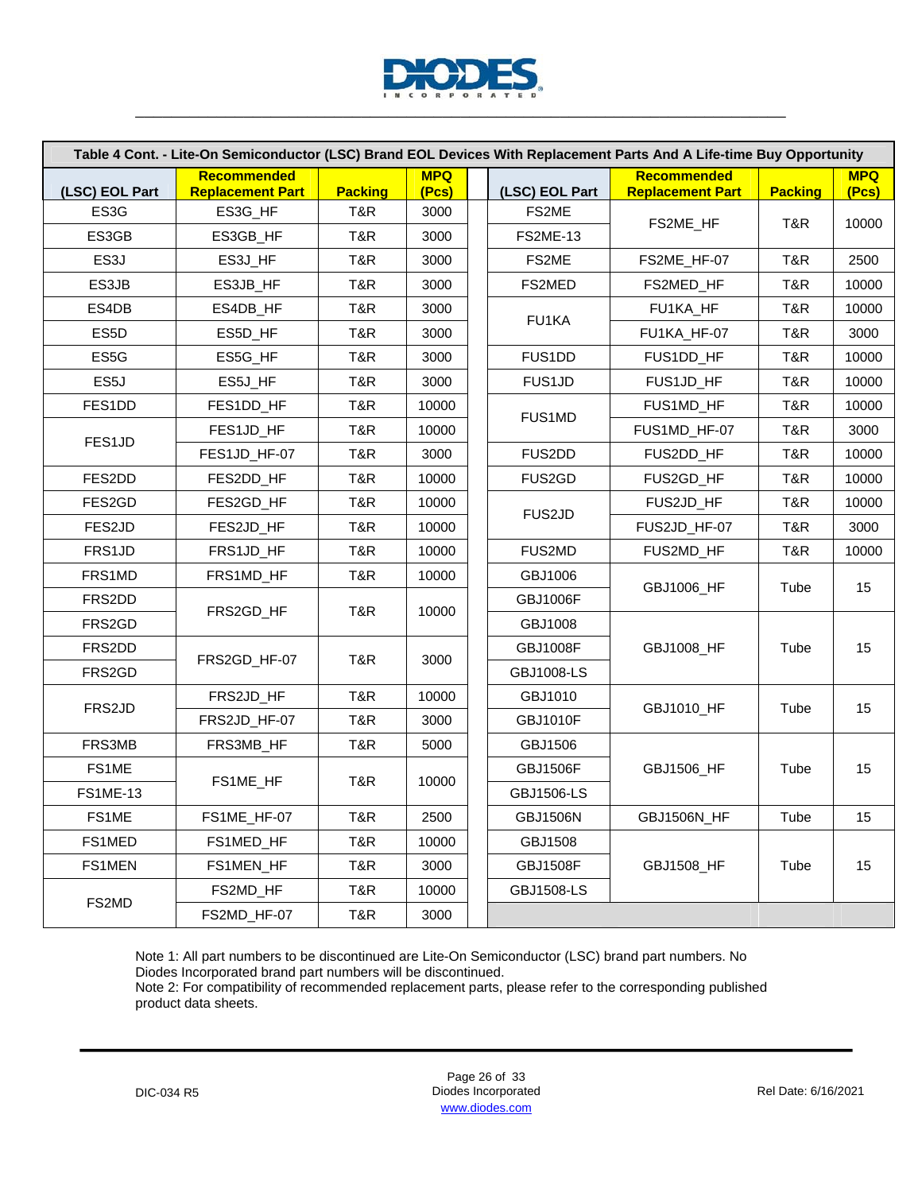**Table 4 Cont. - Lite-On Semiconductor (LSC) Brand EOL Devices With Replacement Parts And A Life-time Buy Opportunity**

| (LSC) EOL Part | Recommended Replacement Part | Packing | MPQ (Pcs) | | (LSC) EOL Part | Recommended Replacement Part | Packing | MPQ (Pcs) |
|---|---|---|---|---|---|---|---|---|
| ES3G | ES3G_HF | T&R | 3000 | | FS2ME | FS2ME_HF | T&R | 10000 |
| ES3GB | ES3GB_HF | T&R | 3000 | | FS2ME-13 | | | |
| ES3J | ES3J_HF | T&R | 3000 | | FS2ME | FS2ME_HF-07 | T&R | 2500 |
| ES3JB | ES3JB_HF | T&R | 3000 | | FS2MED | FS2MED_HF | T&R | 10000 |
| ES4DB | ES4DB_HF | T&R | 3000 | | FU1KA | FU1KA_HF | T&R | 10000 |
| ES5D | ES5D_HF | T&R | 3000 | | | FU1KA_HF-07 | T&R | 3000 |
| ES5G | ES5G_HF | T&R | 3000 | | FUS1DD | FUS1DD_HF | T&R | 10000 |
| ES5J | ES5J_HF | T&R | 3000 | | FUS1JD | FUS1JD_HF | T&R | 10000 |
| FES1DD | FES1DD_HF | T&R | 10000 | | FUS1MD | FUS1MD_HF | T&R | 10000 |
| FES1JD | FES1JD_HF | T&R | 10000 | | | FUS1MD_HF-07 | T&R | 3000 |
| | FES1JD_HF-07 | T&R | 3000 | | FUS2DD | FUS2DD_HF | T&R | 10000 |
| FES2DD | FES2DD_HF | T&R | 10000 | | FUS2GD | FUS2GD_HF | T&R | 10000 |
| FES2GD | FES2GD_HF | T&R | 10000 | | FUS2JD | FUS2JD_HF | T&R | 10000 |
| FES2JD | FES2JD_HF | T&R | 10000 | | | FUS2JD_HF-07 | T&R | 3000 |
| FRS1JD | FRS1JD_HF | T&R | 10000 | | FUS2MD | FUS2MD_HF | T&R | 10000 |
| FRS1MD | FRS1MD_HF | T&R | 10000 | | GBJ1006 | GBJ1006_HF | Tube | 15 |
| FRS2DD | FRS2GD_HF | T&R | 10000 | | GBJ1006F | | | |
| FRS2GD | | | | | GBJ1008 | GBJ1008_HF | Tube | 15 |
| FRS2DD | FRS2GD_HF-07 | T&R | 3000 | | GBJ1008F | | | |
| FRS2GD | | | | | GBJ1008-LS | | | |
| FRS2JD | FRS2JD_HF | T&R | 10000 | | GBJ1010 | GBJ1010_HF | Tube | 15 |
| | FRS2JD_HF-07 | T&R | 3000 | | GBJ1010F | | | |
| FRS3MB | FRS3MB_HF | T&R | 5000 | | GBJ1506 | GBJ1506_HF | Tube | 15 |
| FS1ME | FS1ME_HF | T&R | 10000 | | GBJ1506F | | | |
| FS1ME-13 | | | | | GBJ1506-LS | | | |
| FS1ME | FS1ME_HF-07 | T&R | 2500 | | GBJ1506N | GBJ1506N_HF | Tube | 15 |
| FS1MED | FS1MED_HF | T&R | 10000 | | GBJ1508 | GBJ1508_HF | Tube | 15 |
| FS1MEN | FS1MEN_HF | T&R | 3000 | | GBJ1508F | | | |
| FS2MD | FS2MD_HF | T&R | 10000 | | GBJ1508-LS | | | |
| | FS2MD_HF-07 | T&R | 3000 | | | | | |

Note 1: All part numbers to be discontinued are Lite-On Semiconductor (LSC) brand part numbers. No Diodes Incorporated brand part numbers will be discontinued.
Note 2: For compatibility of recommended replacement parts, please refer to the corresponding published product data sheets.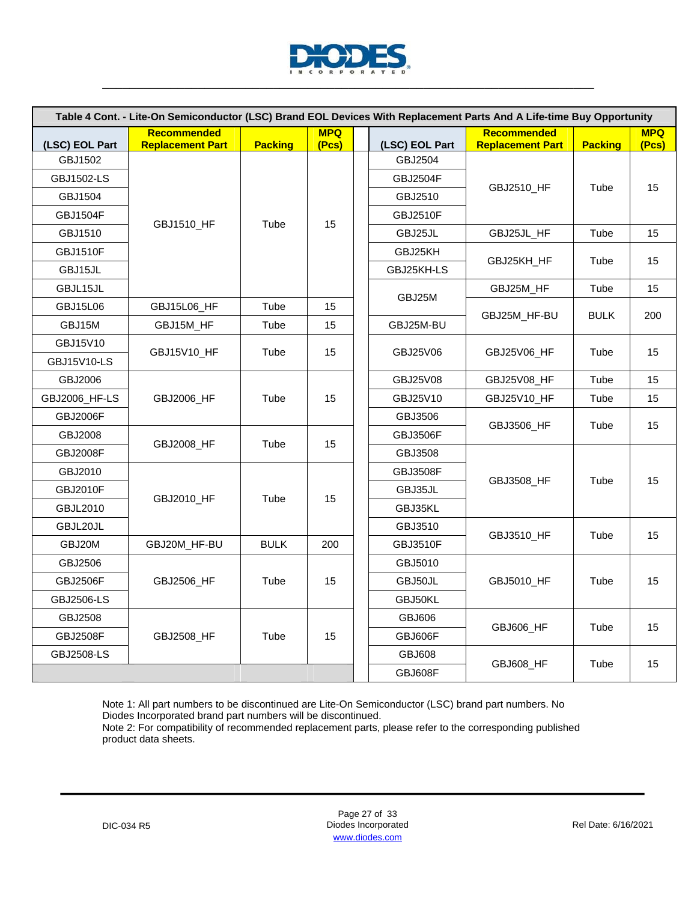**Table 4 Cont. - Lite-On Semiconductor (LSC) Brand EOL Devices With Replacement Parts And A Life-time Buy Opportunity**

| (LSC) EOL Part | Recommended Replacement Part | Packing | MPQ (Pcs) |
|---|---|---|---|
| GBJ1502 | GBJ1510_HF | Tube | 15 |
| GBJ1502-LS | | | |
| GBJ1504 | | | |
| GBJ1504F | | | |
| GBJ1510 | | | |
| GBJ1510F | | | |
| GBJ15JL | | | |
| GBJL15JL | | | |
| GBJ15L06 | GBJ15L06_HF | Tube | 15 |
| GBJ15M | GBJ15M_HF | Tube | 15 |
| GBJ15V10 | GBJ15V10_HF | Tube | 15 |
| GBJ15V10-LS | | | |
| GBJ2006 | GBJ2006_HF | Tube | 15 |
| GBJ2006_HF-LS | | | |
| GBJ2006F | | | |
| GBJ2008 | GBJ2008_HF | Tube | 15 |
| GBJ2008F | | | |
| GBJ2010 | GBJ2010_HF | Tube | 15 |
| GBJ2010F | | | |
| GBJL2010 | | | |
| GBJL20JL | | | |
| GBJ20M | GBJ20M_HF-BU | BULK | 200 |
| GBJ2506 | GBJ2506_HF | Tube | 15 |
| GBJ2506F | | | |
| GBJ2506-LS | | | |
| GBJ2508 | GBJ2508_HF | Tube | 15 |
| GBJ2508F | | | |
| GBJ2508-LS | | | |
| GBJ2504 | GBJ2510_HF | Tube | 15 |
| GBJ2504F | | | |
| GBJ2510 | | | |
| GBJ2510F | | | |
| GBJ25JL | GBJ25JL_HF | Tube | 15 |
| GBJ25KH | GBJ25KH_HF | Tube | 15 |
| GBJ25KH-LS | | | |
| GBJ25M | GBJ25M_HF | Tube | 15 |
| GBJ25M | GBJ25M_HF-BU | BULK | 200 |
| GBJ25M-BU | | | |
| GBJ25V06 | GBJ25V06_HF | Tube | 15 |
| GBJ25V08 | GBJ25V08_HF | Tube | 15 |
| GBJ25V10 | GBJ25V10_HF | Tube | 15 |
| GBJ3506 | GBJ3506_HF | Tube | 15 |
| GBJ3506F | | | |
| GBJ3508 | GBJ3508_HF | Tube | 15 |
| GBJ3508F | | | |
| GBJ35JL | | | |
| GBJ35KL | | | |
| GBJ3510 | GBJ3510_HF | Tube | 15 |
| GBJ3510F | | | |
| GBJ5010 | GBJ5010_HF | Tube | 15 |
| GBJ50JL | | | |
| GBJ50KL | | | |
| GBJ606 | GBJ606_HF | Tube | 15 |
| GBJ606F | | | |
| GBJ608 | GBJ608_HF | Tube | 15 |
| GBJ608F | | | |

Note 1: All part numbers to be discontinued are Lite-On Semiconductor (LSC) brand part numbers. No Diodes Incorporated brand part numbers will be discontinued.
Note 2: For compatibility of recommended replacement parts, please refer to the corresponding published product data sheets.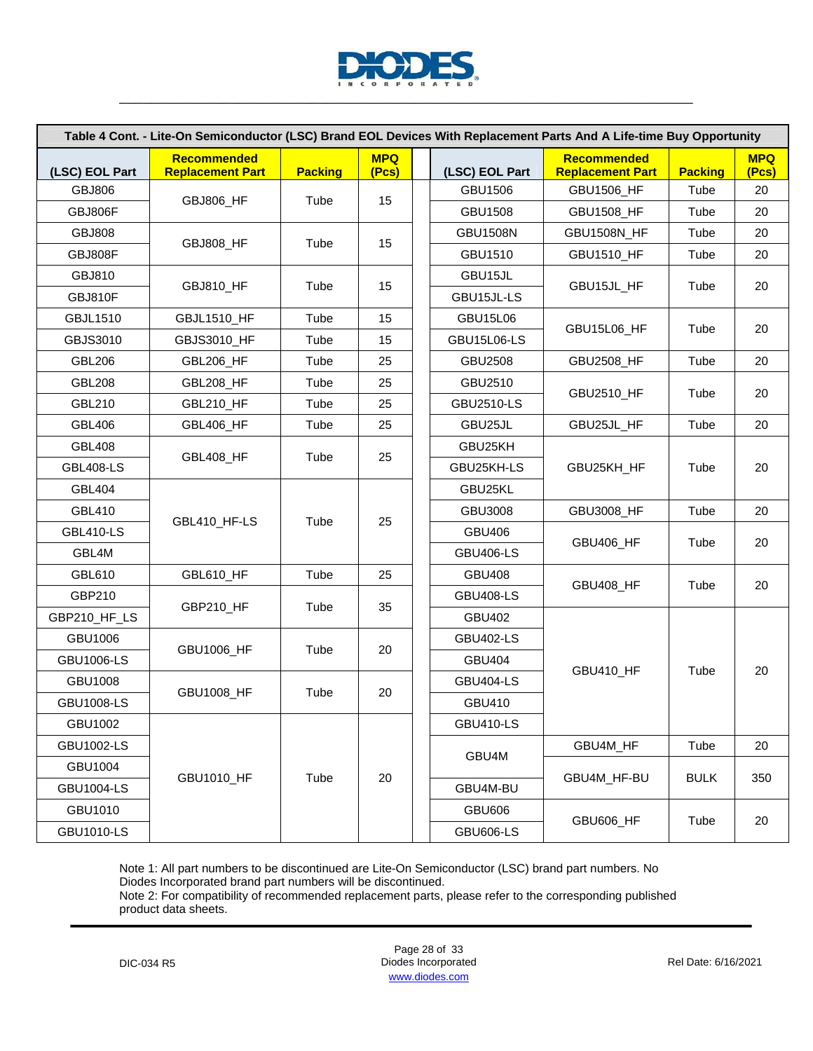| Table 4 Cont. - Lite-On Semiconductor (LSC) Brand EOL Devices With Replacement Parts And A Life-time Buy Opportunity | | | | | | | |
|---|---|---|---|---|---|---|---|
| **(LSC) EOL Part** | **Recommended Replacement Part** | **Packing** | **MPQ (Pcs)** | **(LSC) EOL Part** | **Recommended Replacement Part** | **Packing** | **MPQ (Pcs)** |
| GBJ806 | GBJ806_HF | Tube | 15 | GBU1506 | GBU1506_HF | Tube | 20 |
| GBJ806F | | | | GBU1508 | GBU1508_HF | Tube | 20 |
| GBJ808 | GBJ808_HF | Tube | 15 | GBU1508N | GBU1508N_HF | Tube | 20 |
| GBJ808F | | | | GBU1510 | GBU1510_HF | Tube | 20 |
| GBJ810 | GBJ810_HF | Tube | 15 | GBU15JL | GBU15JL_HF | Tube | 20 |
| GBJ810F | | | | GBU15JL-LS | | | |
| GBJL1510 | GBJL1510_HF | Tube | 15 | GBU15L06 | GBU15L06_HF | Tube | 20 |
| GBJS3010 | GBJS3010_HF | Tube | 15 | GBU15L06-LS | | | |
| GBL206 | GBL206_HF | Tube | 25 | GBU2508 | GBU2508_HF | Tube | 20 |
| GBL208 | GBL208_HF | Tube | 25 | GBU2510 | GBU2510_HF | Tube | 20 |
| GBL210 | GBL210_HF | Tube | 25 | GBU2510-LS | | | |
| GBL406 | GBL406_HF | Tube | 25 | GBU25JL | GBU25JL_HF | Tube | 20 |
| GBL408 | GBL408_HF | Tube | 25 | GBU25KH | GBU25KH_HF | Tube | 20 |
| GBL408-LS | | | | GBU25KH-LS | | | |
| GBL404 | GBL410_HF-LS | Tube | 25 | GBU25KL | | | |
| GBL410 | | | | GBU3008 | GBU3008_HF | Tube | 20 |
| GBL410-LS | | | | GBU406 | GBU406_HF | Tube | 20 |
| GBL4M | | | | GBU406-LS | | | |
| GBL610 | GBL610_HF | Tube | 25 | GBU408 | GBU408_HF | Tube | 20 |
| GBP210 | GBP210_HF | Tube | 35 | GBU408-LS | | | |
| GBP210_HF_LS | | | | GBU402 | GBU410_HF | Tube | 20 |
| GBU1006 | GBU1006_HF | Tube | 20 | GBU402-LS | | | |
| GBU1006-LS | | | | GBU404 | | | |
| GBU1008 | GBU1008_HF | Tube | 20 | GBU404-LS | | | |
| GBU1008-LS | | | | GBU410 | | | |
| GBU1002 | GBU1010_HF | Tube | 20 | GBU410-LS | | | |
| GBU1002-LS | | | | GBU4M | GBU4M_HF | Tube | 20 |
| GBU1004 | | | | | GBU4M_HF-BU | BULK | 350 |
| GBU1004-LS | | | | GBU4M-BU | | | |
| GBU1010 | | | | GBU606 | GBU606_HF | Tube | 20 |
| GBU1010-LS | | | | GBU606-LS | | | |

Note 1: All part numbers to be discontinued are Lite-On Semiconductor (LSC) brand part numbers. No Diodes Incorporated brand part numbers will be discontinued.
Note 2: For compatibility of recommended replacement parts, please refer to the corresponding published product data sheets.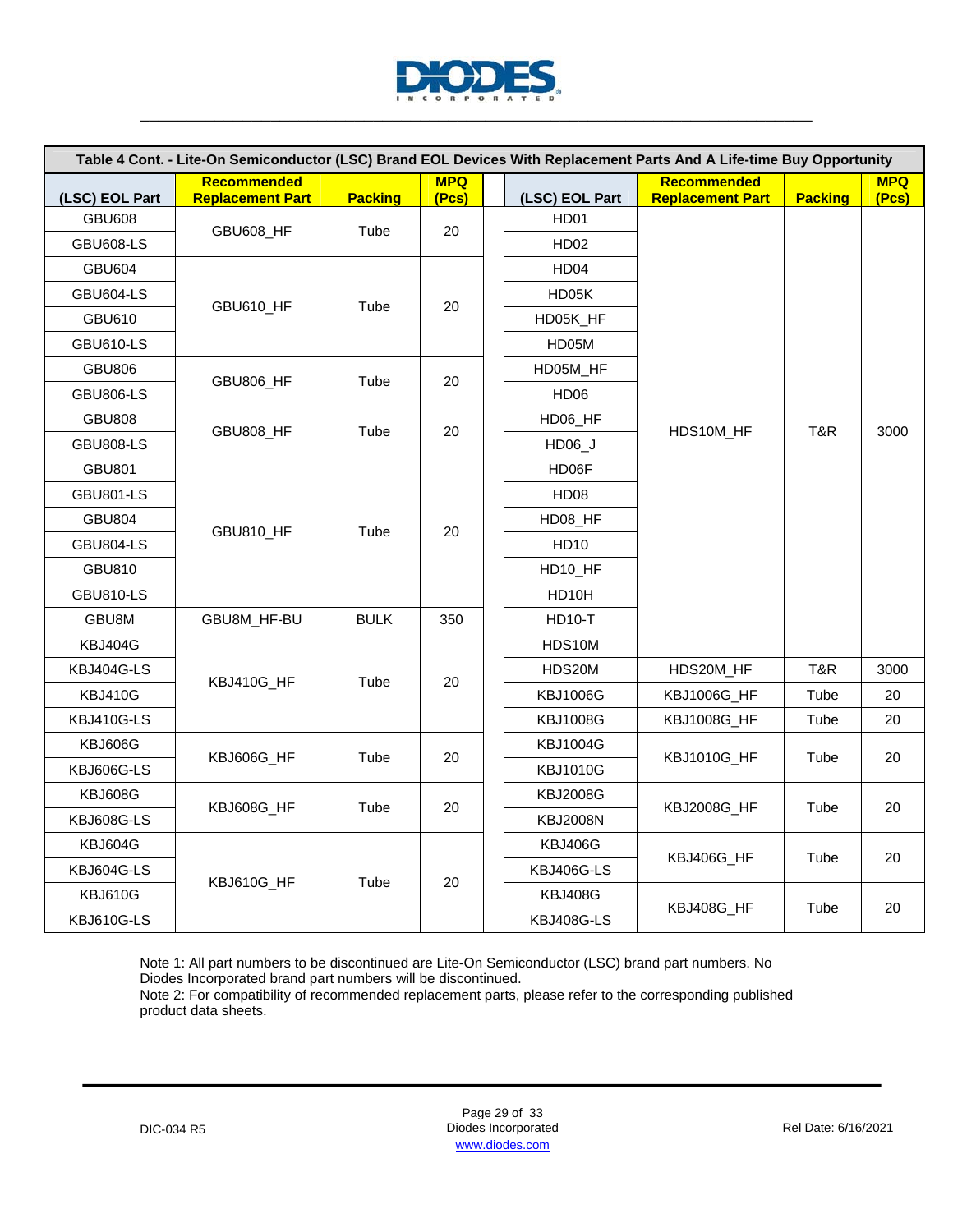**Table 4 Cont. - Lite-On Semiconductor (LSC) Brand EOL Devices With Replacement Parts And A Life-time Buy Opportunity**

| (LSC) EOL Part | Recommended Replacement Part | Packing | MPQ (Pcs) | | (LSC) EOL Part | Recommended Replacement Part | Packing | MPQ (Pcs) |
|---|---|---|---|---|---|---|---|---|
| GBU608 | GBU608_HF | Tube | 20 | | HD01 | HDS10M_HF | T&R | 3000 |
| GBU608-LS | | | | | HD02 | | | |
| GBU604 | GBU610_HF | Tube | 20 | | HD04 | | | |
| GBU604-LS | | | | | HD05K | | | |
| GBU610 | | | | | HD05K_HF | | | |
| GBU610-LS | | | | | HD05M | | | |
| GBU806 | GBU806_HF | Tube | 20 | | HD05M_HF | | | |
| GBU806-LS | | | | | HD06 | | | |
| GBU808 | GBU808_HF | Tube | 20 | | HD06_HF | | | |
| GBU808-LS | | | | | HD06_J | | | |
| GBU801 | GBU810_HF | Tube | 20 | | HD06F | | | |
| GBU801-LS | | | | | HD08 | | | |
| GBU804 | | | | | HD08_HF | | | |
| GBU804-LS | | | | | HD10 | | | |
| GBU810 | | | | | HD10_HF | | | |
| GBU810-LS | | | | | HD10H | | | |
| GBU8M | GBU8M_HF-BU | BULK | 350 | | HD10-T | | | |
| KBJ404G | KBJ410G_HF | Tube | 20 | | HDS10M | | | |
| KBJ404G-LS | | | | | HDS20M | HDS20M_HF | T&R | 3000 |
| KBJ410G | | | | | KBJ1006G | KBJ1006G_HF | Tube | 20 |
| KBJ410G-LS | | | | | KBJ1008G | KBJ1008G_HF | Tube | 20 |
| KBJ606G | KBJ606G_HF | Tube | 20 | | KBJ1004G | KBJ1010G_HF | Tube | 20 |
| KBJ606G-LS | | | | | KBJ1010G | | | |
| KBJ608G | KBJ608G_HF | Tube | 20 | | KBJ2008G | KBJ2008G_HF | Tube | 20 |
| KBJ608G-LS | | | | | KBJ2008N | | | |
| KBJ604G | KBJ610G_HF | Tube | 20 | | KBJ406G | KBJ406G_HF | Tube | 20 |
| KBJ604G-LS | | | | | KBJ406G-LS | | | |
| KBJ610G | | | | | KBJ408G | KBJ408G_HF | Tube | 20 |
| KBJ610G-LS | | | | | KBJ408G-LS | | | |

Note 1: All part numbers to be discontinued are Lite-On Semiconductor (LSC) brand part numbers. No Diodes Incorporated brand part numbers will be discontinued.
Note 2: For compatibility of recommended replacement parts, please refer to the corresponding published product data sheets.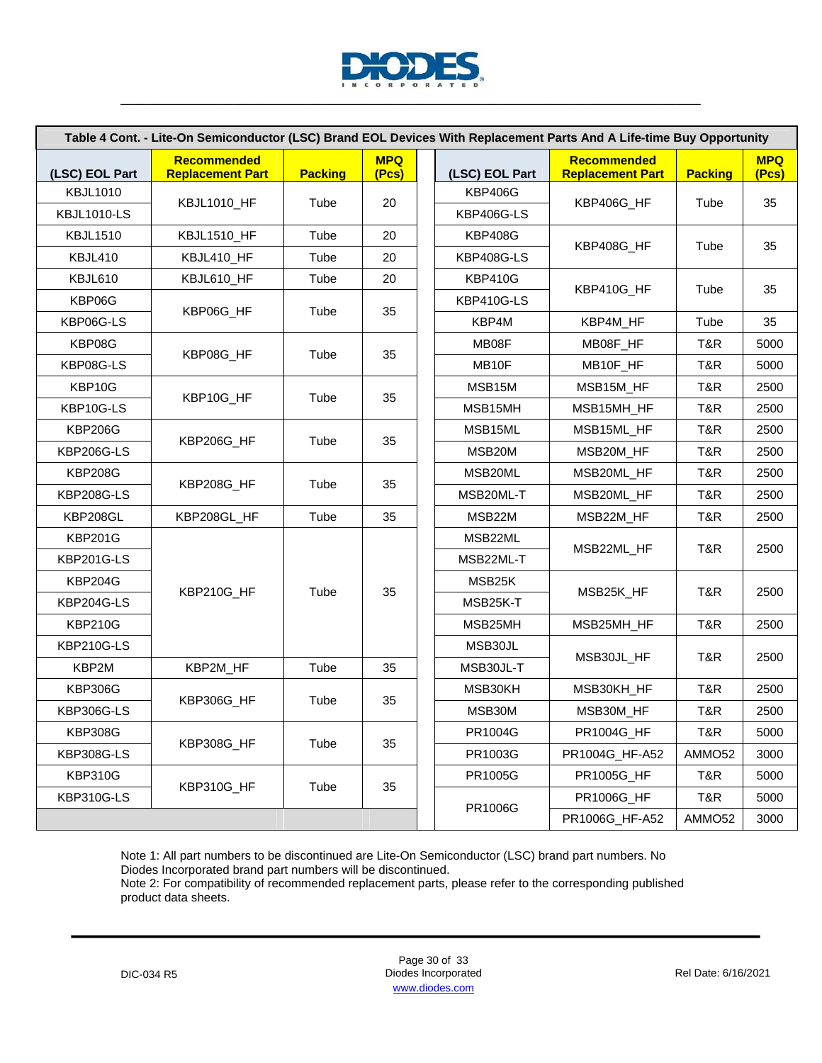**Table 4 Cont. - Lite-On Semiconductor (LSC) Brand EOL Devices With Replacement Parts And A Life-time Buy Opportunity**

| (LSC) EOL Part | Recommended Replacement Part | Packing | MPQ (Pcs) | (LSC) EOL Part | Recommended Replacement Part | Packing | MPQ (Pcs) |
|---|---|---|---|---|---|---|---|
| KBJL1010 | KBJL1010_HF | Tube | 20 | KBP406G | KBP406G_HF | Tube | 35 |
| KBJL1010-LS | KBJL1010_HF | Tube | 20 | KBP406G-LS | KBP406G_HF | Tube | 35 |
| KBJL1510 | KBJL1510_HF | Tube | 20 | KBP408G | KBP408G_HF | Tube | 35 |
| KBJL410 | KBJL410_HF | Tube | 20 | KBP408G-LS | KBP408G_HF | Tube | 35 |
| KBJL610 | KBJL610_HF | Tube | 20 | KBP410G | KBP410G_HF | Tube | 35 |
| KBP06G | KBP06G_HF | Tube | 35 | KBP410G-LS | KBP410G_HF | Tube | 35 |
| KBP06G-LS | KBP06G_HF | Tube | 35 | KBP4M | KBP4M_HF | Tube | 35 |
| KBP08G | KBP08G_HF | Tube | 35 | MB08F | MB08F_HF | T&R | 5000 |
| KBP08G-LS | KBP08G_HF | Tube | 35 | MB10F | MB10F_HF | T&R | 5000 |
| KBP10G | KBP10G_HF | Tube | 35 | MSB15M | MSB15M_HF | T&R | 2500 |
| KBP10G-LS | KBP10G_HF | Tube | 35 | MSB15MH | MSB15MH_HF | T&R | 2500 |
| KBP206G | KBP206G_HF | Tube | 35 | MSB15ML | MSB15ML_HF | T&R | 2500 |
| KBP206G-LS | KBP206G_HF | Tube | 35 | MSB20M | MSB20M_HF | T&R | 2500 |
| KBP208G | KBP208G_HF | Tube | 35 | MSB20ML | MSB20ML_HF | T&R | 2500 |
| KBP208G-LS | KBP208G_HF | Tube | 35 | MSB20ML-T | MSB20ML_HF | T&R | 2500 |
| KBP208GL | KBP208GL_HF | Tube | 35 | MSB22M | MSB22M_HF | T&R | 2500 |
| KBP201G | KBP210G_HF | Tube | 35 | MSB22ML | MSB22ML_HF | T&R | 2500 |
| KBP201G-LS | KBP210G_HF | Tube | 35 | MSB22ML-T | MSB22ML_HF | T&R | 2500 |
| KBP204G | KBP210G_HF | Tube | 35 | MSB25K | MSB25K_HF | T&R | 2500 |
| KBP204G-LS | KBP210G_HF | Tube | 35 | MSB25K-T | MSB25K_HF | T&R | 2500 |
| KBP210G | KBP210G_HF | Tube | 35 | MSB25MH | MSB25MH_HF | T&R | 2500 |
| KBP210G-LS | KBP210G_HF | Tube | 35 | MSB30JL | MSB30JL_HF | T&R | 2500 |
| KBP2M | KBP2M_HF | Tube | 35 | MSB30JL-T | MSB30JL_HF | T&R | 2500 |
| KBP306G | KBP306G_HF | Tube | 35 | MSB30KH | MSB30KH_HF | T&R | 2500 |
| KBP306G-LS | KBP306G_HF | Tube | 35 | MSB30M | MSB30M_HF | T&R | 2500 |
| KBP308G | KBP308G_HF | Tube | 35 | PR1004G | PR1004G_HF | T&R | 5000 |
| KBP308G-LS | KBP308G_HF | Tube | 35 | PR1003G | PR1004G_HF-A52 | AMMO52 | 3000 |
| KBP310G | KBP310G_HF | Tube | 35 | PR1005G | PR1005G_HF | T&R | 5000 |
| KBP310G-LS | KBP310G_HF | Tube | 35 | PR1006G | PR1006G_HF | T&R | 5000 |
| | | | | PR1006G | PR1006G_HF-A52 | AMMO52 | 3000 |

Note 1: All part numbers to be discontinued are Lite-On Semiconductor (LSC) brand part numbers. No Diodes Incorporated brand part numbers will be discontinued.
Note 2: For compatibility of recommended replacement parts, please refer to the corresponding published product data sheets.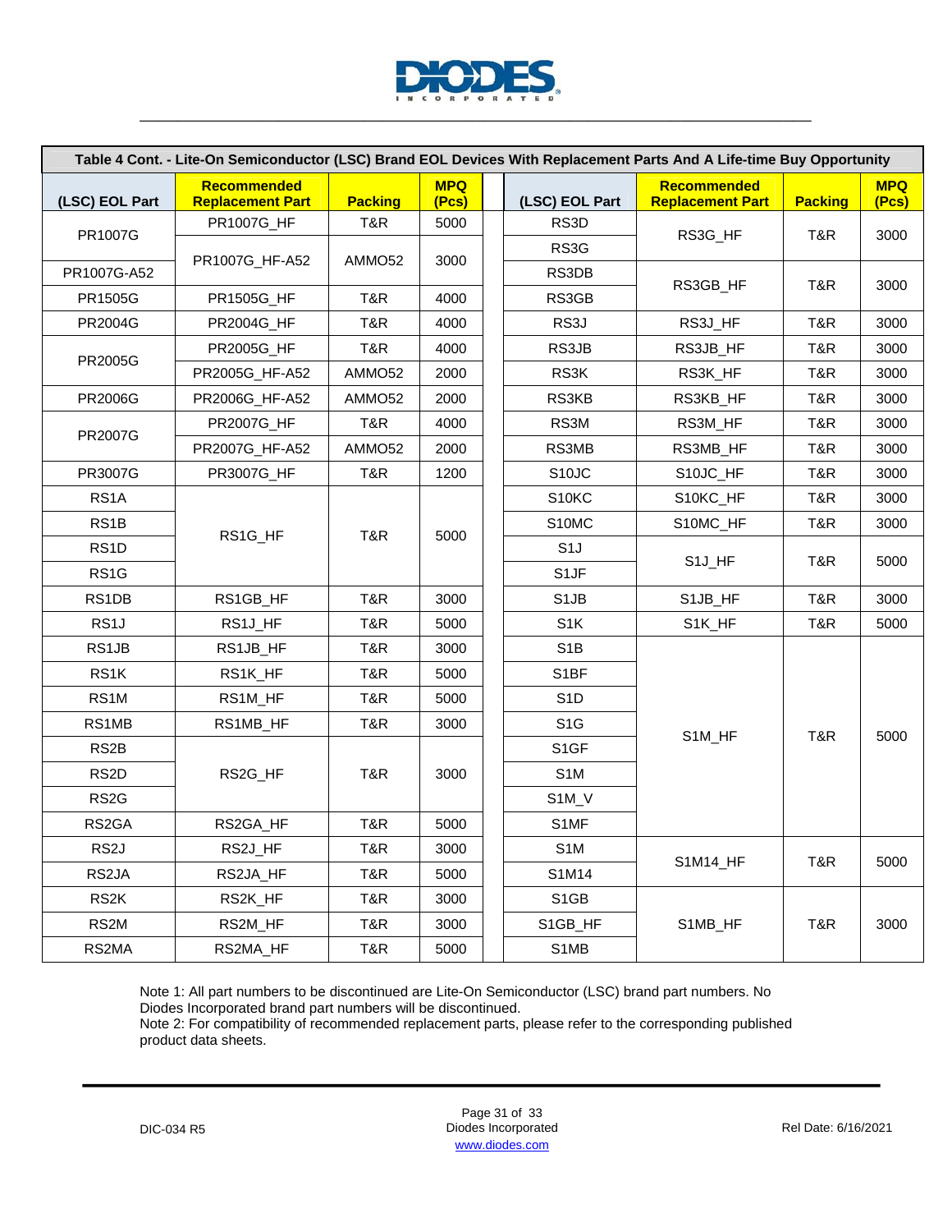| Table 4 Cont. - Lite-On Semiconductor (LSC) Brand EOL Devices With Replacement Parts And A Life-time Buy Opportunity | | | | | | | | |
|---|---|---|---|---|---|---|---|---|
| (LSC) EOL Part | Recommended Replacement Part | Packing | MPQ (Pcs) | | (LSC) EOL Part | Recommended Replacement Part | Packing | MPQ (Pcs) |
| PR1007G | PR1007G_HF | T&R | 5000 | | RS3D | RS3G_HF | T&R | 3000 |
| PR1007G | PR1007G_HF-A52 | AMMO52 | 3000 | | RS3G | RS3G_HF | T&R | 3000 |
| PR1007G-A52 | PR1007G_HF-A52 | AMMO52 | 3000 | | RS3DB | RS3GB_HF | T&R | 3000 |
| PR1505G | PR1505G_HF | T&R | 4000 | | RS3GB | RS3GB_HF | T&R | 3000 |
| PR2004G | PR2004G_HF | T&R | 4000 | | RS3J | RS3J_HF | T&R | 3000 |
| PR2005G | PR2005G_HF | T&R | 4000 | | RS3JB | RS3JB_HF | T&R | 3000 |
| PR2005G | PR2005G_HF-A52 | AMMO52 | 2000 | | RS3K | RS3K_HF | T&R | 3000 |
| PR2006G | PR2006G_HF-A52 | AMMO52 | 2000 | | RS3KB | RS3KB_HF | T&R | 3000 |
| PR2007G | PR2007G_HF | T&R | 4000 | | RS3M | RS3M_HF | T&R | 3000 |
| PR2007G | PR2007G_HF-A52 | AMMO52 | 2000 | | RS3MB | RS3MB_HF | T&R | 3000 |
| PR3007G | PR3007G_HF | T&R | 1200 | | S10JC | S10JC_HF | T&R | 3000 |
| RS1A | RS1G_HF | T&R | 5000 | | S10KC | S10KC_HF | T&R | 3000 |
| RS1B | RS1G_HF | T&R | 5000 | | S10MC | S10MC_HF | T&R | 3000 |
| RS1D | RS1G_HF | T&R | 5000 | | S1J | S1J_HF | T&R | 5000 |
| RS1G | RS1G_HF | T&R | 5000 | | S1JF | S1J_HF | T&R | 5000 |
| RS1DB | RS1GB_HF | T&R | 3000 | | S1JB | S1JB_HF | T&R | 3000 |
| RS1J | RS1J_HF | T&R | 5000 | | S1K | S1K_HF | T&R | 5000 |
| RS1JB | RS1JB_HF | T&R | 3000 | | S1B | S1M_HF | T&R | 5000 |
| RS1K | RS1K_HF | T&R | 5000 | | S1BF | S1M_HF | T&R | 5000 |
| RS1M | RS1M_HF | T&R | 5000 | | S1D | S1M_HF | T&R | 5000 |
| RS1MB | RS1MB_HF | T&R | 3000 | | S1G | S1M_HF | T&R | 5000 |
| RS2B | RS2G_HF | T&R | 3000 | | S1GF | S1M_HF | T&R | 5000 |
| RS2D | RS2G_HF | T&R | 3000 | | S1M | S1M_HF | T&R | 5000 |
| RS2G | RS2G_HF | T&R | 3000 | | S1M_V | S1M_HF | T&R | 5000 |
| RS2GA | RS2GA_HF | T&R | 5000 | | S1MF | S1M_HF | T&R | 5000 |
| RS2J | RS2J_HF | T&R | 3000 | | S1M | S1M14_HF | T&R | 5000 |
| RS2JA | RS2JA_HF | T&R | 5000 | | S1M14 | S1M14_HF | T&R | 5000 |
| RS2K | RS2K_HF | T&R | 3000 | | S1GB | S1MB_HF | T&R | 3000 |
| RS2M | RS2M_HF | T&R | 3000 | | S1GB_HF | S1MB_HF | T&R | 3000 |
| RS2MA | RS2MA_HF | T&R | 5000 | | S1MB | S1MB_HF | T&R | 3000 |

Note 1: All part numbers to be discontinued are Lite-On Semiconductor (LSC) brand part numbers. No Diodes Incorporated brand part numbers will be discontinued.
Note 2: For compatibility of recommended replacement parts, please refer to the corresponding published product data sheets.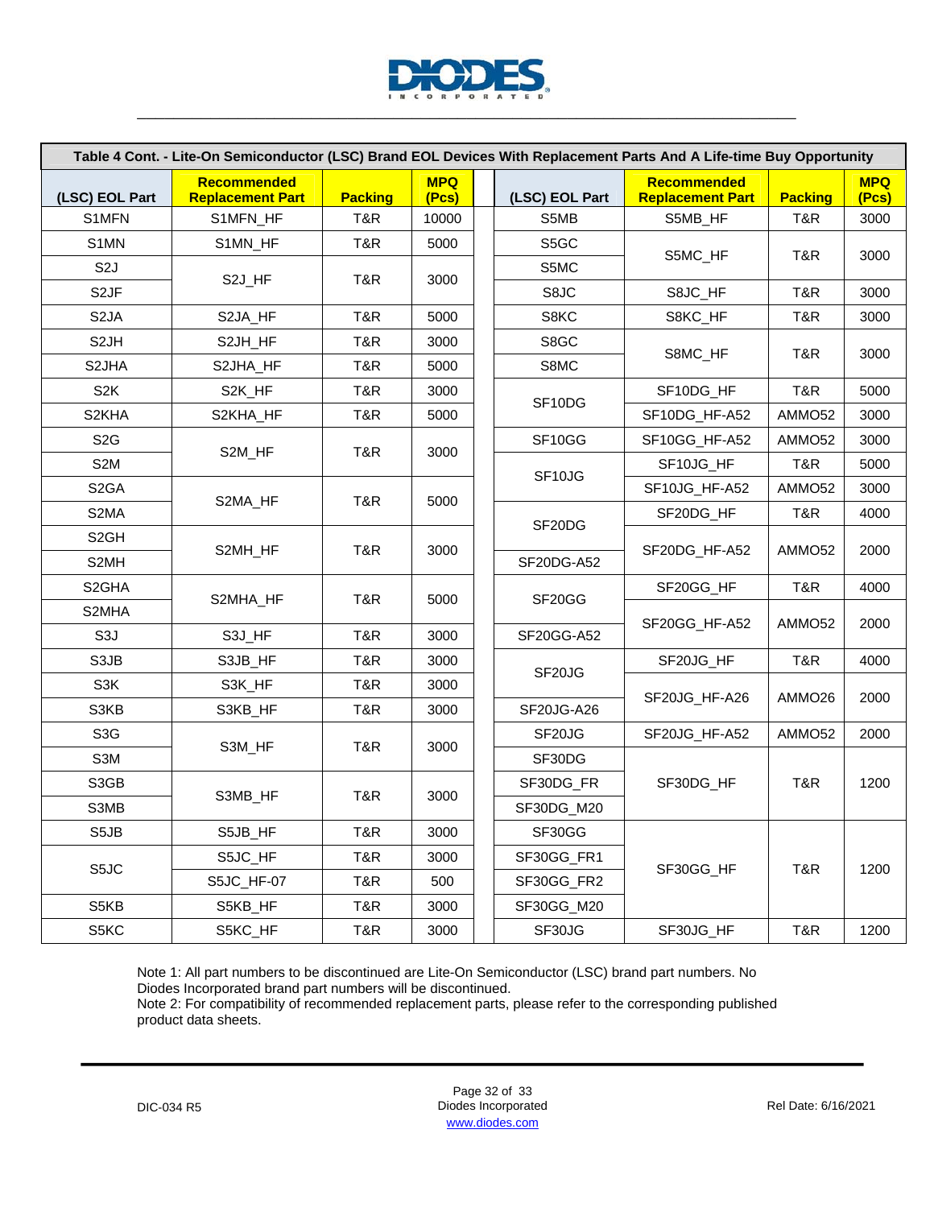| Table 4 Cont. - Lite-On Semiconductor (LSC) Brand EOL Devices With Replacement Parts And A Life-time Buy Opportunity | | | | | | | |
|---|---|---|---|---|---|---|---|
| **(LSC) EOL Part** | **Recommended Replacement Part** | **Packing** | **MPQ (Pcs)** | **(LSC) EOL Part** | **Recommended Replacement Part** | **Packing** | **MPQ (Pcs)** |
| S1MFN | S1MFN_HF | T&R | 10000 | S5MB | S5MB_HF | T&R | 3000 |
| S1MN | S1MN_HF | T&R | 5000 | S5GC | S5MC_HF | T&R | 3000 |
| S2J | S2J_HF | T&R | 3000 | S5MC | S5MC_HF | T&R | 3000 |
| S2JF | S2J_HF | T&R | 3000 | S8JC | S8JC_HF | T&R | 3000 |
| S2JA | S2JA_HF | T&R | 5000 | S8KC | S8KC_HF | T&R | 3000 |
| S2JH | S2JH_HF | T&R | 3000 | S8GC | S8MC_HF | T&R | 3000 |
| S2JHA | S2JHA_HF | T&R | 5000 | S8MC | S8MC_HF | T&R | 3000 |
| S2K | S2K_HF | T&R | 3000 | SF10DG | SF10DG_HF | T&R | 5000 |
| S2KHA | S2KHA_HF | T&R | 5000 | SF10DG | SF10DG_HF-A52 | AMMO52 | 3000 |
| S2G | S2M_HF | T&R | 3000 | SF10GG | SF10GG_HF-A52 | AMMO52 | 3000 |
| S2M | S2M_HF | T&R | 3000 | SF10JG | SF10JG_HF | T&R | 5000 |
| S2GA | S2MA_HF | T&R | 5000 | SF10JG | SF10JG_HF-A52 | AMMO52 | 3000 |
| S2MA | S2MA_HF | T&R | 5000 | SF20DG | SF20DG_HF | T&R | 4000 |
| S2GH | S2MH_HF | T&R | 3000 | SF20DG | SF20DG_HF-A52 | AMMO52 | 2000 |
| S2MH | S2MH_HF | T&R | 3000 | SF20DG-A52 | SF20DG_HF-A52 | AMMO52 | 2000 |
| S2GHA | S2MHA_HF | T&R | 5000 | SF20GG | SF20GG_HF | T&R | 4000 |
| S2MHA | S2MHA_HF | T&R | 5000 | SF20GG | SF20GG_HF-A52 | AMMO52 | 2000 |
| S3J | S3J_HF | T&R | 3000 | SF20GG-A52 | SF20GG_HF-A52 | AMMO52 | 2000 |
| S3JB | S3JB_HF | T&R | 3000 | SF20JG | SF20JG_HF | T&R | 4000 |
| S3K | S3K_HF | T&R | 3000 | SF20JG | SF20JG_HF-A26 | AMMO26 | 2000 |
| S3KB | S3KB_HF | T&R | 3000 | SF20JG-A26 | SF20JG_HF-A26 | AMMO26 | 2000 |
| S3G | S3M_HF | T&R | 3000 | SF20JG | SF20JG_HF-A52 | AMMO52 | 2000 |
| S3M | S3M_HF | T&R | 3000 | SF30DG | SF30DG_HF | T&R | 1200 |
| S3GB | S3MB_HF | T&R | 3000 | SF30DG_FR | SF30DG_HF | T&R | 1200 |
| S3MB | S3MB_HF | T&R | 3000 | SF30DG_M20 | SF30DG_HF | T&R | 1200 |
| S5JB | S5JB_HF | T&R | 3000 | SF30GG | SF30GG_HF | T&R | 1200 |
| S5JC | S5JC_HF | T&R | 3000 | SF30GG_FR1 | SF30GG_HF | T&R | 1200 |
| S5JC | S5JC_HF-07 | T&R | 500 | SF30GG_FR2 | SF30GG_HF | T&R | 1200 |
| S5KB | S5KB_HF | T&R | 3000 | SF30GG_M20 | SF30GG_HF | T&R | 1200 |
| S5KC | S5KC_HF | T&R | 3000 | SF30JG | SF30JG_HF | T&R | 1200 |

Note 1: All part numbers to be discontinued are Lite-On Semiconductor (LSC) brand part numbers. No Diodes Incorporated brand part numbers will be discontinued.
Note 2: For compatibility of recommended replacement parts, please refer to the corresponding published product data sheets.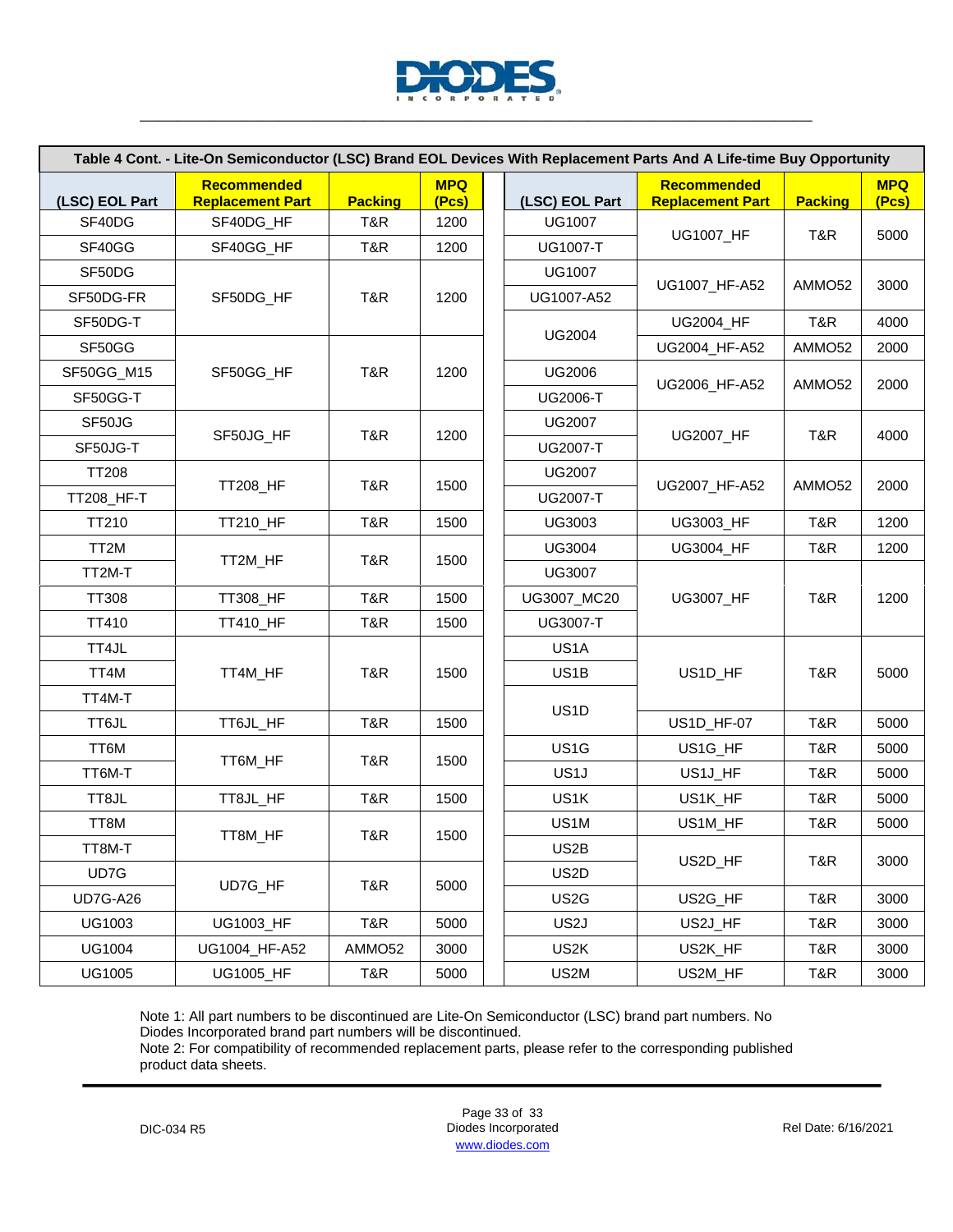| Table 4 Cont. - Lite-On Semiconductor (LSC) Brand EOL Devices With Replacement Parts And A Life-time Buy Opportunity | | | | | | | |
|---|---|---|---|---|---|---|---|
| (LSC) EOL Part | Recommended Replacement Part | Packing | MPQ (Pcs) | (LSC) EOL Part | Recommended Replacement Part | Packing | MPQ (Pcs) |
| SF40DG | SF40DG_HF | T&R | 1200 | UG1007 | UG1007_HF | T&R | 5000 |
| SF40GG | SF40GG_HF | T&R | 1200 | UG1007-T | | | |
| SF50DG | SF50DG_HF | T&R | 1200 | UG1007 | UG1007_HF-A52 | AMMO52 | 3000 |
| SF50DG-FR | | | | UG1007-A52 | | | |
| SF50DG-T | | | | UG2004 | UG2004_HF | T&R | 4000 |
| SF50GG | SF50GG_HF | T&R | 1200 | | UG2004_HF-A52 | AMMO52 | 2000 |
| SF50GG_M15 | | | | UG2006 | UG2006_HF-A52 | AMMO52 | 2000 |
| SF50GG-T | | | | UG2006-T | | | |
| SF50JG | SF50JG_HF | T&R | 1200 | UG2007 | UG2007_HF | T&R | 4000 |
| SF50JG-T | | | | UG2007-T | | | |
| TT208 | TT208_HF | T&R | 1500 | UG2007 | UG2007_HF-A52 | AMMO52 | 2000 |
| TT208_HF-T | | | | UG2007-T | | | |
| TT210 | TT210_HF | T&R | 1500 | UG3003 | UG3003_HF | T&R | 1200 |
| TT2M | TT2M_HF | T&R | 1500 | UG3004 | UG3004_HF | T&R | 1200 |
| TT2M-T | | | | UG3007 | UG3007_HF | T&R | 1200 |
| TT308 | TT308_HF | T&R | 1500 | UG3007_MC20 | | | |
| TT410 | TT410_HF | T&R | 1500 | UG3007-T | | | |
| TT4JL | TT4M_HF | T&R | 1500 | US1A | US1D_HF | T&R | 5000 |
| TT4M | | | | US1B | | | |
| TT4M-T | | | | US1D | | | |
| TT6JL | TT6JL_HF | T&R | 1500 | | US1D_HF-07 | T&R | 5000 |
| TT6M | TT6M_HF | T&R | 1500 | US1G | US1G_HF | T&R | 5000 |
| TT6M-T | | | | US1J | US1J_HF | T&R | 5000 |
| TT8JL | TT8JL_HF | T&R | 1500 | US1K | US1K_HF | T&R | 5000 |
| TT8M | TT8M_HF | T&R | 1500 | US1M | US1M_HF | T&R | 5000 |
| TT8M-T | | | | US2B | US2D_HF | T&R | 3000 |
| UD7G | UD7G_HF | T&R | 5000 | US2D | | | |
| UD7G-A26 | | | | US2G | US2G_HF | T&R | 3000 |
| UG1003 | UG1003_HF | T&R | 5000 | US2J | US2J_HF | T&R | 3000 |
| UG1004 | UG1004_HF-A52 | AMMO52 | 3000 | US2K | US2K_HF | T&R | 3000 |
| UG1005 | UG1005_HF | T&R | 5000 | US2M | US2M_HF | T&R | 3000 |

Note 1: All part numbers to be discontinued are Lite-On Semiconductor (LSC) brand part numbers. No Diodes Incorporated brand part numbers will be discontinued.
Note 2: For compatibility of recommended replacement parts, please refer to the corresponding published product data sheets.